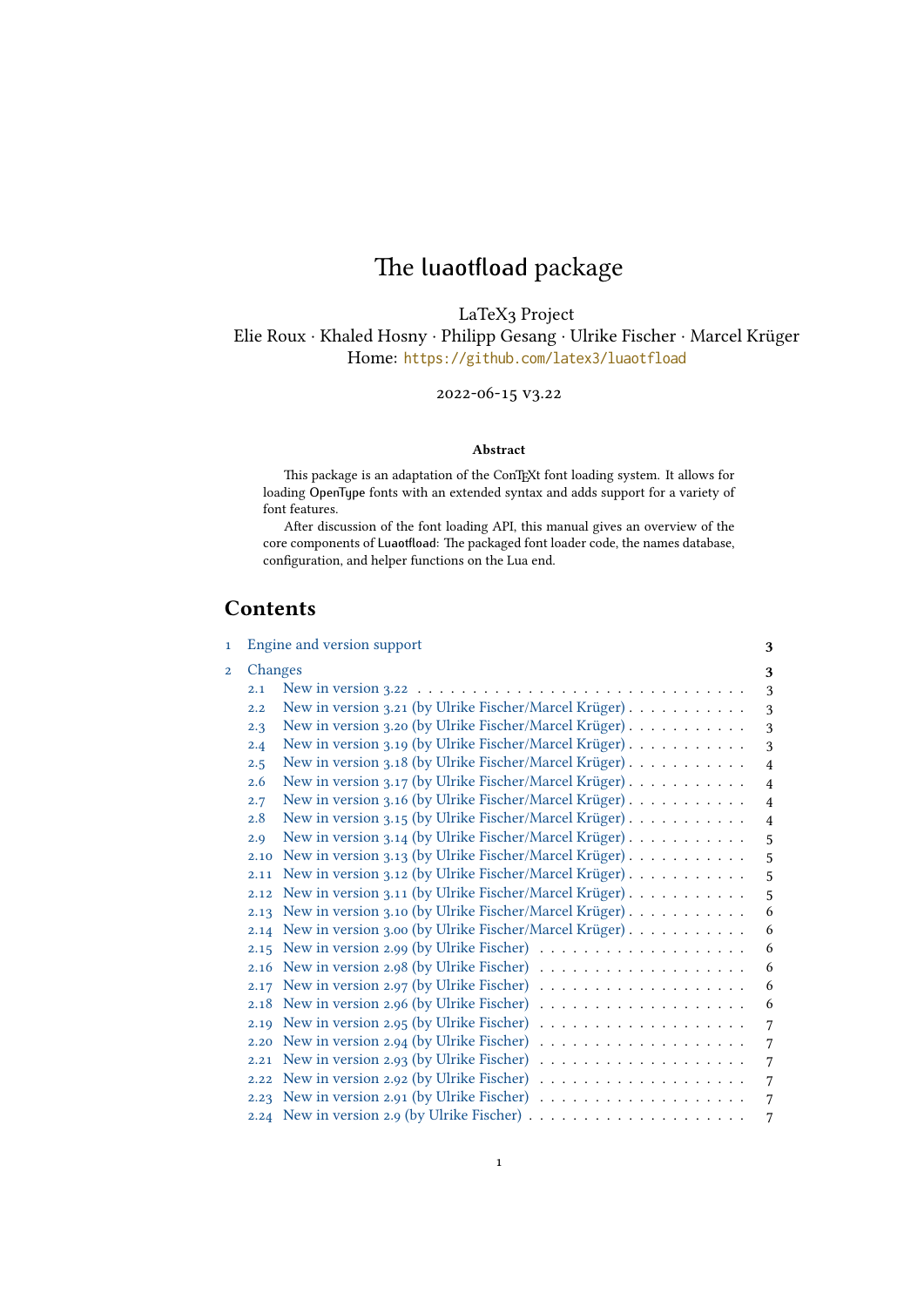# The luaotfload package

LaTeX3 Project

Elie Roux · Khaled Hosny · Philipp Gesang · Ulrike Fischer · Marcel Krüger

Home: https://github.com/latex3/luaotfload

2022-06-15 v3.22

**Abstract**

This package is an adaptation of the ConTEXt font loading system. It allows for loading OpenType fonts with an extended syntax and adds support for a variety of font features.

After discussion of the font loading API, this manual gives an overview of the core components of Luaotfload: The packaged font loader code, the names database, configuration, and helper functions on the Lua end.

## Contents

- 1 Engine and version support ..... 3
- 2 Changes ..... 3
  - 2.1 New in version 3.22 ..... 3
  - 2.2 New in version 3.21 (by Ulrike Fischer/Marcel Krüger) ..... 3
  - 2.3 New in version 3.20 (by Ulrike Fischer/Marcel Krüger) ..... 3
  - 2.4 New in version 3.19 (by Ulrike Fischer/Marcel Krüger) ..... 3
  - 2.5 New in version 3.18 (by Ulrike Fischer/Marcel Krüger) ..... 4
  - 2.6 New in version 3.17 (by Ulrike Fischer/Marcel Krüger) ..... 4
  - 2.7 New in version 3.16 (by Ulrike Fischer/Marcel Krüger) ..... 4
  - 2.8 New in version 3.15 (by Ulrike Fischer/Marcel Krüger) ..... 4
  - 2.9 New in version 3.14 (by Ulrike Fischer/Marcel Krüger) ..... 5
  - 2.10 New in version 3.13 (by Ulrike Fischer/Marcel Krüger) ..... 5
  - 2.11 New in version 3.12 (by Ulrike Fischer/Marcel Krüger) ..... 5
  - 2.12 New in version 3.11 (by Ulrike Fischer/Marcel Krüger) ..... 5
  - 2.13 New in version 3.10 (by Ulrike Fischer/Marcel Krüger) ..... 6
  - 2.14 New in version 3.00 (by Ulrike Fischer/Marcel Krüger) ..... 6
  - 2.15 New in version 2.99 (by Ulrike Fischer) ..... 6
  - 2.16 New in version 2.98 (by Ulrike Fischer) ..... 6
  - 2.17 New in version 2.97 (by Ulrike Fischer) ..... 6
  - 2.18 New in version 2.96 (by Ulrike Fischer) ..... 6
  - 2.19 New in version 2.95 (by Ulrike Fischer) ..... 7
  - 2.20 New in version 2.94 (by Ulrike Fischer) ..... 7
  - 2.21 New in version 2.93 (by Ulrike Fischer) ..... 7
  - 2.22 New in version 2.92 (by Ulrike Fischer) ..... 7
  - 2.23 New in version 2.91 (by Ulrike Fischer) ..... 7
  - 2.24 New in version 2.9 (by Ulrike Fischer) ..... 7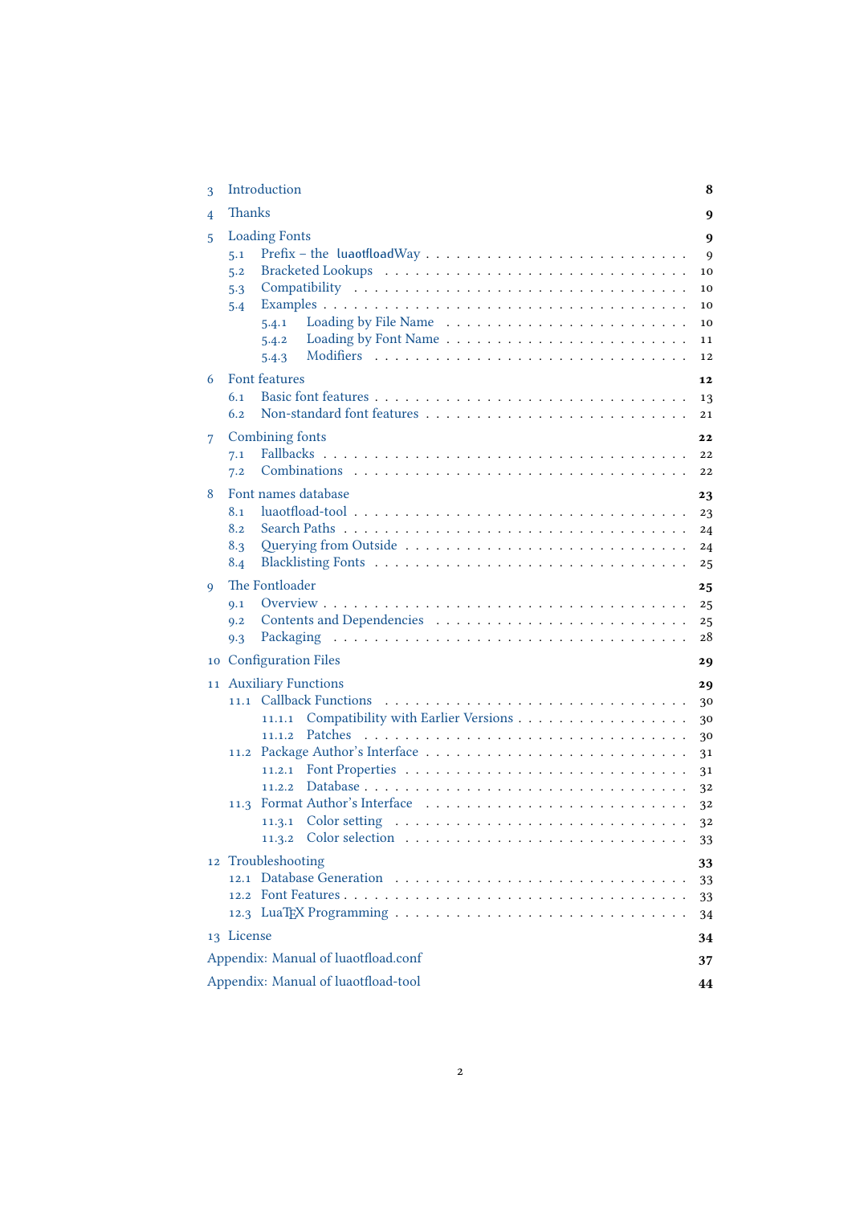- 3 Introduction — 8
- 4 Thanks — 9
- 5 Loading Fonts — 9
  - 5.1 Prefix – the luaotfloadWay — 9
  - 5.2 Bracketed Lookups — 10
  - 5.3 Compatibility — 10
  - 5.4 Examples — 10
    - 5.4.1 Loading by File Name — 10
    - 5.4.2 Loading by Font Name — 11
    - 5.4.3 Modifiers — 12
- 6 Font features — 12
  - 6.1 Basic font features — 13
  - 6.2 Non-standard font features — 21
- 7 Combining fonts — 22
  - 7.1 Fallbacks — 22
  - 7.2 Combinations — 22
- 8 Font names database — 23
  - 8.1 luaotfload-tool — 23
  - 8.2 Search Paths — 24
  - 8.3 Querying from Outside — 24
  - 8.4 Blacklisting Fonts — 25
- 9 The Fontloader — 25
  - 9.1 Overview — 25
  - 9.2 Contents and Dependencies — 25
  - 9.3 Packaging — 28
- 10 Configuration Files — 29
- 11 Auxiliary Functions — 29
  - 11.1 Callback Functions — 30
    - 11.1.1 Compatibility with Earlier Versions — 30
    - 11.1.2 Patches — 30
  - 11.2 Package Author's Interface — 31
    - 11.2.1 Font Properties — 31
    - 11.2.2 Database — 32
  - 11.3 Format Author's Interface — 32
    - 11.3.1 Color setting — 32
    - 11.3.2 Color selection — 33
- 12 Troubleshooting — 33
  - 12.1 Database Generation — 33
  - 12.2 Font Features — 33
  - 12.3 LuaTEX Programming — 34
- 13 License — 34
- Appendix: Manual of luaotfload.conf — 37
- Appendix: Manual of luaotfload-tool — 44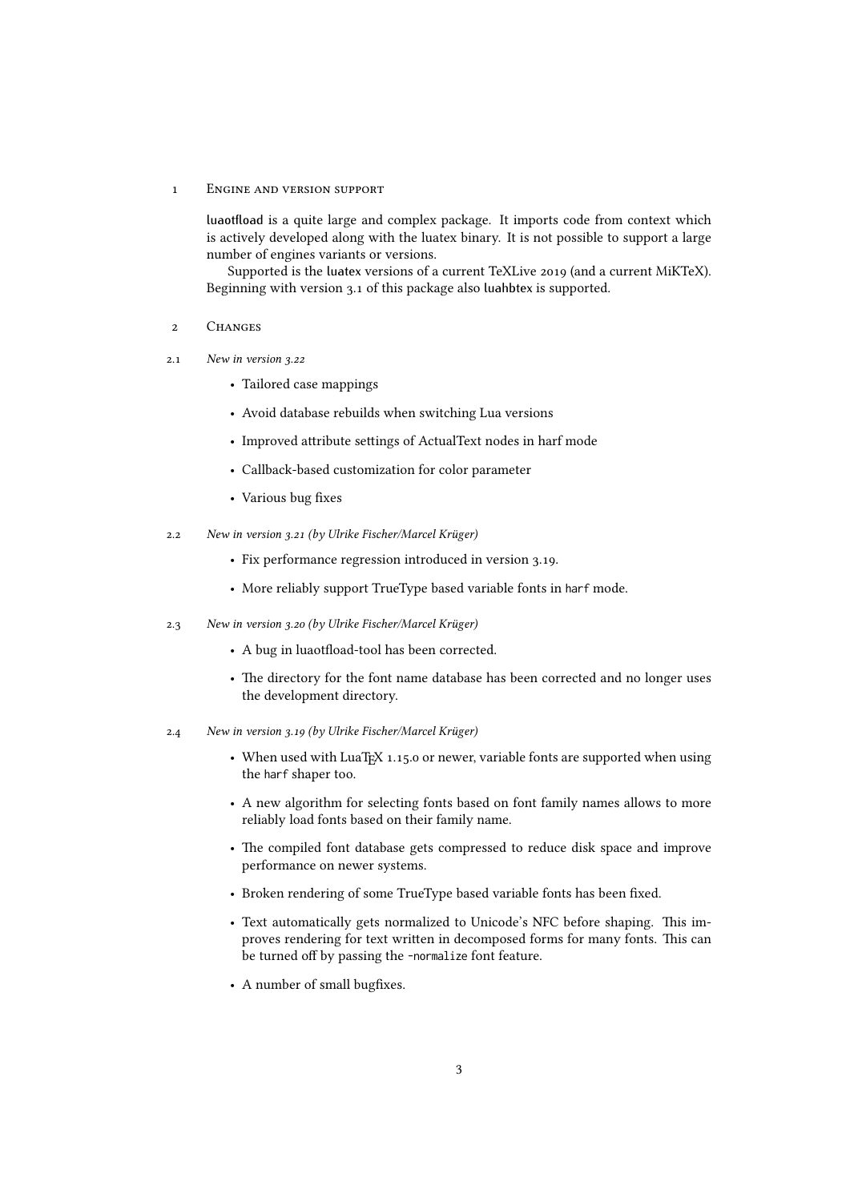# 1 Engine and version support

**luaotfload** is a quite large and complex package. It imports code from context which is actively developed along with the luatex binary. It is not possible to support a large number of engines variants or versions.

Supported is the **luatex** versions of a current TeXLive 2019 (and a current MiKTeX). Beginning with version 3.1 of this package also **luahbtex** is supported.

# 2 Changes

## 2.1 *New in version 3.22*

- Tailored case mappings
- Avoid database rebuilds when switching Lua versions
- Improved attribute settings of ActualText nodes in harf mode
- Callback-based customization for color parameter
- Various bug fixes

## 2.2 *New in version 3.21 (by Ulrike Fischer/Marcel Krüger)*

- Fix performance regression introduced in version 3.19.
- More reliably support TrueType based variable fonts in `harf` mode.

## 2.3 *New in version 3.20 (by Ulrike Fischer/Marcel Krüger)*

- A bug in luaotfload-tool has been corrected.
- The directory for the font name database has been corrected and no longer uses the development directory.

## 2.4 *New in version 3.19 (by Ulrike Fischer/Marcel Krüger)*

- When used with LuaTeX 1.15.0 or newer, variable fonts are supported when using the `harf` shaper too.
- A new algorithm for selecting fonts based on font family names allows to more reliably load fonts based on their family name.
- The compiled font database gets compressed to reduce disk space and improve performance on newer systems.
- Broken rendering of some TrueType based variable fonts has been fixed.
- Text automatically gets normalized to Unicode's NFC before shaping. This improves rendering for text written in decomposed forms for many fonts. This can be turned off by passing the `-normalize` font feature.
- A number of small bugfixes.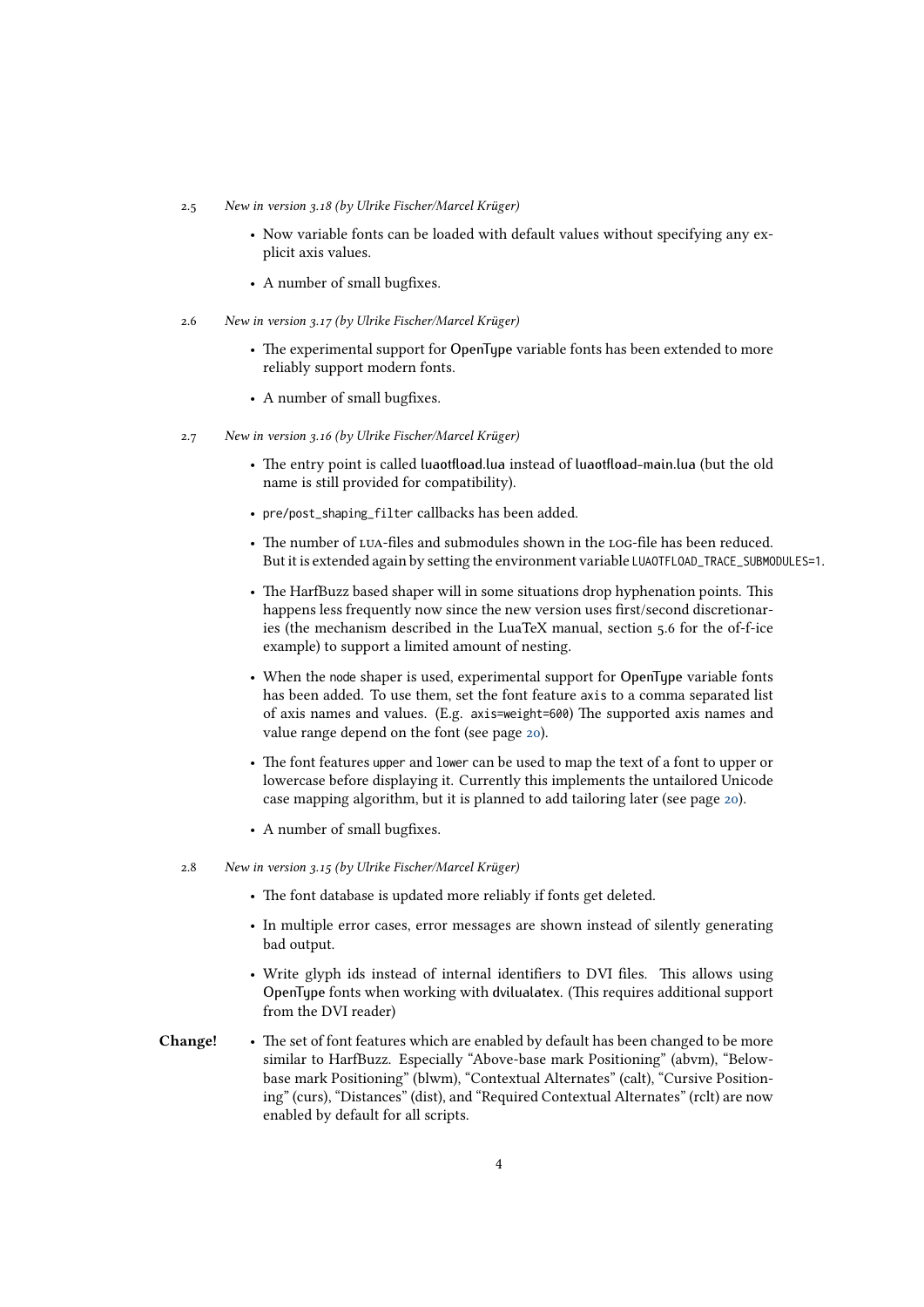## 2.5 *New in version 3.18 (by Ulrike Fischer/Marcel Krüger)*

- Now variable fonts can be loaded with default values without specifying any explicit axis values.
- A number of small bugfixes.

## 2.6 *New in version 3.17 (by Ulrike Fischer/Marcel Krüger)*

- The experimental support for OpenType variable fonts has been extended to more reliably support modern fonts.
- A number of small bugfixes.

## 2.7 *New in version 3.16 (by Ulrike Fischer/Marcel Krüger)*

- The entry point is called luaotfload.lua instead of luaotfload-main.lua (but the old name is still provided for compatibility).
- `pre/post_shaping_filter` callbacks has been added.
- The number of LUA-files and submodules shown in the LOG-file has been reduced. But it is extended again by setting the environment variable `LUAOTFLOAD_TRACE_SUBMODULES=1`.
- The HarfBuzz based shaper will in some situations drop hyphenation points. This happens less frequently now since the new version uses first/second discretionaries (the mechanism described in the LuaTeX manual, section 5.6 for the of-f-ice example) to support a limited amount of nesting.
- When the `node` shaper is used, experimental support for OpenType variable fonts has been added. To use them, set the font feature `axis` to a comma separated list of axis names and values. (E.g. `axis=weight=600`) The supported axis names and value range depend on the font (see page 20).
- The font features `upper` and `lower` can be used to map the text of a font to upper or lowercase before displaying it. Currently this implements the untailored Unicode case mapping algorithm, but it is planned to add tailoring later (see page 20).
- A number of small bugfixes.

## 2.8 *New in version 3.15 (by Ulrike Fischer/Marcel Krüger)*

- The font database is updated more reliably if fonts get deleted.
- In multiple error cases, error messages are shown instead of silently generating bad output.
- Write glyph ids instead of internal identifiers to DVI files. This allows using OpenType fonts when working with dvilualatex. (This requires additional support from the DVI reader)
- **Change!** The set of font features which are enabled by default has been changed to be more similar to HarfBuzz. Especially "Above-base mark Positioning" (abvm), "Below-base mark Positioning" (blwm), "Contextual Alternates" (calt), "Cursive Positioning" (curs), "Distances" (dist), and "Required Contextual Alternates" (rclt) are now enabled by default for all scripts.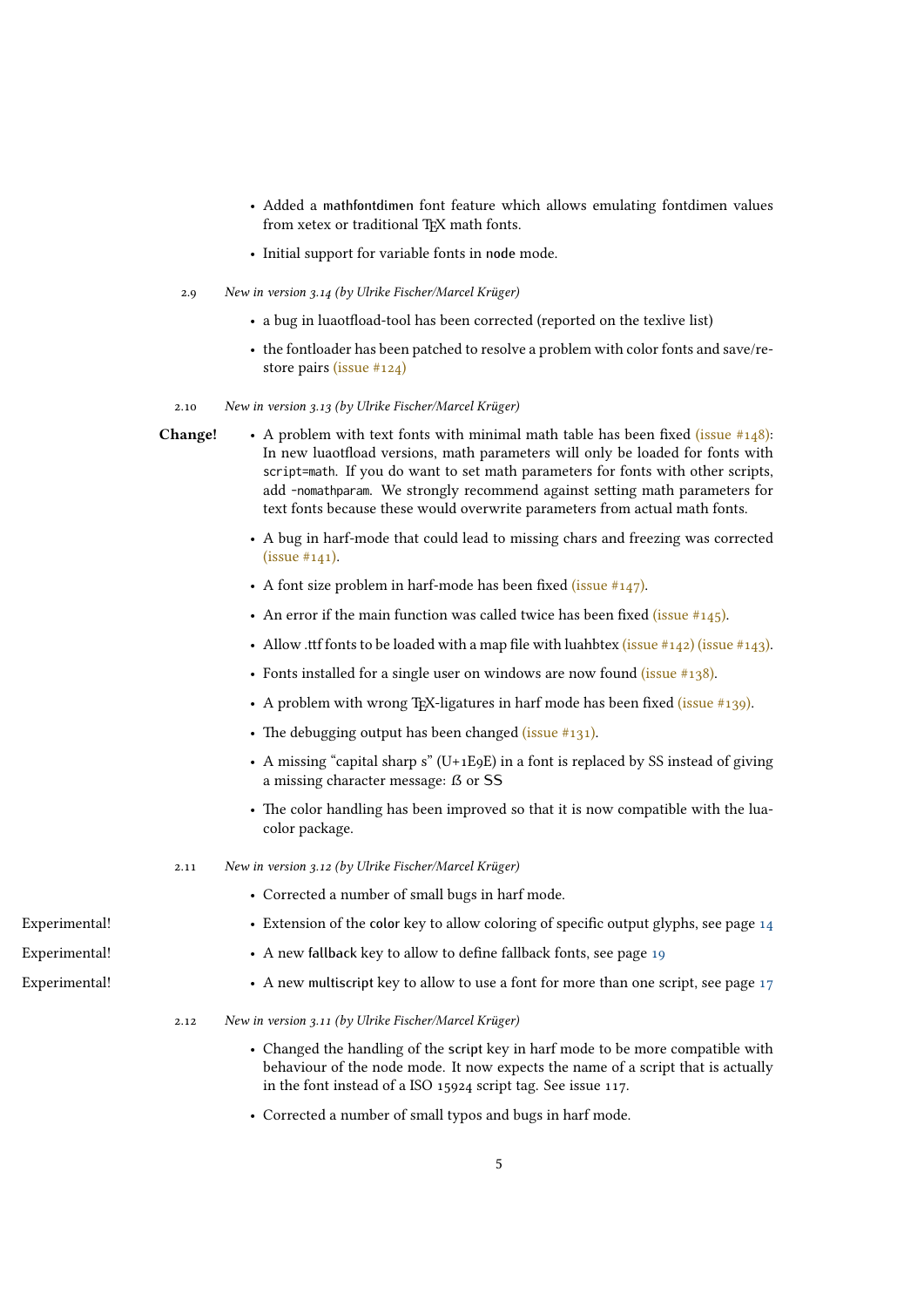- Added a `mathfontdimen` font feature which allows emulating fontdimen values from xetex or traditional TEX math fonts.
- Initial support for variable fonts in `node` mode.

### 2.9 *New in version 3.14 (by Ulrike Fischer/Marcel Krüger)*

- a bug in luaotfload-tool has been corrected (reported on the texlive list)
- the fontloader has been patched to resolve a problem with color fonts and save/restore pairs (issue #124)

### 2.10 *New in version 3.13 (by Ulrike Fischer/Marcel Krüger)*

**Change!**

- A problem with text fonts with minimal math table has been fixed (issue #148): In new luaotfload versions, math parameters will only be loaded for fonts with `script=math`. If you do want to set math parameters for fonts with other scripts, add `-nomathparam`. We strongly recommend against setting math parameters for text fonts because these would overwrite parameters from actual math fonts.
- A bug in harf-mode that could lead to missing chars and freezing was corrected (issue #141).
- A font size problem in harf-mode has been fixed (issue #147).
- An error if the main function was called twice has been fixed (issue #145).
- Allow .ttf fonts to be loaded with a map file with luahbtex (issue #142) (issue #143).
- Fonts installed for a single user on windows are now found (issue #138).
- A problem with wrong TEX-ligatures in harf mode has been fixed (issue #139).
- The debugging output has been changed (issue #131).
- A missing "capital sharp s" (U+1E9E) in a font is replaced by SS instead of giving a missing character message: ẞ or SS
- The color handling has been improved so that it is now compatible with the luacolor package.

### 2.11 *New in version 3.12 (by Ulrike Fischer/Marcel Krüger)*

- Corrected a number of small bugs in harf mode.
- Experimental! Extension of the `color` key to allow coloring of specific output glyphs, see page 14
- Experimental! A new `fallback` key to allow to define fallback fonts, see page 19
- Experimental! A new `multiscript` key to allow to use a font for more than one script, see page 17

### 2.12 *New in version 3.11 (by Ulrike Fischer/Marcel Krüger)*

- Changed the handling of the `script` key in harf mode to be more compatible with behaviour of the node mode. It now expects the name of a script that is actually in the font instead of a ISO 15924 script tag. See issue 117.
- Corrected a number of small typos and bugs in harf mode.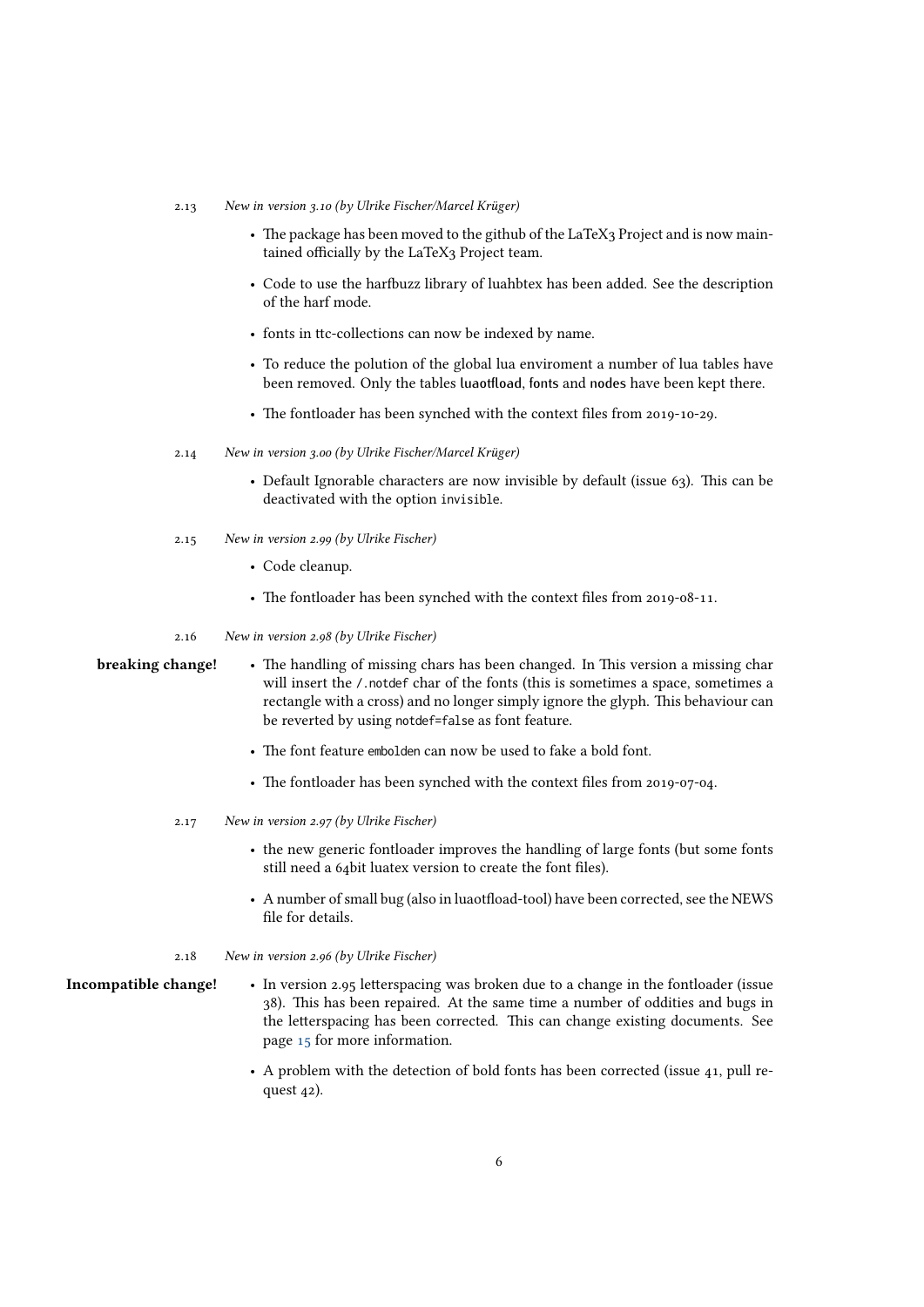### 2.13 *New in version 3.10 (by Ulrike Fischer/Marcel Krüger)*

- The package has been moved to the github of the LaTeX3 Project and is now maintained officially by the LaTeX3 Project team.
- Code to use the harfbuzz library of luahbtex has been added. See the description of the harf mode.
- fonts in ttc-collections can now be indexed by name.
- To reduce the polution of the global lua enviroment a number of lua tables have been removed. Only the tables luaotfload, fonts and nodes have been kept there.
- The fontloader has been synched with the context files from 2019-10-29.

### 2.14 *New in version 3.00 (by Ulrike Fischer/Marcel Krüger)*

- Default Ignorable characters are now invisible by default (issue 63). This can be deactivated with the option `invisible`.

### 2.15 *New in version 2.99 (by Ulrike Fischer)*

- Code cleanup.
- The fontloader has been synched with the context files from 2019-08-11.

### 2.16 *New in version 2.98 (by Ulrike Fischer)*

**breaking change!**

- The handling of missing chars has been changed. In This version a missing char will insert the `/.notdef` char of the fonts (this is sometimes a space, sometimes a rectangle with a cross) and no longer simply ignore the glyph. This behaviour can be reverted by using `notdef=false` as font feature.
- The font feature `embolden` can now be used to fake a bold font.
- The fontloader has been synched with the context files from 2019-07-04.

### 2.17 *New in version 2.97 (by Ulrike Fischer)*

- the new generic fontloader improves the handling of large fonts (but some fonts still need a 64bit luatex version to create the font files).
- A number of small bug (also in luaotfload-tool) have been corrected, see the NEWS file for details.

### 2.18 *New in version 2.96 (by Ulrike Fischer)*

**Incompatible change!**

- In version 2.95 letterspacing was broken due to a change in the fontloader (issue 38). This has been repaired. At the same time a number of oddities and bugs in the letterspacing has been corrected. This can change existing documents. See page 15 for more information.
- A problem with the detection of bold fonts has been corrected (issue 41, pull request 42).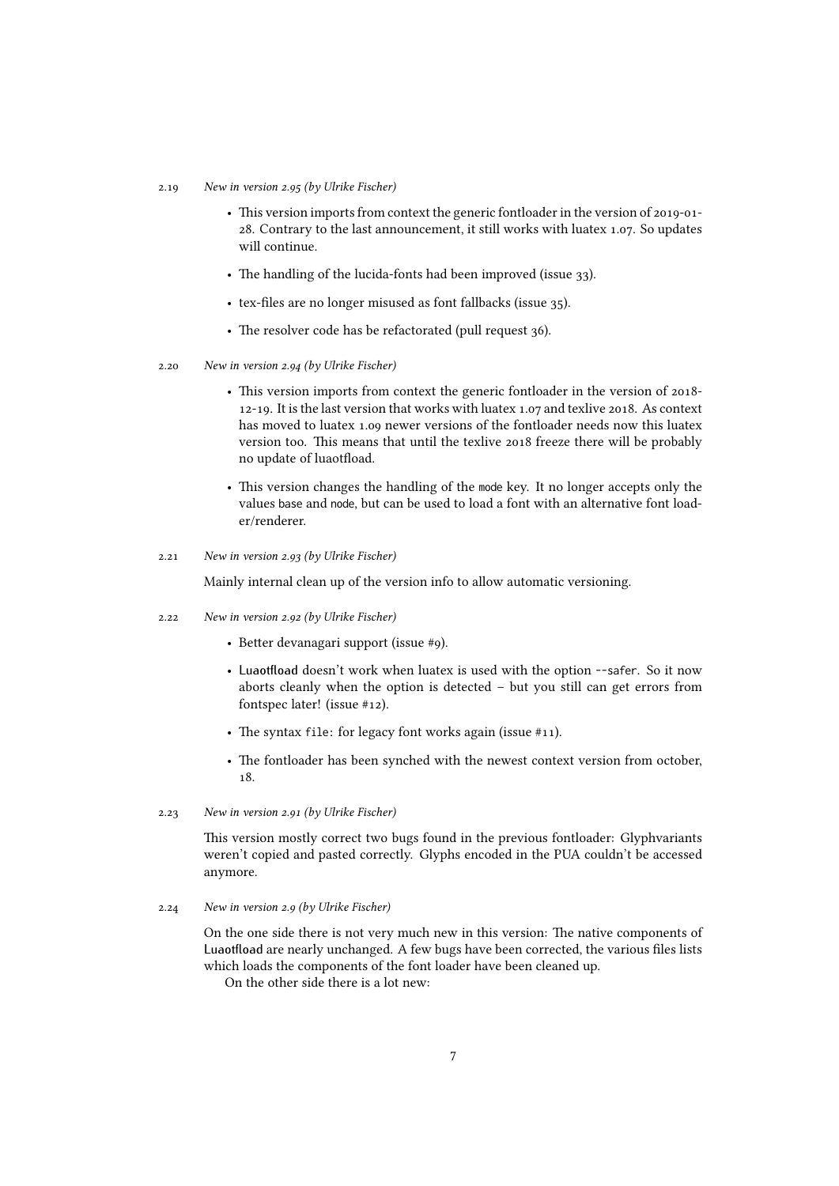## 2.19 *New in version 2.95 (by Ulrike Fischer)*

- This version imports from context the generic fontloader in the version of 2019-01-28. Contrary to the last announcement, it still works with luatex 1.07. So updates will continue.
- The handling of the lucida-fonts had been improved (issue 33).
- tex-files are no longer misused as font fallbacks (issue 35).
- The resolver code has be refactorated (pull request 36).

## 2.20 *New in version 2.94 (by Ulrike Fischer)*

- This version imports from context the generic fontloader in the version of 2018-12-19. It is the last version that works with luatex 1.07 and texlive 2018. As context has moved to luatex 1.09 newer versions of the fontloader needs now this luatex version too. This means that until the texlive 2018 freeze there will be probably no update of luaotfload.
- This version changes the handling of the `mode` key. It no longer accepts only the values `base` and `node`, but can be used to load a font with an alternative font loader/renderer.

## 2.21 *New in version 2.93 (by Ulrike Fischer)*

Mainly internal clean up of the version info to allow automatic versioning.

## 2.22 *New in version 2.92 (by Ulrike Fischer)*

- Better devanagari support (issue #9).
- **Luaotfload** doesn't work when luatex is used with the option `--safer`. So it now aborts cleanly when the option is detected – but you still can get errors from fontspec later! (issue #12).
- The syntax `file:` for legacy font works again (issue #11).
- The fontloader has been synched with the newest context version from october, 18.

## 2.23 *New in version 2.91 (by Ulrike Fischer)*

This version mostly correct two bugs found in the previous fontloader: Glyphvariants weren't copied and pasted correctly. Glyphs encoded in the PUA couldn't be accessed anymore.

## 2.24 *New in version 2.9 (by Ulrike Fischer)*

On the one side there is not very much new in this version: The native components of **Luaotfload** are nearly unchanged. A few bugs have been corrected, the various files lists which loads the components of the font loader have been cleaned up.

On the other side there is a lot new: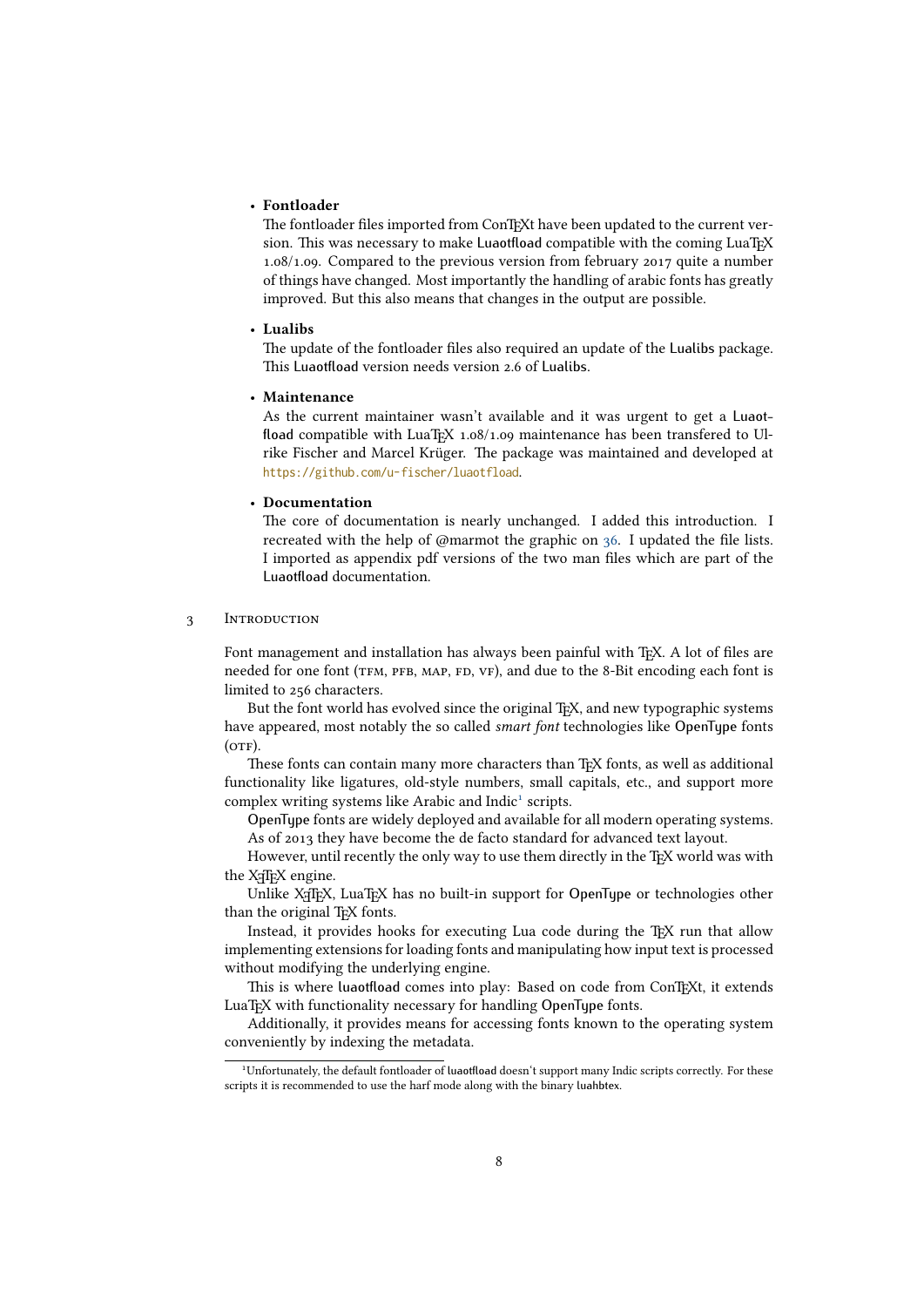- **Fontloader**
  The fontloader files imported from ConTEXt have been updated to the current version. This was necessary to make Luaotfload compatible with the coming LuaTEX 1.08/1.09. Compared to the previous version from february 2017 quite a number of things have changed. Most importantly the handling of arabic fonts has greatly improved. But this also means that changes in the output are possible.

- **Lualibs**
  The update of the fontloader files also required an update of the Lualibs package. This Luaotfload version needs version 2.6 of Lualibs.

- **Maintenance**
  As the current maintainer wasn't available and it was urgent to get a Luaotfload compatible with LuaTEX 1.08/1.09 maintenance has been transfered to Ulrike Fischer and Marcel Krüger. The package was maintained and developed at https://github.com/u-fischer/luaotfload.

- **Documentation**
  The core of documentation is nearly unchanged. I added this introduction. I recreated with the help of @marmot the graphic on 36. I updated the file lists. I imported as appendix pdf versions of the two man files which are part of the Luaotfload documentation.

## 3 Introduction

Font management and installation has always been painful with TEX. A lot of files are needed for one font (TFM, PFB, MAP, FD, VF), and due to the 8-Bit encoding each font is limited to 256 characters.

But the font world has evolved since the original TEX, and new typographic systems have appeared, most notably the so called *smart font* technologies like OpenType fonts (OTF).

These fonts can contain many more characters than TEX fonts, as well as additional functionality like ligatures, old-style numbers, small capitals, etc., and support more complex writing systems like Arabic and Indic[1] scripts.

OpenType fonts are widely deployed and available for all modern operating systems. As of 2013 they have become the de facto standard for advanced text layout.

However, until recently the only way to use them directly in the TEX world was with the XeTEX engine.

Unlike XeTEX, LuaTEX has no built-in support for OpenType or technologies other than the original TEX fonts.

Instead, it provides hooks for executing Lua code during the TEX run that allow implementing extensions for loading fonts and manipulating how input text is processed without modifying the underlying engine.

This is where luaotfload comes into play: Based on code from ConTEXt, it extends LuaTEX with functionality necessary for handling OpenType fonts.

Additionally, it provides means for accessing fonts known to the operating system conveniently by indexing the metadata.

[1] Unfortunately, the default fontloader of luaotfload doesn't support many Indic scripts correctly. For these scripts it is recommended to use the harf mode along with the binary luahbtex.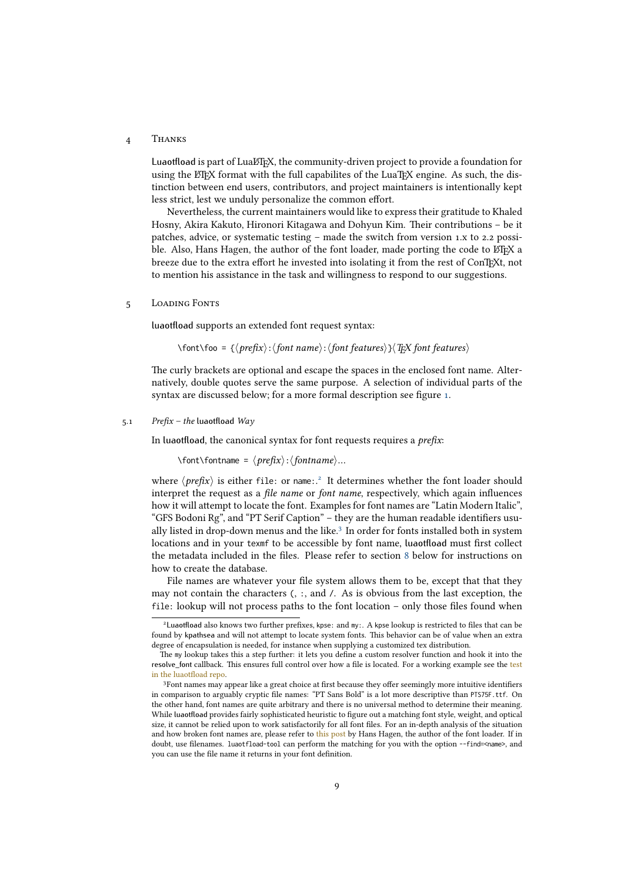## 4 Thanks

**Luaotfload** is part of LuaLaTeX, the community-driven project to provide a foundation for using the LaTeX format with the full capabilites of the LuaTeX engine. As such, the distinction between end users, contributors, and project maintainers is intentionally kept less strict, lest we unduly personalize the common effort.

Nevertheless, the current maintainers would like to express their gratitude to Khaled Hosny, Akira Kakuto, Hironori Kitagawa and Dohyun Kim. Their contributions – be it patches, advice, or systematic testing – made the switch from version 1.x to 2.2 possible. Also, Hans Hagen, the author of the font loader, made porting the code to LaTeX a breeze due to the extra effort he invested into isolating it from the rest of ConTeXt, not to mention his assistance in the task and willingness to respond to our suggestions.

## 5 Loading Fonts

**luaotfload** supports an extended font request syntax:

`\font\foo = {`⟨*prefix*⟩`:`⟨*font name*⟩`:`⟨*font features*⟩`}`⟨*TeX font features*⟩

The curly brackets are optional and escape the spaces in the enclosed font name. Alternatively, double quotes serve the same purpose. A selection of individual parts of the syntax are discussed below; for a more formal description see figure 1.

### 5.1 *Prefix – the* luaotfload *Way*

In **luaotfload**, the canonical syntax for font requests requires a *prefix*:

`\font\fontname = `⟨*prefix*⟩`:`⟨*fontname*⟩...

where ⟨*prefix*⟩ is either `file:` or `name:`.[2] It determines whether the font loader should interpret the request as a *file name* or *font name*, respectively, which again influences how it will attempt to locate the font. Examples for font names are “Latin Modern Italic”, “GFS Bodoni Rg”, and “PT Serif Caption” – they are the human readable identifiers usually listed in drop-down menus and the like.[3] In order for fonts installed both in system locations and in your `texmf` to be accessible by font name, **luaotfload** must first collect the metadata included in the files. Please refer to section 8 below for instructions on how to create the database.

File names are whatever your file system allows them to be, except that that they may not contain the characters `(`, `:`, and `/`. As is obvious from the last exception, the `file:` lookup will not process paths to the font location – only those files found when

---

[2] **Luaotfload** also knows two further prefixes, `kpse:` and `my:`. A kpse lookup is restricted to files that can be found by **kpathsea** and will not attempt to locate system fonts. This behavior can be of value when an extra degree of encapsulation is needed, for instance when supplying a customized tex distribution.

The `my` lookup takes this a step further: it lets you define a custom resolver function and hook it into the **resolve_font** callback. This ensures full control over how a file is located. For a working example see the test in the luaotfload repo.

[3] Font names may appear like a great choice at first because they offer seemingly more intuitive identifiers in comparison to arguably cryptic file names: “PT Sans Bold” is a lot more descriptive than `PTS75F.ttf`. On the other hand, font names are quite arbitrary and there is no universal method to determine their meaning. While **luaotfload** provides fairly sophisticated heuristic to figure out a matching font style, weight, and optical size, it cannot be relied upon to work satisfactorily for all font files. For an in-depth analysis of the situation and how broken font names are, please refer to this post by Hans Hagen, the author of the font loader. If in doubt, use filenames. `luaotfload-tool` can perform the matching for you with the option `--find=<name>`, and you can use the file name it returns in your font definition.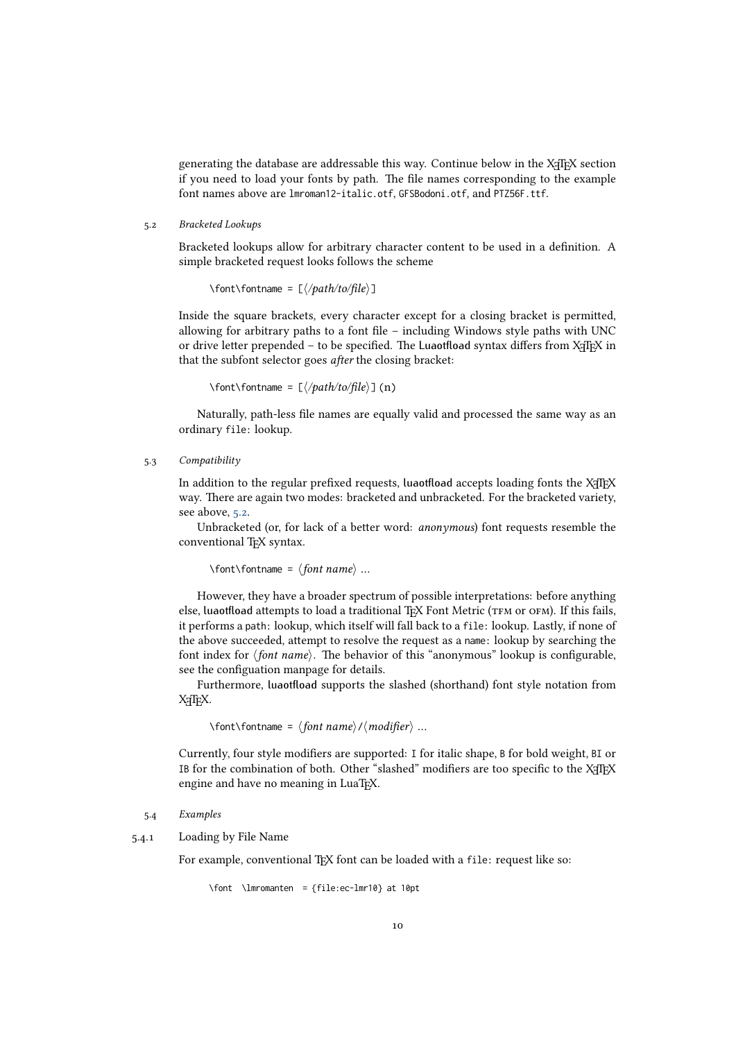generating the database are addressable this way. Continue below in the XeTeX section if you need to load your fonts by path. The file names corresponding to the example font names above are `lmroman12-italic.otf`, `GFSBodoni.otf`, and `PTZ56F.ttf`.

### 5.2 *Bracketed Lookups*

Bracketed lookups allow for arbitrary character content to be used in a definition. A simple bracketed request looks follows the scheme

```
\font\fontname = [⟨path/to/file⟩]
```

Inside the square brackets, every character except for a closing bracket is permitted, allowing for arbitrary paths to a font file – including Windows style paths with UNC or drive letter prepended – to be specified. The Luaotfload syntax differs from XeTeX in that the subfont selector goes *after* the closing bracket:

```
\font\fontname = [⟨path/to/file⟩](n)
```

Naturally, path-less file names are equally valid and processed the same way as an ordinary `file:` lookup.

### 5.3 *Compatibility*

In addition to the regular prefixed requests, luaotfload accepts loading fonts the XeTeX way. There are again two modes: bracketed and unbracketed. For the bracketed variety, see above, 5.2.

Unbracketed (or, for lack of a better word: *anonymous*) font requests resemble the conventional TeX syntax.

```
\font\fontname = ⟨font name⟩ ...
```

However, they have a broader spectrum of possible interpretations: before anything else, luaotfload attempts to load a traditional TeX Font Metric (TFM or OFM). If this fails, it performs a `path:` lookup, which itself will fall back to a `file:` lookup. Lastly, if none of the above succeeded, attempt to resolve the request as a `name:` lookup by searching the font index for ⟨*font name*⟩. The behavior of this "anonymous" lookup is configurable, see the configuation manpage for details.

Furthermore, luaotfload supports the slashed (shorthand) font style notation from XeTeX.

```
\font\fontname = ⟨font name⟩/⟨modifier⟩ ...
```

Currently, four style modifiers are supported: `I` for italic shape, `B` for bold weight, `BI` or `IB` for the combination of both. Other "slashed" modifiers are too specific to the XeTeX engine and have no meaning in LuaTeX.

### 5.4 *Examples*

#### 5.4.1 Loading by File Name

For example, conventional TeX font can be loaded with a `file:` request like so:

```
\font  \lmromanten  = {file:ec-lmr10} at 10pt
```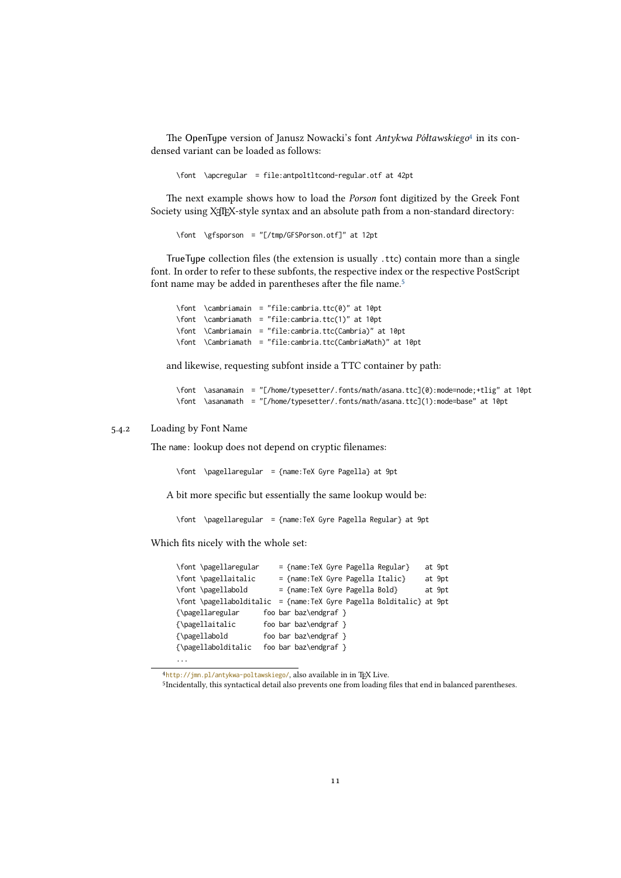The OpenType version of Janusz Nowacki's font *Antykwa Półtawskiego*[4] in its condensed variant can be loaded as follows:

```
\font  \apcregular  = file:antpoltltcond-regular.otf at 42pt
```

The next example shows how to load the *Porson* font digitized by the Greek Font Society using XƎTEX-style syntax and an absolute path from a non-standard directory:

```
\font  \gfsporson  = "[/tmp/GFSPorson.otf]" at 12pt
```

TrueType collection files (the extension is usually `.ttc`) contain more than a single font. In order to refer to these subfonts, the respective index or the respective PostScript font name may be added in parentheses after the file name.[5]

```
\font  \cambriamain  = "file:cambria.ttc(0)" at 10pt
\font  \cambriamath  = "file:cambria.ttc(1)" at 10pt
\font  \Cambriamain  = "file:cambria.ttc(Cambria)" at 10pt
\font  \Cambriamath  = "file:cambria.ttc(CambriaMath)" at 10pt
```

and likewise, requesting subfont inside a TTC container by path:

```
\font  \asanamain  = "[/home/typesetter/.fonts/math/asana.ttc](0):mode=node;+tlig" at 10pt
\font  \asanamath  = "[/home/typesetter/.fonts/math/asana.ttc](1):mode=base" at 10pt
```

### 5.4.2 Loading by Font Name

The `name:` lookup does not depend on cryptic filenames:

```
\font  \pagellaregular  = {name:TeX Gyre Pagella} at 9pt
```

A bit more specific but essentially the same lookup would be:

```
\font  \pagellaregular  = {name:TeX Gyre Pagella Regular} at 9pt
```

Which fits nicely with the whole set:

```
\font \pagellaregular     = {name:TeX Gyre Pagella Regular}    at 9pt
\font \pagellaitalic      = {name:TeX Gyre Pagella Italic}     at 9pt
\font \pagellabold        = {name:TeX Gyre Pagella Bold}       at 9pt
\font \pagellabolditalic  = {name:TeX Gyre Pagella Bolditalic} at 9pt
{\pagellaregular      foo bar baz\endgraf }
{\pagellaitalic       foo bar baz\endgraf }
{\pagellabold         foo bar baz\endgraf }
{\pagellabolditalic   foo bar baz\endgraf }
...
```

[4] http://jmn.pl/antykwa-poltawskiego/, also available in in TEX Live.

[5] Incidentally, this syntactical detail also prevents one from loading files that end in balanced parentheses.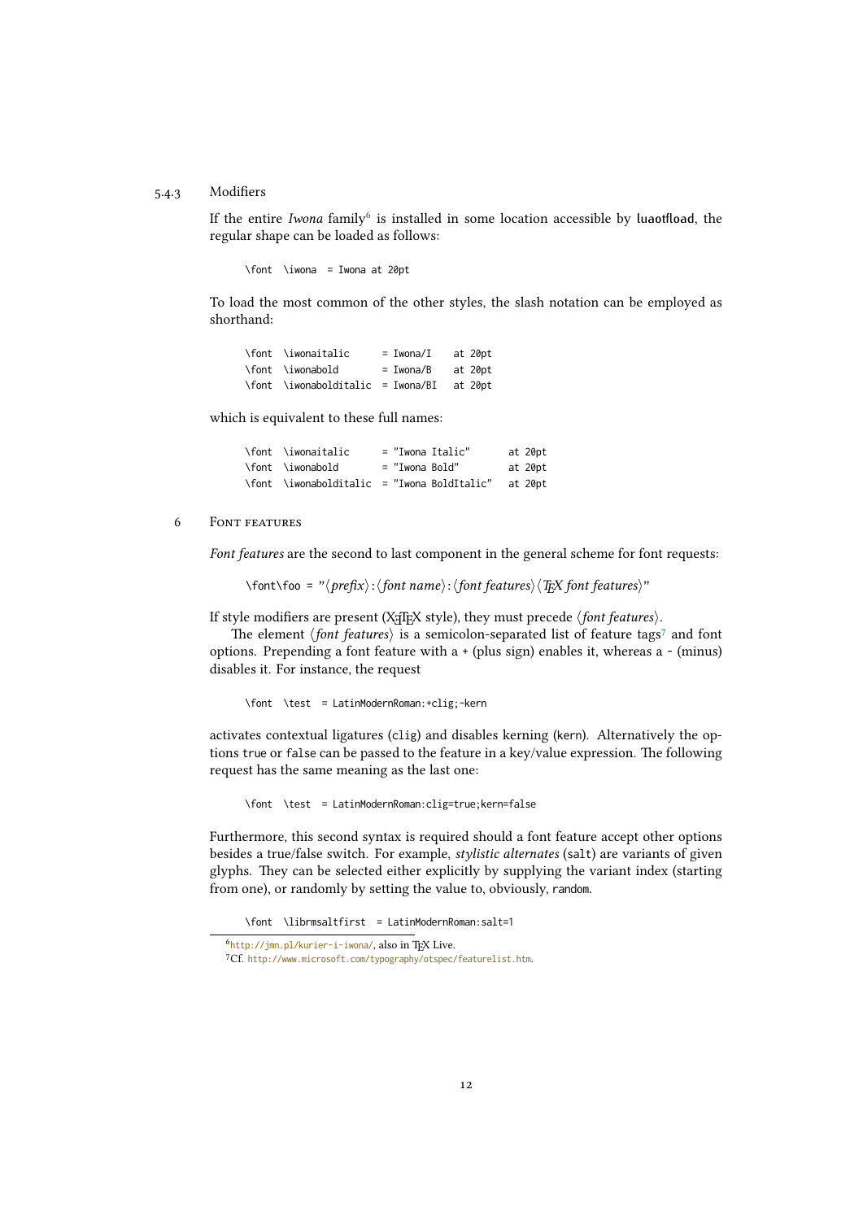### 5.4.3 Modifiers

If the entire *Iwona* family[6] is installed in some location accessible by **luaotfload**, the regular shape can be loaded as follows:

```
\font  \iwona  = Iwona at 20pt
```

To load the most common of the other styles, the slash notation can be employed as shorthand:

```
\font  \iwonaitalic      = Iwona/I    at 20pt
\font  \iwonabold        = Iwona/B    at 20pt
\font  \iwonabolditalic  = Iwona/BI   at 20pt
```

which is equivalent to these full names:

```
\font  \iwonaitalic      = "Iwona Italic"      at 20pt
\font  \iwonabold        = "Iwona Bold"        at 20pt
\font  \iwonabolditalic  = "Iwona BoldItalic"  at 20pt
```

## 6 Font features

*Font features* are the second to last component in the general scheme for font requests:

```
\font\foo = "⟨prefix⟩:⟨font name⟩:⟨font features⟩⟨TeX font features⟩"
```

If style modifiers are present (XeTeX style), they must precede ⟨*font features*⟩.

The element ⟨*font features*⟩ is a semicolon-separated list of feature tags[7] and font options. Prepending a font feature with a + (plus sign) enables it, whereas a - (minus) disables it. For instance, the request

```
\font  \test  = LatinModernRoman:+clig;-kern
```

activates contextual ligatures (clig) and disables kerning (kern). Alternatively the options true or false can be passed to the feature in a key/value expression. The following request has the same meaning as the last one:

```
\font  \test  = LatinModernRoman:clig=true;kern=false
```

Furthermore, this second syntax is required should a font feature accept other options besides a true/false switch. For example, *stylistic alternates* (salt) are variants of given glyphs. They can be selected either explicitly by supplying the variant index (starting from one), or randomly by setting the value to, obviously, random.

```
\font  \librmsaltfirst  = LatinModernRoman:salt=1
```

[6] http://jmn.pl/kurier-i-iwona/, also in TeX Live.

[7] Cf. http://www.microsoft.com/typography/otspec/featurelist.htm.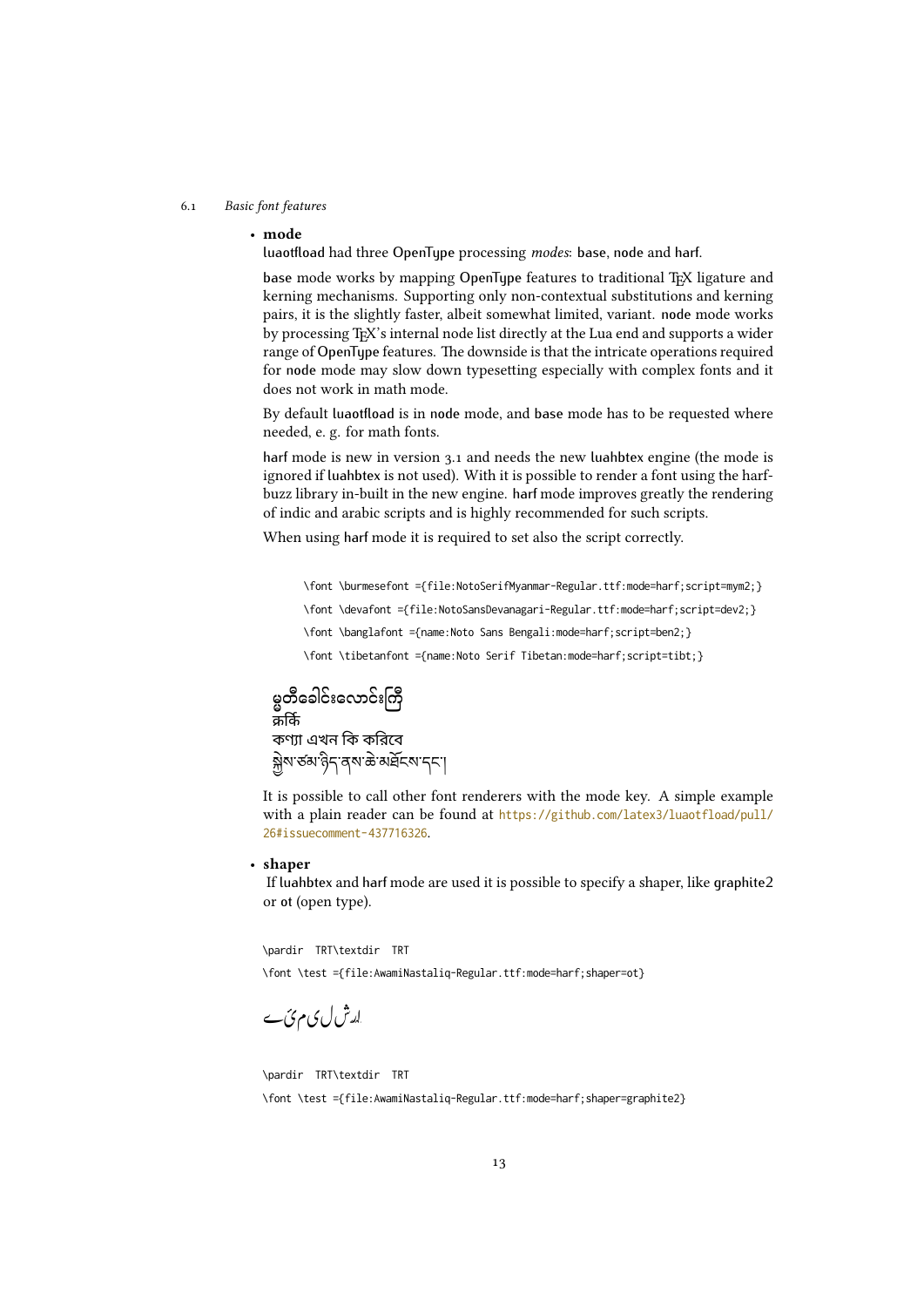- **mode**

  luaotfload had three OpenType processing *modes*: base, node and harf.

  base mode works by mapping OpenType features to traditional TEX ligature and kerning mechanisms. Supporting only non-contextual substitutions and kerning pairs, it is the slightly faster, albeit somewhat limited, variant. node mode works by processing TEX's internal node list directly at the Lua end and supports a wider range of OpenType features. The downside is that the intricate operations required for node mode may slow down typesetting especially with complex fonts and it does not work in math mode.

  By default luaotfload is in node mode, and base mode has to be requested where needed, e. g. for math fonts.

  harf mode is new in version 3.1 and needs the new luahbtex engine (the mode is ignored if luahbtex is not used). With it is possible to render a font using the harfbuzz library in-built in the new engine. harf mode improves greatly the rendering of indic and arabic scripts and is highly recommended for such scripts.

  When using harf mode it is required to set also the script correctly.

```
\font \burmesefont ={file:NotoSerifMyanmar-Regular.ttf:mode=harf;script=mym2;}
\font \devafont ={file:NotoSansDevanagari-Regular.ttf:mode=harf;script=dev2;}
\font \banglafont ={name:Noto Sans Bengali:mode=harf;script=ben2;}
\font \tibetanfont ={name:Noto Serif Tibetan:mode=harf;script=tibt;}
```

  မွတ်ခေါင်းလောင်းကြီ
  क्रर्कि
  কণ্যা এখন কি করিবে
  སློབ་ཚན་ཉིད་ནས་ཆེ་མཐོང་དང་།

  It is possible to call other font renderers with the mode key. A simple example with a plain reader can be found at https://github.com/latex3/luaotfload/pull/26#issuecomment-437716326.

- **shaper**

  If luahbtex and harf mode are used it is possible to specify a shaper, like graphite2 or ot (open type).

```
\pardir TRT\textdir TRT
\font \test ={file:AwamiNastaliq-Regular.ttf:mode=harf;shaper=ot}
```

  ا ر ش ل ی م ئ ے

```
\pardir TRT\textdir TRT
\font \test ={file:AwamiNastaliq-Regular.ttf:mode=harf;shaper=graphite2}
```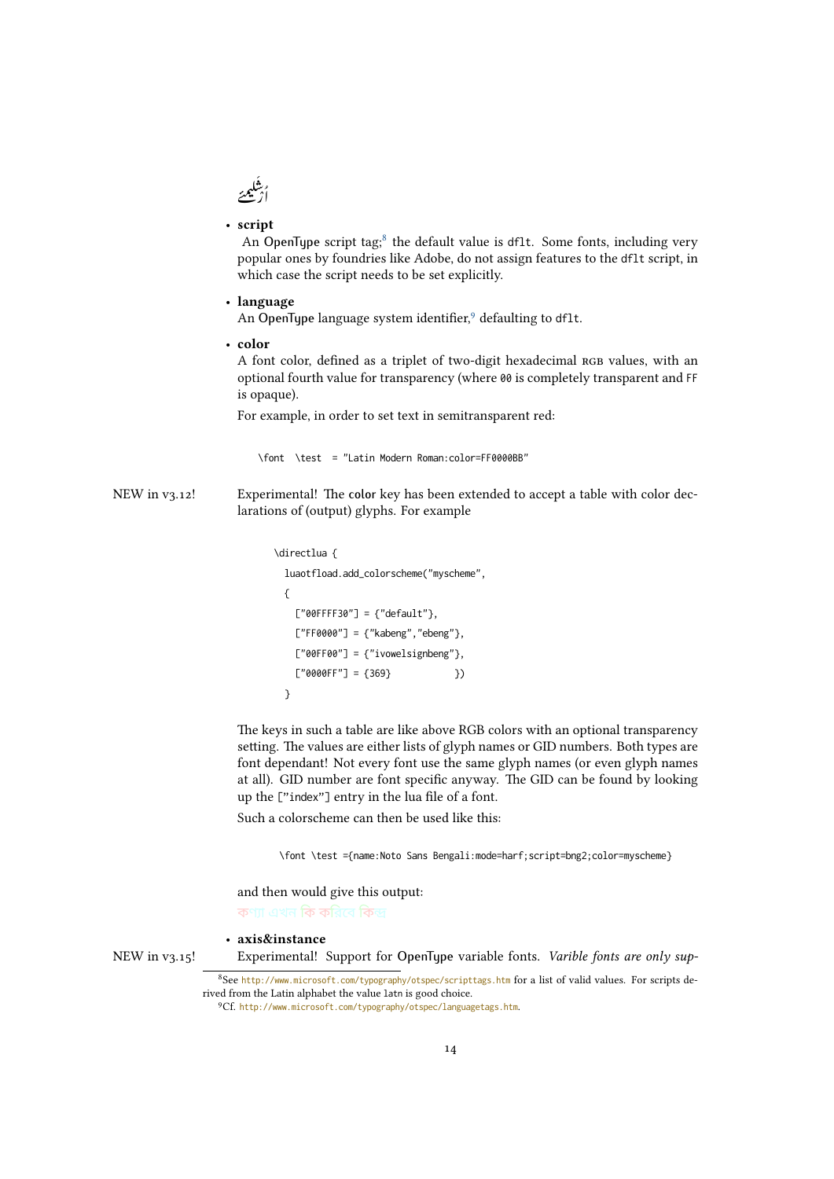اُرْشَلِيمَ

- **script**
  An OpenType script tag;[8] the default value is dflt. Some fonts, including very popular ones by foundries like Adobe, do not assign features to the dflt script, in which case the script needs to be set explicitly.

- **language**
  An OpenType language system identifier,[9] defaulting to dflt.

- **color**
  A font color, defined as a triplet of two-digit hexadecimal RGB values, with an optional fourth value for transparency (where 00 is completely transparent and FF is opaque).

  For example, in order to set text in semitransparent red:

```
\font  \test  = "Latin Modern Roman:color=FF0000BB"
```

NEW in v3.12! Experimental! The color key has been extended to accept a table with color declarations of (output) glyphs. For example

```
\directlua {
  luaotfload.add_colorscheme("myscheme",
  {
    ["00FFFF30"] = {"default"},
    ["FF0000"] = {"kabeng","ebeng"},
    ["00FF00"] = {"ivowelsignbeng"},
    ["0000FF"] = {369}           })
  }
```

The keys in such a table are like above RGB colors with an optional transparency setting. The values are either lists of glyph names or GID numbers. Both types are font dependant! Not every font use the same glyph names (or even glyph names at all). GID number are font specific anyway. The GID can be found by looking up the ["index"] entry in the lua file of a font.

Such a colorscheme can then be used like this:

```
\font \test ={name:Noto Sans Bengali:mode=harf;script=bng2;color=myscheme}
```

and then would give this output:
কথা এখন কি করিবে কিন্তু

- **axis&instance**

NEW in v3.15! Experimental! Support for OpenType variable fonts. *Varible fonts are only sup-*

[8] See http://www.microsoft.com/typography/otspec/scripttags.htm for a list of valid values. For scripts derived from the Latin alphabet the value latn is good choice.

[9] Cf. http://www.microsoft.com/typography/otspec/languagetags.htm.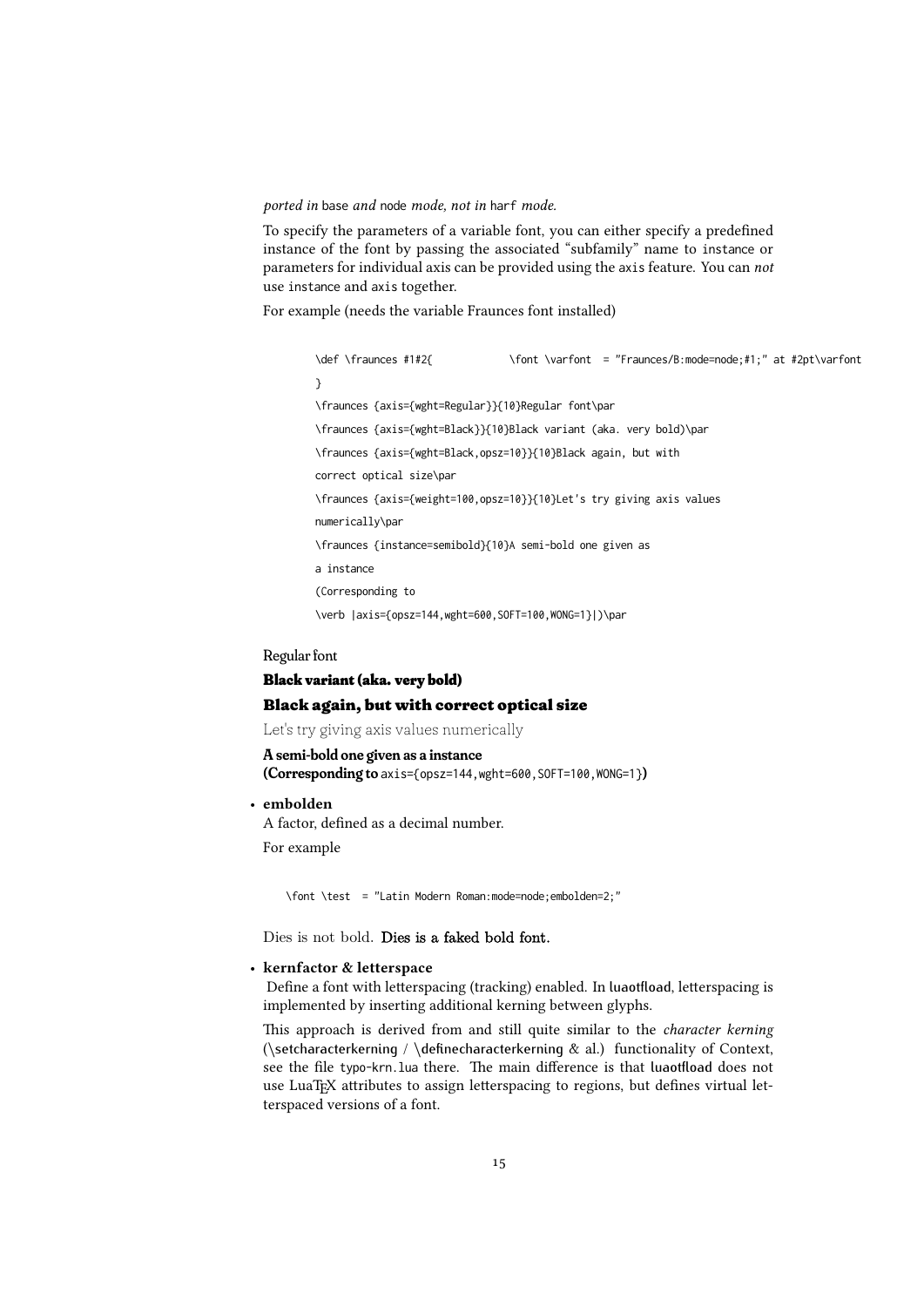*ported in* base *and* node *mode, not in* harf *mode.*

To specify the parameters of a variable font, you can either specify a predefined instance of the font by passing the associated "subfamily" name to instance or parameters for individual axis can be provided using the axis feature. You can *not* use instance and axis together.

For example (needs the variable Fraunces font installed)

```
\def \fraunces #1#2{            \font \varfont  = "Fraunces/B:mode=node;#1;" at #2pt\varfont
}
\fraunces {axis={wght=Regular}}{10}Regular font\par
\fraunces {axis={wght=Black}}{10}Black variant (aka. very bold)\par
\fraunces {axis={wght=Black,opsz=10}}{10}Black again, but with
correct optical size\par
\fraunces {axis={weight=100,opsz=10}}{10}Let's try giving axis values
numerically\par
\fraunces {instance=semibold}{10}A semi-bold one given as
a instance
(Corresponding to
\verb |axis={opsz=144,wght=600,SOFT=100,WONG=1}|)\par
```

Regular font

**Black variant (aka. very bold)**

**Black again, but with correct optical size**

Let's try giving axis values numerically

**A semi-bold one given as a instance**
**(Corresponding to** axis={opsz=144,wght=600,SOFT=100,WONG=1}**)**

- **embolden**

  A factor, defined as a decimal number.

  For example

  ```
  \font \test  = "Latin Modern Roman:mode=node;embolden=2;"
  ```

  Dies is not bold. **Dies is a faked bold font.**

- **kernfactor & letterspace**

  Define a font with letterspacing (tracking) enabled. In luaotfload, letterspacing is implemented by inserting additional kerning between glyphs.

  This approach is derived from and still quite similar to the *character kerning* (\setcharacterkerning / \definecharacterkerning & al.) functionality of Context, see the file typo-krn.lua there. The main difference is that luaotfload does not use LuaTeX attributes to assign letterspacing to regions, but defines virtual letterspaced versions of a font.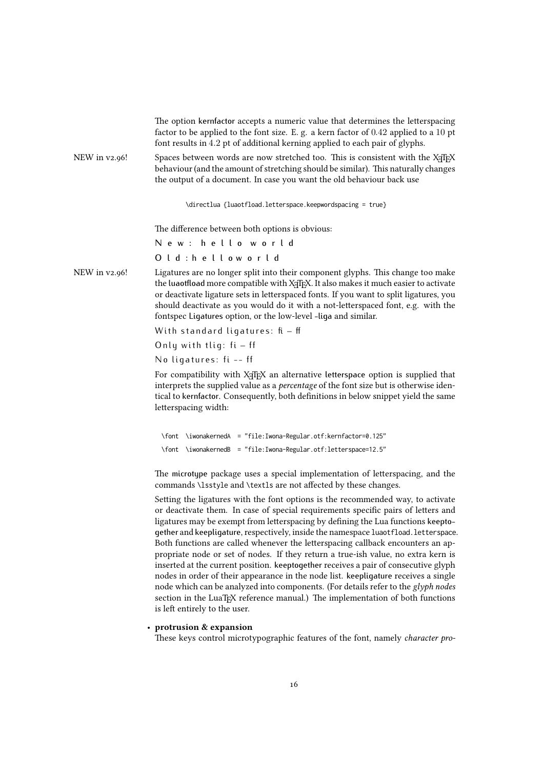The option kernfactor accepts a numeric value that determines the letterspacing factor to be applied to the font size. E. g. a kern factor of 0.42 applied to a 10 pt font results in 4.2 pt of additional kerning applied to each pair of glyphs.

NEW in v2.96! Spaces between words are now stretched too. This is consistent with the XeTeX behaviour (and the amount of stretching should be similar). This naturally changes the output of a document. In case you want the old behaviour back use

```
\directlua {luaotfload.letterspace.keepwordspacing = true}
```

The difference between both options is obvious:

N e w : h e l l o w o r l d

O l d : h e l l o w o r l d

NEW in v2.96! Ligatures are no longer split into their component glyphs. This change too make the luaotfload more compatible with XeTeX. It also makes it much easier to activate or deactivate ligature sets in letterspaced fonts. If you want to split ligatures, you should deactivate as you would do it with a not-letterspaced font, e.g. with the fontspec Ligatures option, or the low-level -liga and similar.

With standard ligatures: ﬁ – ﬀ

Only with tlig: fi – ff

No ligatures: fi -- ff

For compatibility with XeTeX an alternative letterspace option is supplied that interprets the supplied value as a *percentage* of the font size but is otherwise identical to kernfactor. Consequently, both definitions in below snippet yield the same letterspacing width:

```
\font \iwonakernedA = "file:Iwona-Regular.otf:kernfactor=0.125"
\font \iwonakernedB = "file:Iwona-Regular.otf:letterspace=12.5"
```

The microtype package uses a special implementation of letterspacing, and the commands \lsstyle and \textls are not affected by these changes.

Setting the ligatures with the font options is the recommended way, to activate or deactivate them. In case of special requirements specific pairs of letters and ligatures may be exempt from letterspacing by defining the Lua functions keeptogether and keepligature, respectively, inside the namespace luaotfload.letterspace. Both functions are called whenever the letterspacing callback encounters an appropriate node or set of nodes. If they return a true-ish value, no extra kern is inserted at the current position. keeptogether receives a pair of consecutive glyph nodes in order of their appearance in the node list. keepligature receives a single node which can be analyzed into components. (For details refer to the *glyph nodes* section in the LuaTeX reference manual.) The implementation of both functions is left entirely to the user.

- **protrusion & expansion**
  These keys control microtypographic features of the font, namely *character pro-*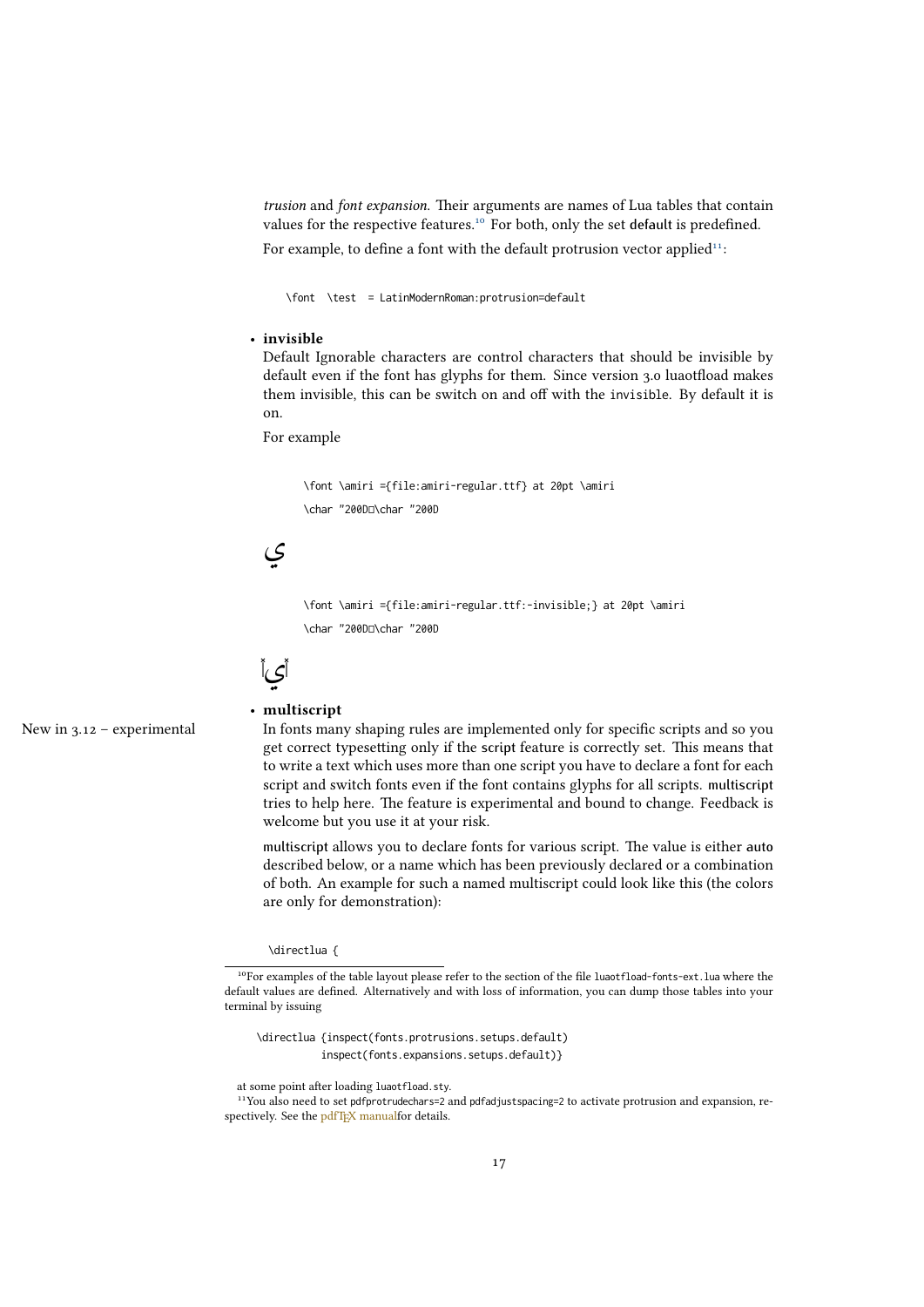*trusion* and *font expansion*. Their arguments are names of Lua tables that contain values for the respective features.[10] For both, only the set default is predefined.

For example, to define a font with the default protrusion vector applied[11]:

```
\font  \test  = LatinModernRoman:protrusion=default
```

- **invisible**

  Default Ignorable characters are control characters that should be invisible by default even if the font has glyphs for them. Since version 3.0 luaotfload makes them invisible, this can be switch on and off with the invisible. By default it is on.

  For example

  ```
  \font \amiri ={file:amiri-regular.ttf} at 20pt \amiri
  \char "200Dي\char "200D
  ```

  ي

  ```
  \font \amiri ={file:amiri-regular.ttf:-invisible;} at 20pt \amiri
  \char "200Dي\char "200D
  ```

  ي

- **multiscript**

  New in 3.12 – experimental

  In fonts many shaping rules are implemented only for specific scripts and so you get correct typesetting only if the script feature is correctly set. This means that to write a text which uses more than one script you have to declare a font for each script and switch fonts even if the font contains glyphs for all scripts. multiscript tries to help here. The feature is experimental and bound to change. Feedback is welcome but you use it at your risk.

  multiscript allows you to declare fonts for various script. The value is either auto described below, or a name which has been previously declared or a combination of both. An example for such a named multiscript could look like this (the colors are only for demonstration):

```
\directlua {
```

---

[10] For examples of the table layout please refer to the section of the file luaotfload-fonts-ext.lua where the default values are defined. Alternatively and with loss of information, you can dump those tables into your terminal by issuing

```
\directlua {inspect(fonts.protrusions.setups.default)
            inspect(fonts.expansions.setups.default)}
```

at some point after loading luaotfload.sty.

[11] You also need to set pdfprotrudechars=2 and pdfadjustspacing=2 to activate protrusion and expansion, respectively. See the pdfTEX manual for details.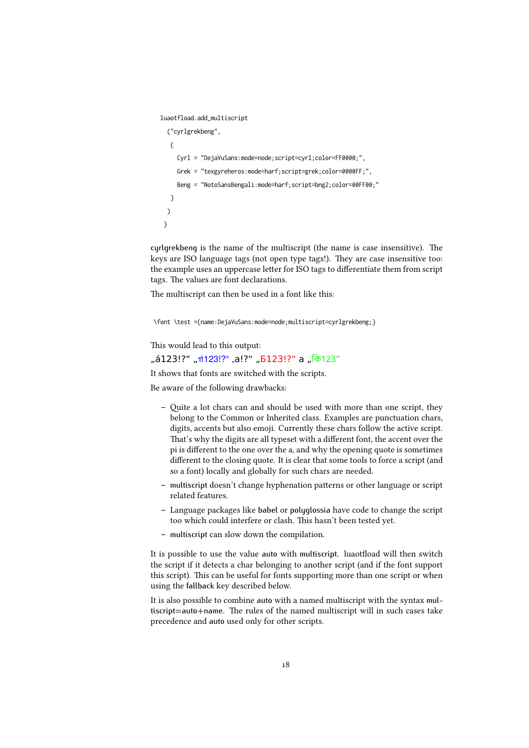```
luaotfload.add_multiscript
  ("cyrlgrekbeng",
   {
     Cyrl = "DejaVuSans:mode=node;script=cyrl;color=FF0000;",
     Grek = "texgyreheros:mode=harf;script=grek;color=0000FF;",
     Beng = "NotoSansBengali:mode=harf;script=bng2;color=00FF00;"
   }
  )
 }
```

cyrlgrekbeng is the name of the multiscript (the name is case insensitive). The keys are ISO language tags (not open type tags!). They are case insensitive too: the example uses an uppercase letter for ISO tags to differentiate them from script tags. The values are font declarations.

The multiscript can then be used in a font like this:

```
\font \test ={name:DejaVuSans:mode=node;multiscript=cyrlgrekbeng;}
```

This would lead to this output:

„á123!?“ „π́123!?“ „a!?“ „Б123!?“ a „কি123“

It shows that fonts are switched with the scripts.

Be aware of the following drawbacks:

- Quite a lot chars can and should be used with more than one script, they belong to the Common or Inherited class. Examples are punctuation chars, digits, accents but also emoji. Currently these chars follow the active script. That's why the digits are all typeset with a different font, the accent over the pi is different to the one over the a, and why the opening quote is sometimes different to the closing quote. It is clear that some tools to force a script (and so a font) locally and globally for such chars are needed.
- multiscript doesn't change hyphenation patterns or other language or script related features.
- Language packages like babel or polyglossia have code to change the script too which could interfere or clash. This hasn't been tested yet.
- multiscript can slow down the compilation.

It is possible to use the value auto with multiscript. luaotfload will then switch the script if it detects a char belonging to another script (and if the font support this script). This can be useful for fonts supporting more than one script or when using the fallback key described below.

It is also possible to combine auto with a named multiscript with the syntax multiscript=auto+name. The rules of the named multiscript will in such cases take precedence and auto used only for other scripts.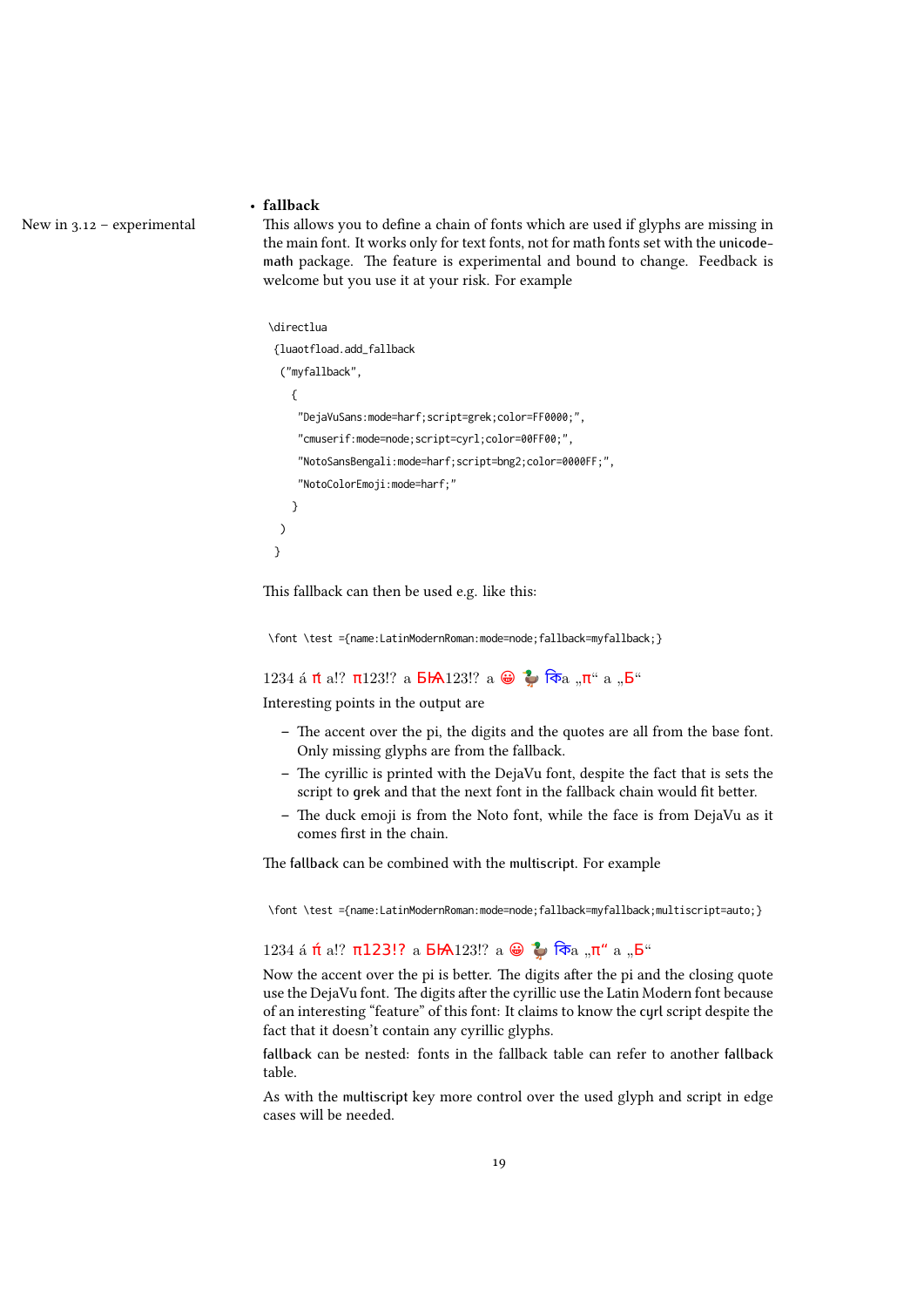- **fallback**

New in 3.12 – experimental

This allows you to define a chain of fonts which are used if glyphs are missing in the main font. It works only for text fonts, not for math fonts set with the `unicode-math` package. The feature is experimental and bound to change. Feedback is welcome but you use it at your risk. For example

```
\directlua
 {luaotfload.add_fallback
  ("myfallback",
    {
     "DejaVuSans:mode=harf;script=grek;color=FF0000;",
     "cmuserif:mode=node;script=cyrl;color=00FF00;",
     "NotoSansBengali:mode=harf;script=bng2;color=0000FF;",
     "NotoColorEmoji:mode=harf;"
    }
  )
 }
```

This fallback can then be used e.g. like this:

```
\font \test ={name:LatinModernRoman:mode=node;fallback=myfallback;}
```

1234 á π́ a!? π123!? a БѬ123!? a 😀 🦆 কিa „π“ a „Б“

Interesting points in the output are

 – The accent over the pi, the digits and the quotes are all from the base font. Only missing glyphs are from the fallback.
 – The cyrillic is printed with the DejaVu font, despite the fact that is sets the script to `grek` and that the next font in the fallback chain would fit better.
 – The duck emoji is from the Noto font, while the face is from DejaVu as it comes first in the chain.

The `fallback` can be combined with the `multiscript`. For example

```
\font \test ={name:LatinModernRoman:mode=node;fallback=myfallback;multiscript=auto;}
```

1234 á π́ a!? π123!? a БѬ123!? a 😀 🦆 কিa „π“ a „Б“

Now the accent over the pi is better. The digits after the pi and the closing quote use the DejaVu font. The digits after the cyrillic use the Latin Modern font because of an interesting "feature" of this font: It claims to know the `cyrl` script despite the fact that it doesn't contain any cyrillic glyphs.

`fallback` can be nested: fonts in the fallback table can refer to another `fallback` table.

As with the `multiscript` key more control over the used glyph and script in edge cases will be needed.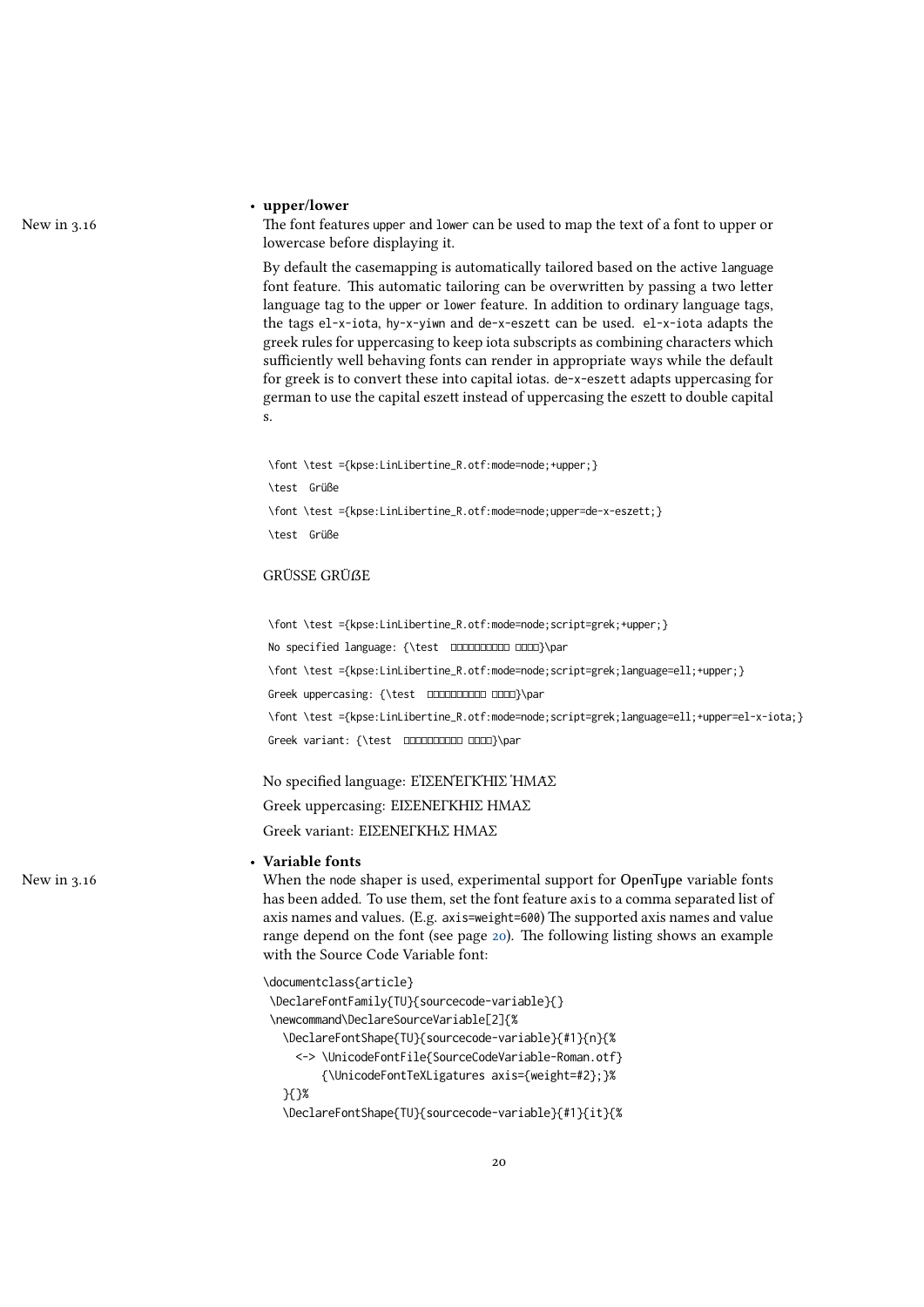- **upper/lower**

New in 3.16

The font features upper and lower can be used to map the text of a font to upper or lowercase before displaying it.

By default the casemapping is automatically tailored based on the active language font feature. This automatic tailoring can be overwritten by passing a two letter language tag to the upper or lower feature. In addition to ordinary language tags, the tags el-x-iota, hy-x-yiwn and de-x-eszett can be used. el-x-iota adapts the greek rules for uppercasing to keep iota subscripts as combining characters which sufficiently well behaving fonts can render in appropriate ways while the default for greek is to convert these into capital iotas. de-x-eszett adapts uppercasing for german to use the capital eszett instead of uppercasing the eszett to double capital s.

```
\font \test ={kpse:LinLibertine_R.otf:mode=node;+upper;}
\test  Grüße
\font \test ={kpse:LinLibertine_R.otf:mode=node;upper=de-x-eszett;}
\test  Grüße
```

GRÜSSE GRÜẞE

```
\font \test ={kpse:LinLibertine_R.otf:mode=node;script=grek;+upper;}
No specified language: {\test  □□□□□□□□□ □□□□}\par
\font \test ={kpse:LinLibertine_R.otf:mode=node;script=grek;language=ell;+upper;}
Greek uppercasing: {\test  □□□□□□□□□ □□□□}\par
\font \test ={kpse:LinLibertine_R.otf:mode=node;script=grek;language=ell;+upper=el-x-iota;}
Greek variant: {\test  □□□□□□□□□ □□□□}\par
```

No specified language: ΕἸΣΕΝΈΓΚΗΙΣ ἩΜΆΣ

Greek uppercasing: ΕΙΣΕΝΕΓΚΗΙΣ ΗΜΑΣ

Greek variant: ΕΙΣΕΝΕΓΚῌΣ ΗΜΑΣ

- **Variable fonts**

New in 3.16

When the node shaper is used, experimental support for OpenType variable fonts has been added. To use them, set the font feature axis to a comma separated list of axis names and values. (E.g. axis=weight=600) The supported axis names and value range depend on the font (see page 20). The following listing shows an example with the Source Code Variable font:

```
\documentclass{article}
 \DeclareFontFamily{TU}{sourcecode-variable}{}
 \newcommand\DeclareSourceVariable[2]{%
   \DeclareFontShape{TU}{sourcecode-variable}{#1}{n}{%
     <-> \UnicodeFontFile{SourceCodeVariable-Roman.otf}
         {\UnicodeFontTeXLigatures axis={weight=#2};}%
   }{}%
   \DeclareFontShape{TU}{sourcecode-variable}{#1}{it}{%
```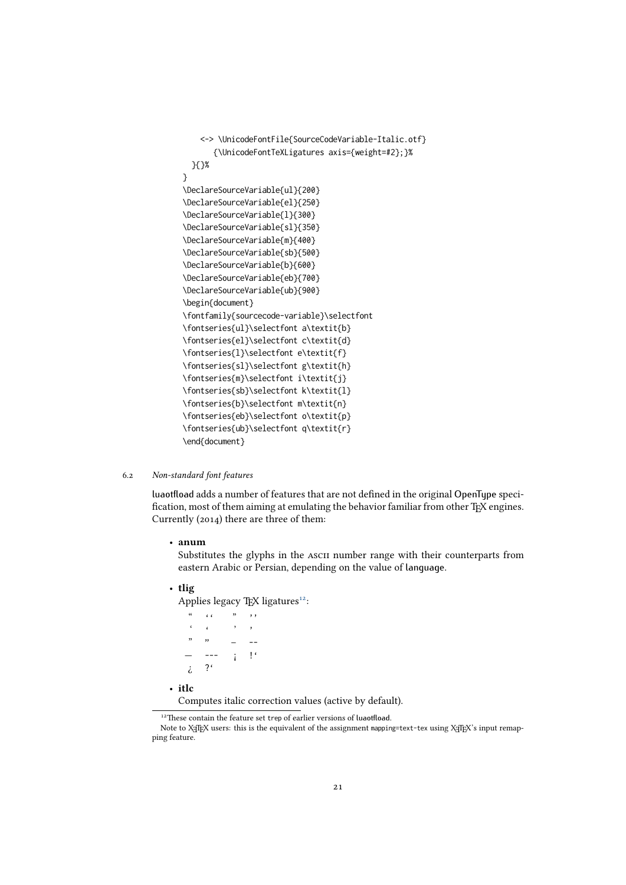```
    <-> \UnicodeFontFile{SourceCodeVariable-Italic.otf}
        {\UnicodeFontTeXLigatures axis={weight=#2};}%
  }{}%
}
\DeclareSourceVariable{ul}{200}
\DeclareSourceVariable{el}{250}
\DeclareSourceVariable{l}{300}
\DeclareSourceVariable{sl}{350}
\DeclareSourceVariable{m}{400}
\DeclareSourceVariable{sb}{500}
\DeclareSourceVariable{b}{600}
\DeclareSourceVariable{eb}{700}
\DeclareSourceVariable{ub}{900}
\begin{document}
\fontfamily{sourcecode-variable}\selectfont
\fontseries{ul}\selectfont a\textit{b}
\fontseries{el}\selectfont c\textit{d}
\fontseries{l}\selectfont e\textit{f}
\fontseries{sl}\selectfont g\textit{h}
\fontseries{m}\selectfont i\textit{j}
\fontseries{sb}\selectfont k\textit{l}
\fontseries{b}\selectfont m\textit{n}
\fontseries{eb}\selectfont o\textit{p}
\fontseries{ub}\selectfont q\textit{r}
\end{document}
```

### 6.2 *Non-standard font features*

luaotfload adds a number of features that are not defined in the original OpenType specification, most of them aiming at emulating the behavior familiar from other TeX engines. Currently (2014) there are three of them:

- **anum**
  Substitutes the glyphs in the ASCII number range with their counterparts from eastern Arabic or Persian, depending on the value of language.

- **tlig**
  Applies legacy TeX ligatures[12]:

  | | | | |
  |---|---|---|---|
  | “ | ‘‘ | ” | ’’ |
  | ‘ | ‘ | ’ | ’ |
  | ” | ,, | – | -- |
  | — | --- | ¡ | !‘ |
  | ¿ | ?‘ | | |

- **itlc**
  Computes italic correction values (active by default).

[12] These contain the feature set trep of earlier versions of luaotfload.
Note to XeTeX users: this is the equivalent of the assignment mapping=text-tex using XeTeX's input remapping feature.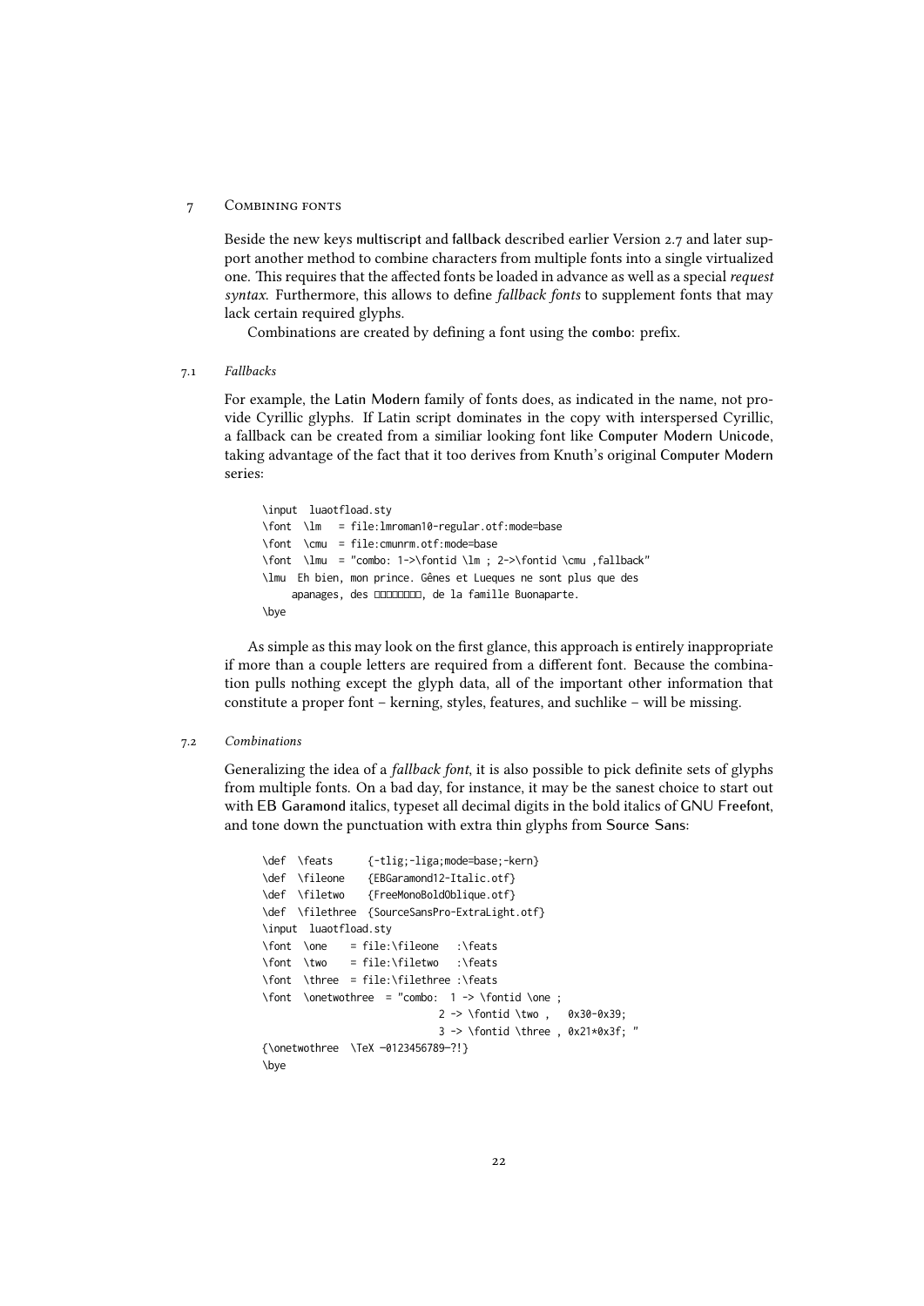## 7 Combining fonts

Beside the new keys multiscript and fallback described earlier Version 2.7 and later support another method to combine characters from multiple fonts into a single virtualized one. This requires that the affected fonts be loaded in advance as well as a special *request syntax*. Furthermore, this allows to define *fallback fonts* to supplement fonts that may lack certain required glyphs.

Combinations are created by defining a font using the combo: prefix.

### 7.1 *Fallbacks*

For example, the Latin Modern family of fonts does, as indicated in the name, not provide Cyrillic glyphs. If Latin script dominates in the copy with interspersed Cyrillic, a fallback can be created from a similiar looking font like Computer Modern Unicode, taking advantage of the fact that it too derives from Knuth's original Computer Modern series:

```
\input  luaotfload.sty
\font  \lm   = file:lmroman10-regular.otf:mode=base
\font  \cmu  = file:cmunrm.otf:mode=base
\font  \lmu  = "combo: 1->\fontid \lm ; 2->\fontid \cmu ,fallback"
\lmu  Eh bien, mon prince. Gênes et Lueques ne sont plus que des
      apanages, des □□□□□□□□, de la famille Buonaparte.
\bye
```

As simple as this may look on the first glance, this approach is entirely inappropriate if more than a couple letters are required from a different font. Because the combination pulls nothing except the glyph data, all of the important other information that constitute a proper font – kerning, styles, features, and suchlike – will be missing.

### 7.2 *Combinations*

Generalizing the idea of a *fallback font*, it is also possible to pick definite sets of glyphs from multiple fonts. On a bad day, for instance, it may be the sanest choice to start out with EB Garamond italics, typeset all decimal digits in the bold italics of GNU Freefont, and tone down the punctuation with extra thin glyphs from Source Sans:

```
\def  \feats      {-tlig;-liga;mode=base;-kern}
\def  \fileone    {EBGaramond12-Italic.otf}
\def  \filetwo    {FreeMonoBoldOblique.otf}
\def  \filethree  {SourceSansPro-ExtraLight.otf}
\input  luaotfload.sty
\font  \one    = file:\fileone   :\feats
\font  \two    = file:\filetwo   :\feats
\font  \three  = file:\filethree :\feats
\font  \onetwothree  = "combo:  1 -> \fontid \one ;
                                2 -> \fontid \two ,   0x30-0x39;
                                3 -> \fontid \three , 0x21*0x3f; "
{\onetwothree  \TeX —0123456789—?!}
\bye
```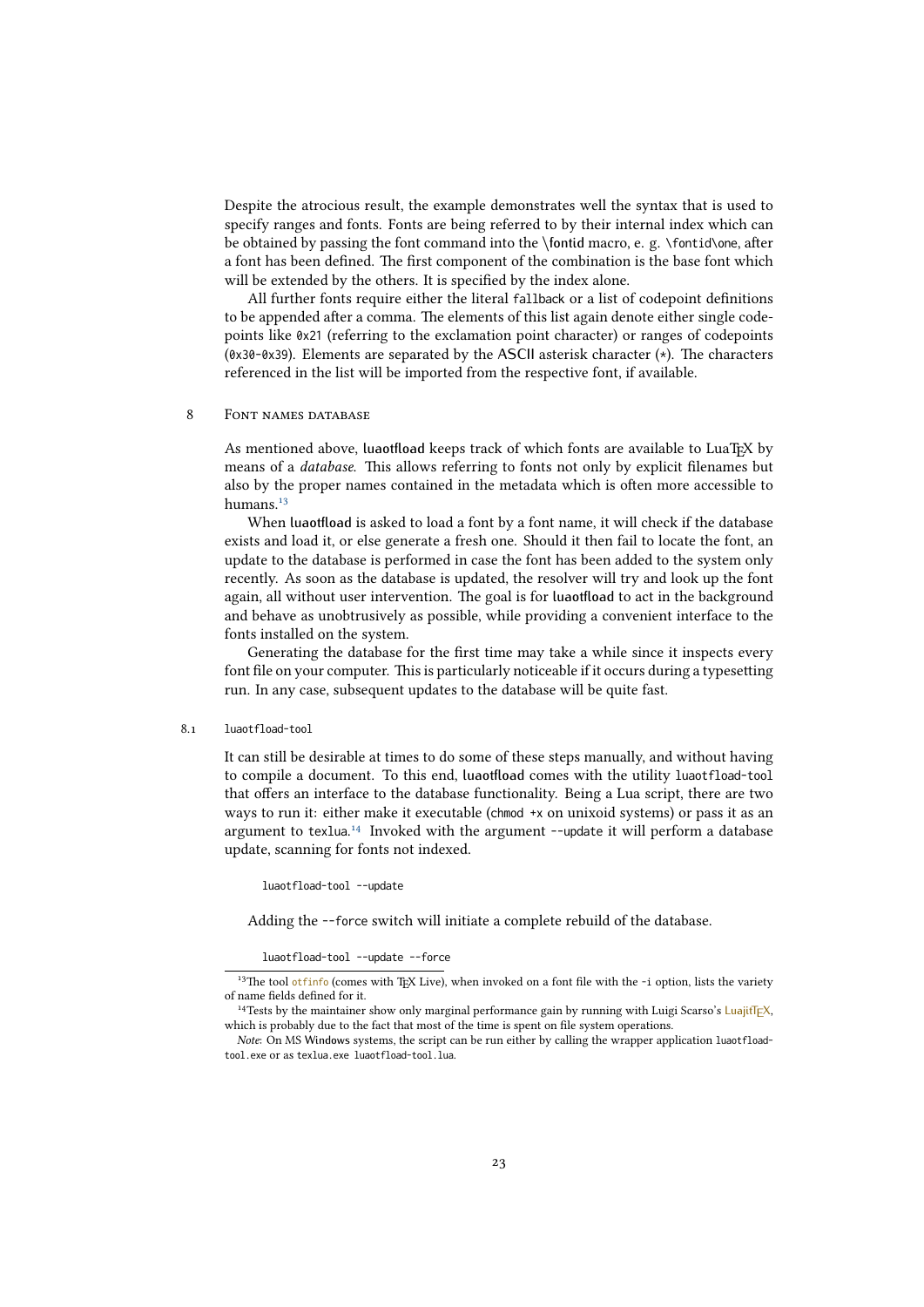Despite the atrocious result, the example demonstrates well the syntax that is used to specify ranges and fonts. Fonts are being referred to by their internal index which can be obtained by passing the font command into the \fontid macro, e. g. `\fontid\one`, after a font has been defined. The first component of the combination is the base font which will be extended by the others. It is specified by the index alone.

All further fonts require either the literal `fallback` or a list of codepoint definitions to be appended after a comma. The elements of this list again denote either single codepoints like `0x21` (referring to the exclamation point character) or ranges of codepoints (`0x30-0x39`). Elements are separated by the ASCII asterisk character (`*`). The characters referenced in the list will be imported from the respective font, if available.

## 8 Font names database

As mentioned above, **luaotfload** keeps track of which fonts are available to LuaTeX by means of a *database*. This allows referring to fonts not only by explicit filenames but also by the proper names contained in the metadata which is often more accessible to humans.[13]

When **luaotfload** is asked to load a font by a font name, it will check if the database exists and load it, or else generate a fresh one. Should it then fail to locate the font, an update to the database is performed in case the font has been added to the system only recently. As soon as the database is updated, the resolver will try and look up the font again, all without user intervention. The goal is for **luaotfload** to act in the background and behave as unobtrusively as possible, while providing a convenient interface to the fonts installed on the system.

Generating the database for the first time may take a while since it inspects every font file on your computer. This is particularly noticeable if it occurs during a typesetting run. In any case, subsequent updates to the database will be quite fast.

### 8.1 luaotfload-tool

It can still be desirable at times to do some of these steps manually, and without having to compile a document. To this end, **luaotfload** comes with the utility `luaotfload-tool` that offers an interface to the database functionality. Being a Lua script, there are two ways to run it: either make it executable (`chmod +x` on unixoid systems) or pass it as an argument to `texlua`.[14] Invoked with the argument `--update` it will perform a database update, scanning for fonts not indexed.

```
luaotfload-tool --update
```

Adding the `--force` switch will initiate a complete rebuild of the database.

```
luaotfload-tool --update --force
```

---

[13] The tool `otfinfo` (comes with TeX Live), when invoked on a font file with the `-i` option, lists the variety of name fields defined for it.

[14] Tests by the maintainer show only marginal performance gain by running with Luigi Scarso's LuajitTeX, which is probably due to the fact that most of the time is spent on file system operations.

*Note*: On MS Windows systems, the script can be run either by calling the wrapper application `luaotfload-tool.exe` or as `texlua.exe luaotfload-tool.lua`.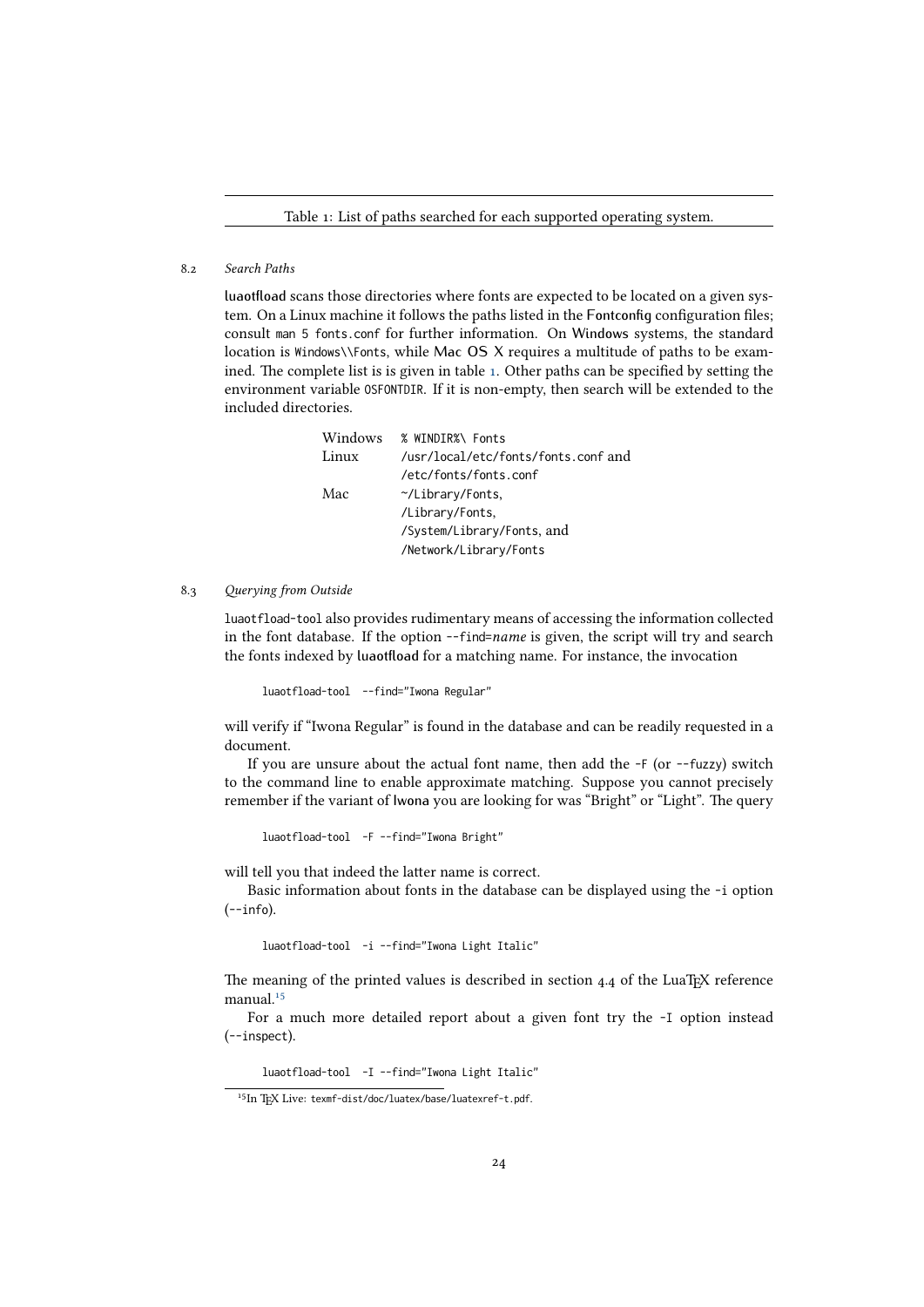Table 1: List of paths searched for each supported operating system.

| | |
|---|---|
| Windows | `% WINDIR%\ Fonts` |
| Linux | `/usr/local/etc/fonts/fonts.conf` and `/etc/fonts/fonts.conf` |
| Mac | `~/Library/Fonts`, `/Library/Fonts`, `/System/Library/Fonts`, and `/Network/Library/Fonts` |

### 8.2 *Search Paths*

**luaotfload** scans those directories where fonts are expected to be located on a given system. On a Linux machine it follows the paths listed in the **Fontconfig** configuration files; consult `man 5 fonts.conf` for further information. On **Windows** systems, the standard location is `Windows\\Fonts`, while **Mac OS X** requires a multitude of paths to be examined. The complete list is is given in table 1. Other paths can be specified by setting the environment variable `OSFONTDIR`. If it is non-empty, then search will be extended to the included directories.

### 8.3 *Querying from Outside*

`luaotfload-tool` also provides rudimentary means of accessing the information collected in the font database. If the option `--find=`*name* is given, the script will try and search the fonts indexed by **luaotfload** for a matching name. For instance, the invocation

```
luaotfload-tool  --find="Iwona Regular"
```

will verify if "Iwona Regular" is found in the database and can be readily requested in a document.

If you are unsure about the actual font name, then add the `-F` (or `--fuzzy`) switch to the command line to enable approximate matching. Suppose you cannot precisely remember if the variant of **Iwona** you are looking for was "Bright" or "Light". The query

```
luaotfload-tool  -F --find="Iwona Bright"
```

will tell you that indeed the latter name is correct.

Basic information about fonts in the database can be displayed using the `-i` option (`--info`).

```
luaotfload-tool  -i --find="Iwona Light Italic"
```

The meaning of the printed values is described in section 4.4 of the LuaTeX reference manual.[15]

For a much more detailed report about a given font try the `-I` option instead (`--inspect`).

```
luaotfload-tool  -I --find="Iwona Light Italic"
```

[15] In TeX Live: `texmf-dist/doc/luatex/base/luatexref-t.pdf`.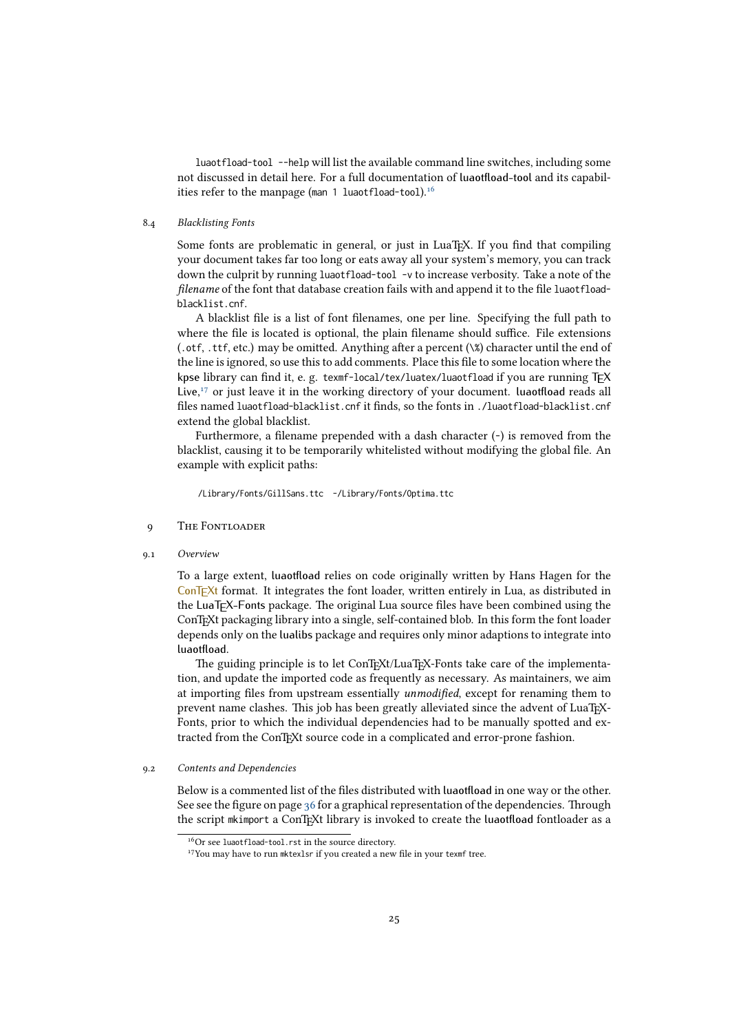luaotfload-tool --help will list the available command line switches, including some not discussed in detail here. For a full documentation of **luaotfload-tool** and its capabilities refer to the manpage (man 1 luaotfload-tool).[16]

### 8.4 *Blacklisting Fonts*

Some fonts are problematic in general, or just in LuaTEX. If you find that compiling your document takes far too long or eats away all your system's memory, you can track down the culprit by running luaotfload-tool -v to increase verbosity. Take a note of the *filename* of the font that database creation fails with and append it to the file luaotfload-blacklist.cnf.

A blacklist file is a list of font filenames, one per line. Specifying the full path to where the file is located is optional, the plain filename should suffice. File extensions (.otf, .ttf, etc.) may be omitted. Anything after a percent (%) character until the end of the line is ignored, so use this to add comments. Place this file to some location where the **kpse** library can find it, e. g. texmf-local/tex/luatex/luaotfload if you are running TEX Live,[17] or just leave it in the working directory of your document. **luaotfload** reads all files named luaotfload-blacklist.cnf it finds, so the fonts in ./luaotfload-blacklist.cnf extend the global blacklist.

Furthermore, a filename prepended with a dash character (-) is removed from the blacklist, causing it to be temporarily whitelisted without modifying the global file. An example with explicit paths:

```
/Library/Fonts/GillSans.ttc  -/Library/Fonts/Optima.ttc
```

## 9 The Fontloader

### 9.1 *Overview*

To a large extent, **luaotfload** relies on code originally written by Hans Hagen for the ConTEXt format. It integrates the font loader, written entirely in Lua, as distributed in the **LuaTEX-Fonts** package. The original Lua source files have been combined using the ConTEXt packaging library into a single, self-contained blob. In this form the font loader depends only on the **lualibs** package and requires only minor adaptions to integrate into **luaotfload**.

The guiding principle is to let ConTEXt/LuaTEX-Fonts take care of the implementation, and update the imported code as frequently as necessary. As maintainers, we aim at importing files from upstream essentially *unmodified*, except for renaming them to prevent name clashes. This job has been greatly alleviated since the advent of LuaTEX-Fonts, prior to which the individual dependencies had to be manually spotted and extracted from the ConTEXt source code in a complicated and error-prone fashion.

### 9.2 *Contents and Dependencies*

Below is a commented list of the files distributed with **luaotfload** in one way or the other. See see the figure on page 36 for a graphical representation of the dependencies. Through the script mkimport a ConTEXt library is invoked to create the **luaotfload** fontloader as a

[16] Or see luaotfload-tool.rst in the source directory.

[17] You may have to run mktexlsr if you created a new file in your texmf tree.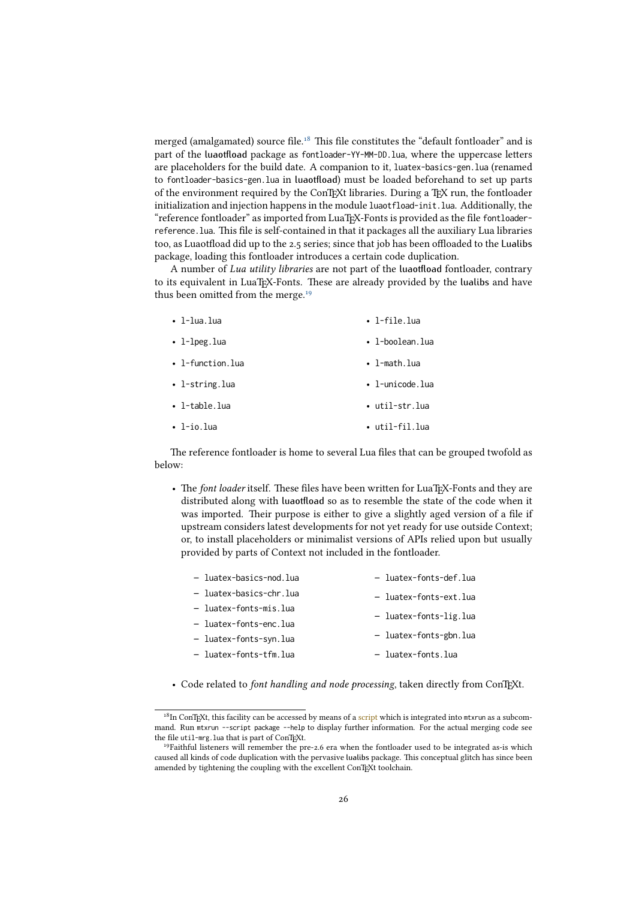merged (amalgamated) source file.[18] This file constitutes the "default fontloader" and is part of the **luaotfload** package as `fontloader-YY-MM-DD.lua`, where the uppercase letters are placeholders for the build date. A companion to it, `luatex-basics-gen.lua` (renamed to `fontloader-basics-gen.lua` in **luaotfload**) must be loaded beforehand to set up parts of the environment required by the ConTEXt libraries. During a TEX run, the fontloader initialization and injection happens in the module `luaotfload-init.lua`. Additionally, the "reference fontloader" as imported from LuaTEX-Fonts is provided as the file `fontloader-reference.lua`. This file is self-contained in that it packages all the auxiliary Lua libraries too, as Luaotfload did up to the 2.5 series; since that job has been offloaded to the **Lualibs** package, loading this fontloader introduces a certain code duplication.

A number of *Lua utility libraries* are not part of the **luaotfload** fontloader, contrary to its equivalent in LuaTEX-Fonts. These are already provided by the **lualibs** and have thus been omitted from the merge.[19]

- `l-lua.lua`
- `l-lpeg.lua`
- `l-function.lua`
- `l-string.lua`
- `l-table.lua`
- `l-io.lua`
- `l-file.lua`
- `l-boolean.lua`
- `l-math.lua`
- `l-unicode.lua`
- `util-str.lua`
- `util-fil.lua`

The reference fontloader is home to several Lua files that can be grouped twofold as below:

- The *font loader* itself. These files have been written for LuaTEX-Fonts and they are distributed along with **luaotfload** so as to resemble the state of the code when it was imported. Their purpose is either to give a slightly aged version of a file if upstream considers latest developments for not yet ready for use outside Context; or, to install placeholders or minimalist versions of APIs relied upon but usually provided by parts of Context not included in the fontloader.
  - `luatex-basics-nod.lua`
  - `luatex-basics-chr.lua`
  - `luatex-fonts-mis.lua`
  - `luatex-fonts-enc.lua`
  - `luatex-fonts-syn.lua`
  - `luatex-fonts-tfm.lua`
  - `luatex-fonts-def.lua`
  - `luatex-fonts-ext.lua`
  - `luatex-fonts-lig.lua`
  - `luatex-fonts-gbn.lua`
  - `luatex-fonts.lua`
- Code related to *font handling and node processing*, taken directly from ConTEXt.

---

[18] In ConTEXt, this facility can be accessed by means of a script which is integrated into `mtxrun` as a subcommand. Run `mtxrun --script package --help` to display further information. For the actual merging code see the file `util-mrg.lua` that is part of ConTEXt.

[19] Faithful listeners will remember the pre-2.6 era when the fontloader used to be integrated as-is which caused all kinds of code duplication with the pervasive **lualibs** package. This conceptual glitch has since been amended by tightening the coupling with the excellent ConTEXt toolchain.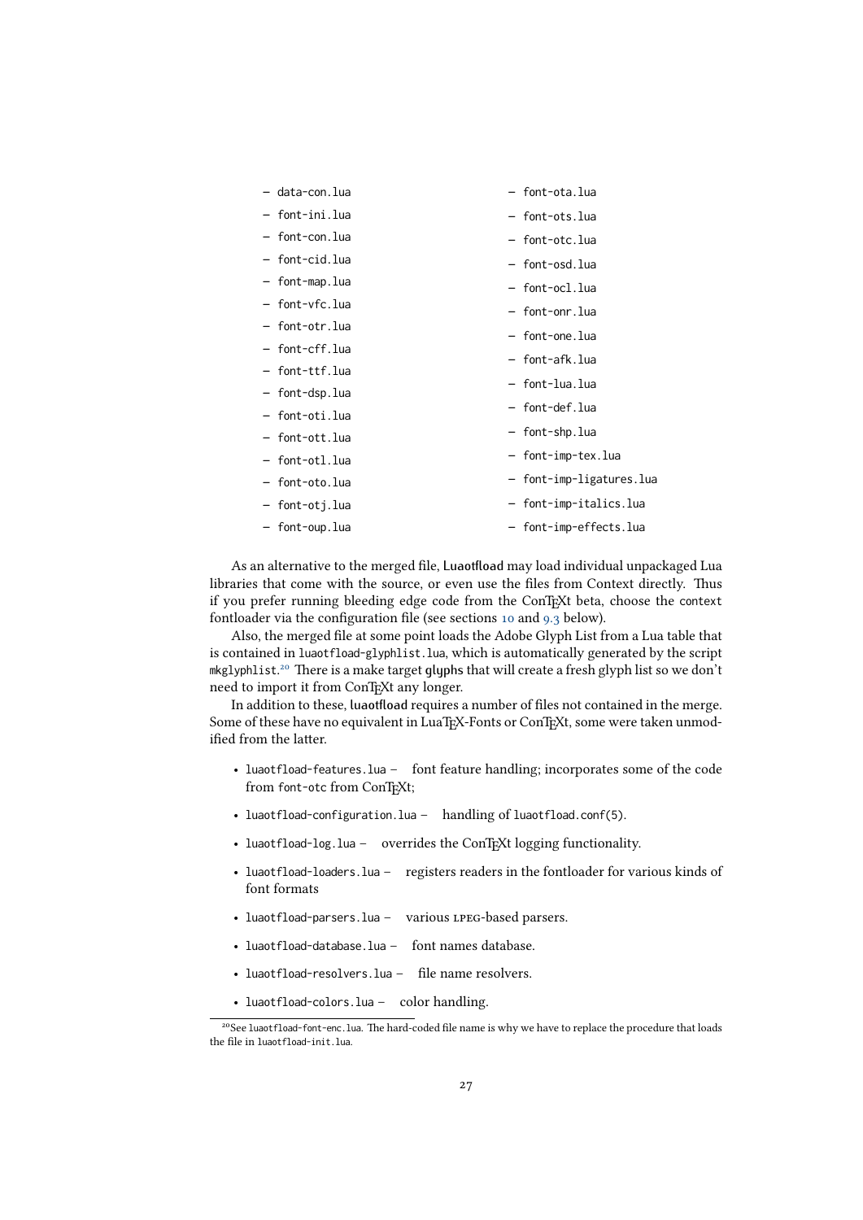- data-con.lua
- font-ini.lua
- font-con.lua
- font-cid.lua
- font-map.lua
- font-vfc.lua
- font-otr.lua
- font-cff.lua
- font-ttf.lua
- font-dsp.lua
- font-oti.lua
- font-ott.lua
- font-otl.lua
- font-oto.lua
- font-otj.lua
- font-oup.lua
- font-ota.lua
- font-ots.lua
- font-otc.lua
- font-osd.lua
- font-ocl.lua
- font-onr.lua
- font-one.lua
- font-afk.lua
- font-lua.lua
- font-def.lua
- font-shp.lua
- font-imp-tex.lua
- font-imp-ligatures.lua
- font-imp-italics.lua
- font-imp-effects.lua

As an alternative to the merged file, **Luaotfload** may load individual unpackaged Lua libraries that come with the source, or even use the files from Context directly. Thus if you prefer running bleeding edge code from the ConTEXt beta, choose the `context` fontloader via the configuration file (see sections 10 and 9.3 below).

Also, the merged file at some point loads the Adobe Glyph List from a Lua table that is contained in `luaotfload-glyphlist.lua`, which is automatically generated by the script `mkglyphlist`.[20] There is a make target **glyphs** that will create a fresh glyph list so we don't need to import it from ConTEXt any longer.

In addition to these, **luaotfload** requires a number of files not contained in the merge. Some of these have no equivalent in LuaTEX-Fonts or ConTEXt, some were taken unmodified from the latter.

- `luaotfload-features.lua` – font feature handling; incorporates some of the code from `font-otc` from ConTEXt;
- `luaotfload-configuration.lua` – handling of `luaotfload.conf(5)`.
- `luaotfload-log.lua` – overrides the ConTEXt logging functionality.
- `luaotfload-loaders.lua` – registers readers in the fontloader for various kinds of font formats
- `luaotfload-parsers.lua` – various LPEG-based parsers.
- `luaotfload-database.lua` – font names database.
- `luaotfload-resolvers.lua` – file name resolvers.
- `luaotfload-colors.lua` – color handling.

[20] See `luaotfload-font-enc.lua`. The hard-coded file name is why we have to replace the procedure that loads the file in `luaotfload-init.lua`.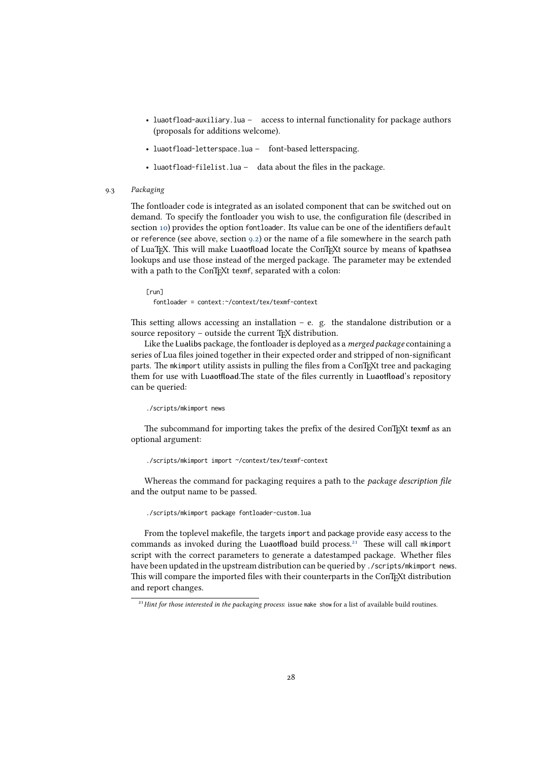- `luaotfload-auxiliary.lua` – access to internal functionality for package authors (proposals for additions welcome).
- `luaotfload-letterspace.lua` – font-based letterspacing.
- `luaotfload-filelist.lua` – data about the files in the package.

### 9.3 *Packaging*

The fontloader code is integrated as an isolated component that can be switched out on demand. To specify the fontloader you wish to use, the configuration file (described in section 10) provides the option `fontloader`. Its value can be one of the identifiers `default` or `reference` (see above, section 9.2) or the name of a file somewhere in the search path of LuaTeX. This will make Luaotfload locate the ConTeXt source by means of kpathsea lookups and use those instead of the merged package. The parameter may be extended with a path to the ConTeXt `texmf`, separated with a colon:

```
[run]
  fontloader = context:~/context/tex/texmf-context
```

This setting allows accessing an installation – e. g. the standalone distribution or a source repository – outside the current TeX distribution.

Like the Lualibs package, the fontloader is deployed as a *merged package* containing a series of Lua files joined together in their expected order and stripped of non-significant parts. The `mkimport` utility assists in pulling the files from a ConTeXt tree and packaging them for use with Luaotfload.The state of the files currently in Luaotfload's repository can be queried:

```
./scripts/mkimport news
```

The subcommand for importing takes the prefix of the desired ConTeXt texmf as an optional argument:

```
./scripts/mkimport import ~/context/tex/texmf-context
```

Whereas the command for packaging requires a path to the *package description file* and the output name to be passed.

```
./scripts/mkimport package fontloader-custom.lua
```

From the toplevel makefile, the targets `import` and `package` provide easy access to the commands as invoked during the Luaotfload build process.[21] These will call `mkimport` script with the correct parameters to generate a datestamped package. Whether files have been updated in the upstream distribution can be queried by `./scripts/mkimport news`. This will compare the imported files with their counterparts in the ConTeXt distribution and report changes.

[21] *Hint for those interested in the packaging process:* issue `make show` for a list of available build routines.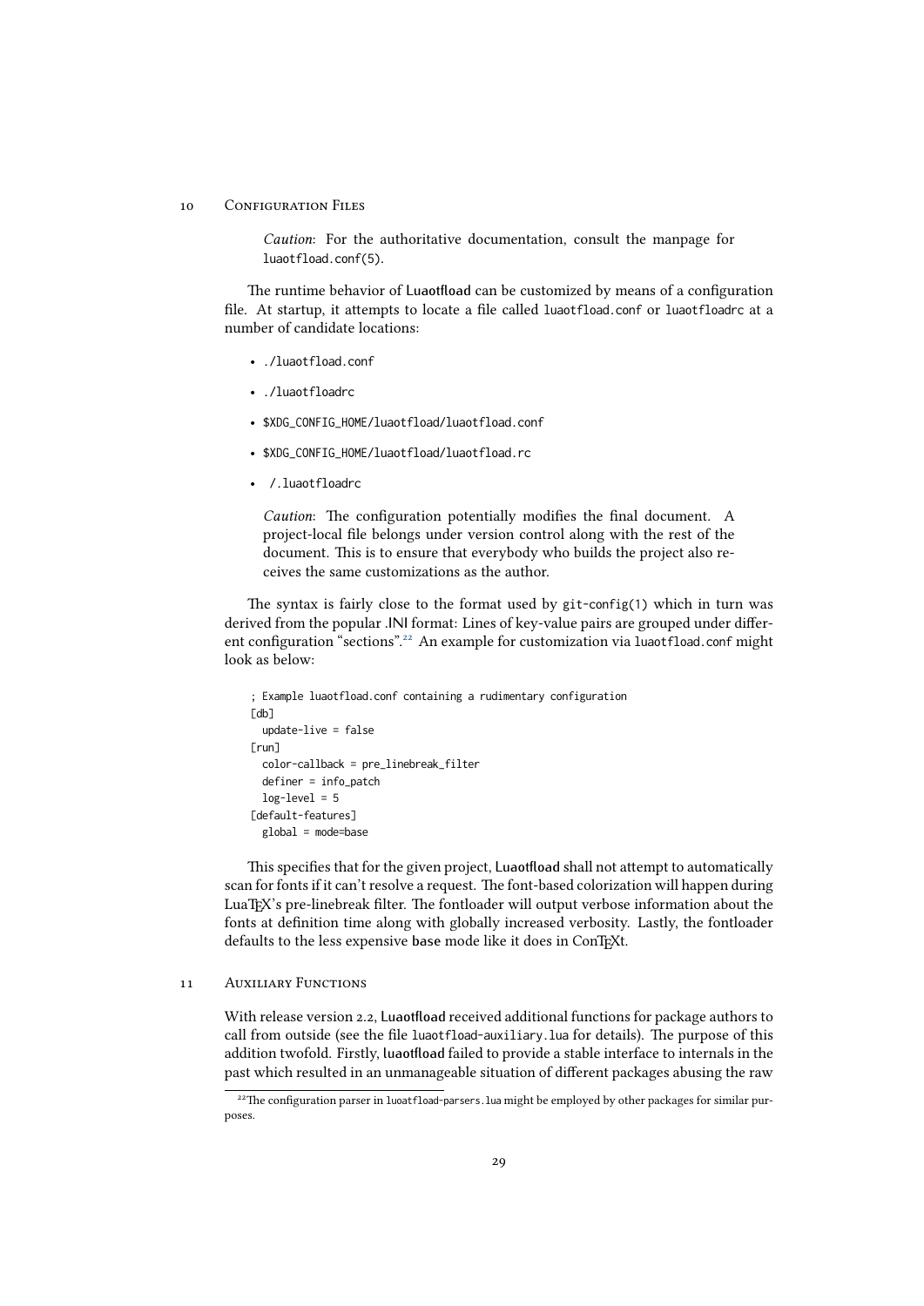## 10 Configuration Files

> *Caution*: For the authoritative documentation, consult the manpage for `luaotfload.conf(5)`.

The runtime behavior of **Luaotfload** can be customized by means of a configuration file. At startup, it attempts to locate a file called `luaotfload.conf` or `luaotfloadrc` at a number of candidate locations:

- `./luaotfload.conf`
- `./luaotfloadrc`
- `$XDG_CONFIG_HOME/luaotfload/luaotfload.conf`
- `$XDG_CONFIG_HOME/luaotfload/luaotfload.rc`
- ` /.luaotfloadrc`

> *Caution*: The configuration potentially modifies the final document. A project-local file belongs under version control along with the rest of the document. This is to ensure that everybody who builds the project also receives the same customizations as the author.

The syntax is fairly close to the format used by `git-config(1)` which in turn was derived from the popular .INI format: Lines of key-value pairs are grouped under different configuration "sections".[22] An example for customization via `luaotfload.conf` might look as below:

```
; Example luaotfload.conf containing a rudimentary configuration
[db]
  update-live = false
[run]
  color-callback = pre_linebreak_filter
  definer = info_patch
  log-level = 5
[default-features]
  global = mode=base
```

This specifies that for the given project, **Luaotfload** shall not attempt to automatically scan for fonts if it can't resolve a request. The font-based colorization will happen during LuaTEX's pre-linebreak filter. The fontloader will output verbose information about the fonts at definition time along with globally increased verbosity. Lastly, the fontloader defaults to the less expensive **base** mode like it does in ConTEXt.

## 11 Auxiliary Functions

With release version 2.2, **Luaotfload** received additional functions for package authors to call from outside (see the file `luaotfload-auxiliary.lua` for details). The purpose of this addition twofold. Firstly, **luaotfload** failed to provide a stable interface to internals in the past which resulted in an unmanageable situation of different packages abusing the raw

[22] The configuration parser in `luoatfload-parsers.lua` might be employed by other packages for similar purposes.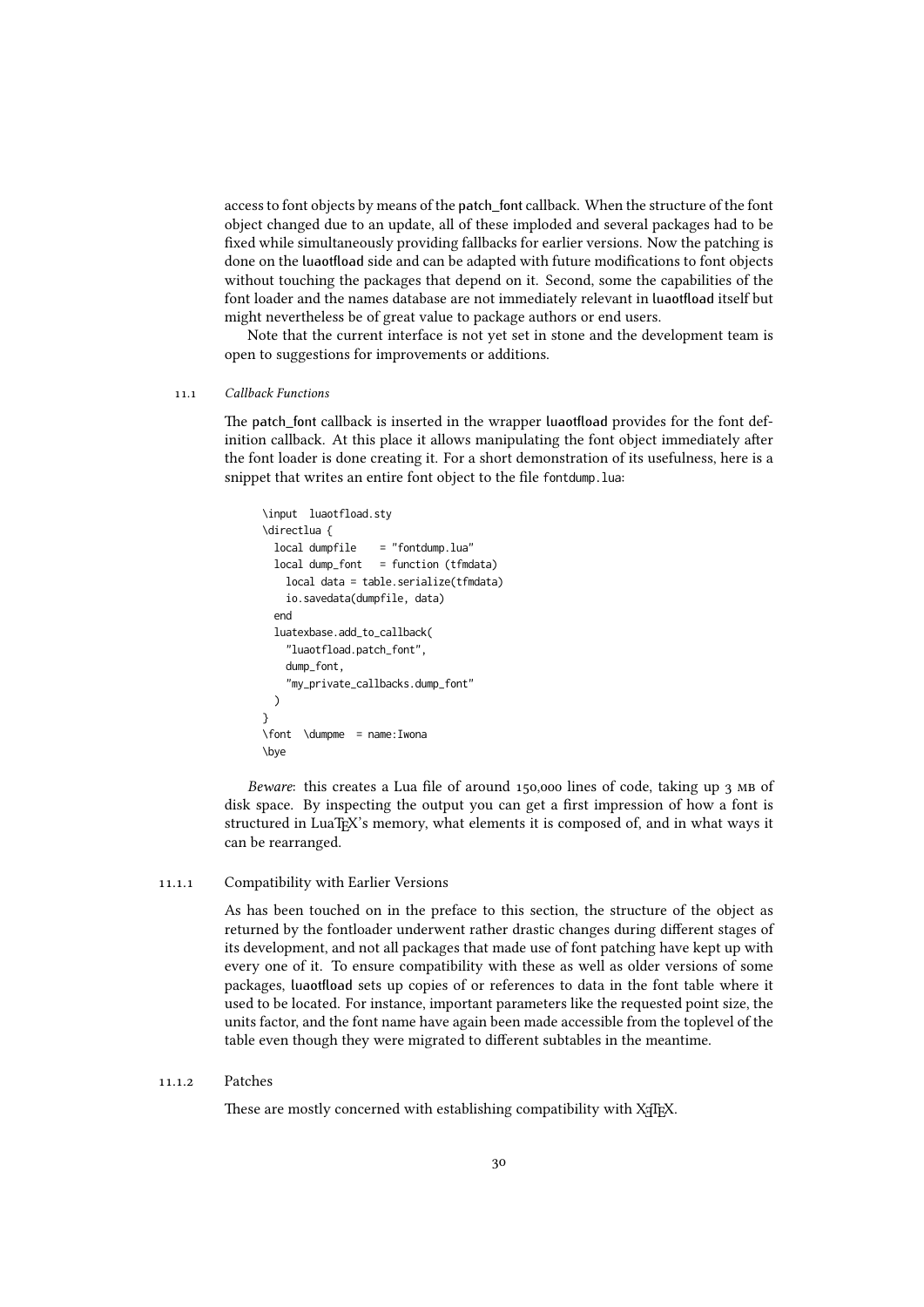access to font objects by means of the patch_font callback. When the structure of the font object changed due to an update, all of these imploded and several packages had to be fixed while simultaneously providing fallbacks for earlier versions. Now the patching is done on the luaotfload side and can be adapted with future modifications to font objects without touching the packages that depend on it. Second, some the capabilities of the font loader and the names database are not immediately relevant in luaotfload itself but might nevertheless be of great value to package authors or end users.

Note that the current interface is not yet set in stone and the development team is open to suggestions for improvements or additions.

## 11.1 *Callback Functions*

The patch_font callback is inserted in the wrapper luaotfload provides for the font definition callback. At this place it allows manipulating the font object immediately after the font loader is done creating it. For a short demonstration of its usefulness, here is a snippet that writes an entire font object to the file fontdump.lua:

```
\input  luaotfload.sty
\directlua {
  local dumpfile    = "fontdump.lua"
  local dump_font   = function (tfmdata)
    local data = table.serialize(tfmdata)
    io.savedata(dumpfile, data)
  end
  luatexbase.add_to_callback(
    "luaotfload.patch_font",
    dump_font,
    "my_private_callbacks.dump_font"
  )
}
\font  \dumpme  = name:Iwona
\bye
```

*Beware*: this creates a Lua file of around 150,000 lines of code, taking up 3 MB of disk space. By inspecting the output you can get a first impression of how a font is structured in LuaTEX's memory, what elements it is composed of, and in what ways it can be rearranged.

### 11.1.1 Compatibility with Earlier Versions

As has been touched on in the preface to this section, the structure of the object as returned by the fontloader underwent rather drastic changes during different stages of its development, and not all packages that made use of font patching have kept up with every one of it. To ensure compatibility with these as well as older versions of some packages, luaotfload sets up copies of or references to data in the font table where it used to be located. For instance, important parameters like the requested point size, the units factor, and the font name have again been made accessible from the toplevel of the table even though they were migrated to different subtables in the meantime.

### 11.1.2 Patches

These are mostly concerned with establishing compatibility with XeTEX.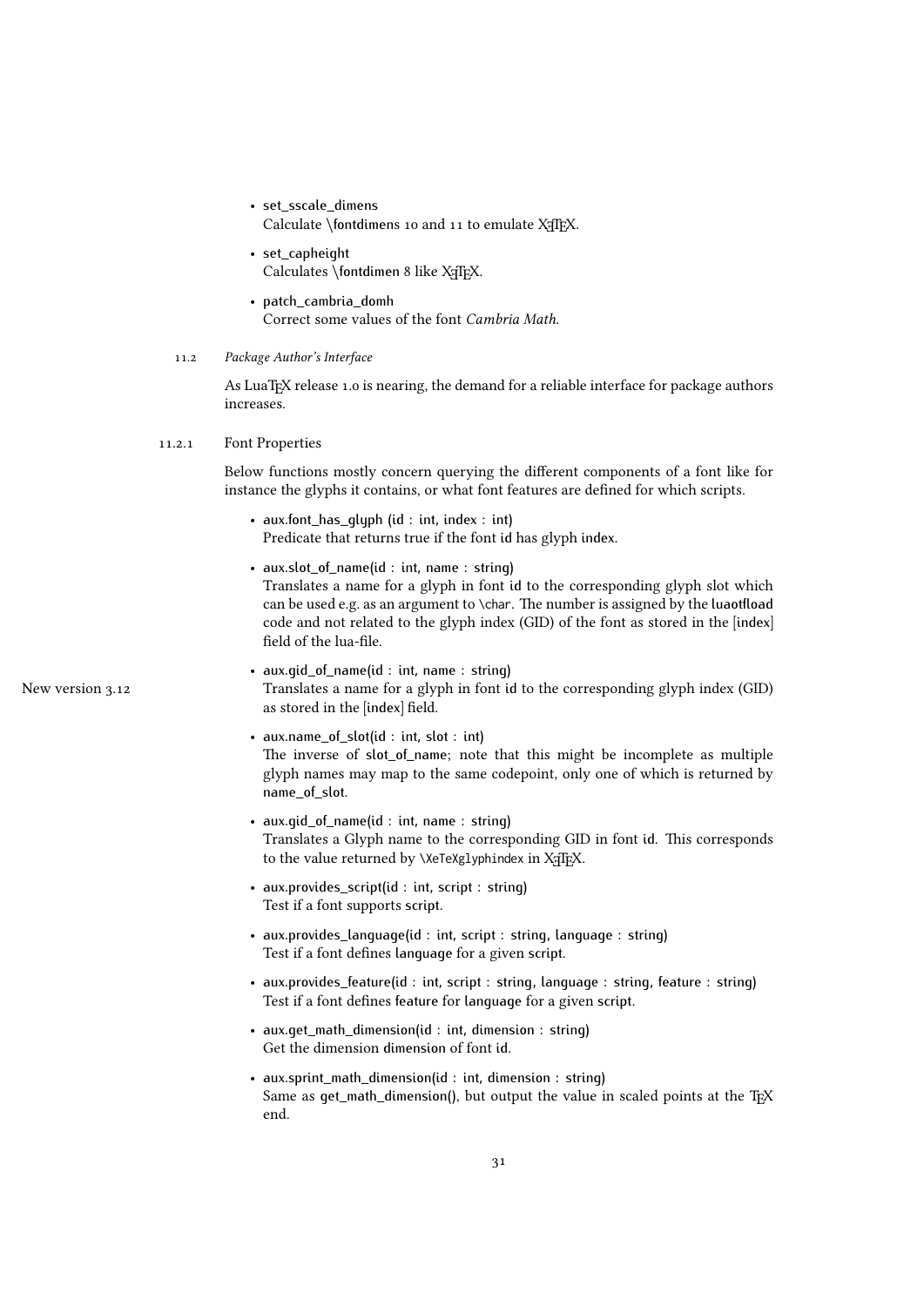- set_sscale_dimens
  Calculate \fontdimens 10 and 11 to emulate XeTeX.
- set_capheight
  Calculates \fontdimen 8 like XeTeX.
- patch_cambria_domh
  Correct some values of the font *Cambria Math.*

### 11.2 *Package Author's Interface*

As LuaTeX release 1.0 is nearing, the demand for a reliable interface for package authors increases.

#### 11.2.1 Font Properties

Below functions mostly concern querying the different components of a font like for instance the glyphs it contains, or what font features are defined for which scripts.

- aux.font_has_glyph (id : int, index : int)
  Predicate that returns true if the font id has glyph index.
- aux.slot_of_name(id : int, name : string)
  Translates a name for a glyph in font id to the corresponding glyph slot which can be used e.g. as an argument to \char. The number is assigned by the luaotfload code and not related to the glyph index (GID) of the font as stored in the [index] field of the lua-file.
- aux.gid_of_name(id : int, name : string)
  New version 3.12
  Translates a name for a glyph in font id to the corresponding glyph index (GID) as stored in the [index] field.
- aux.name_of_slot(id : int, slot : int)
  The inverse of slot_of_name; note that this might be incomplete as multiple glyph names may map to the same codepoint, only one of which is returned by name_of_slot.
- aux.gid_of_name(id : int, name : string)
  Translates a Glyph name to the corresponding GID in font id. This corresponds to the value returned by \XeTeXglyphindex in XeTeX.
- aux.provides_script(id : int, script : string)
  Test if a font supports script.
- aux.provides_language(id : int, script : string, language : string)
  Test if a font defines language for a given script.
- aux.provides_feature(id : int, script : string, language : string, feature : string)
  Test if a font defines feature for language for a given script.
- aux.get_math_dimension(id : int, dimension : string)
  Get the dimension dimension of font id.
- aux.sprint_math_dimension(id : int, dimension : string)
  Same as get_math_dimension(), but output the value in scaled points at the TeX end.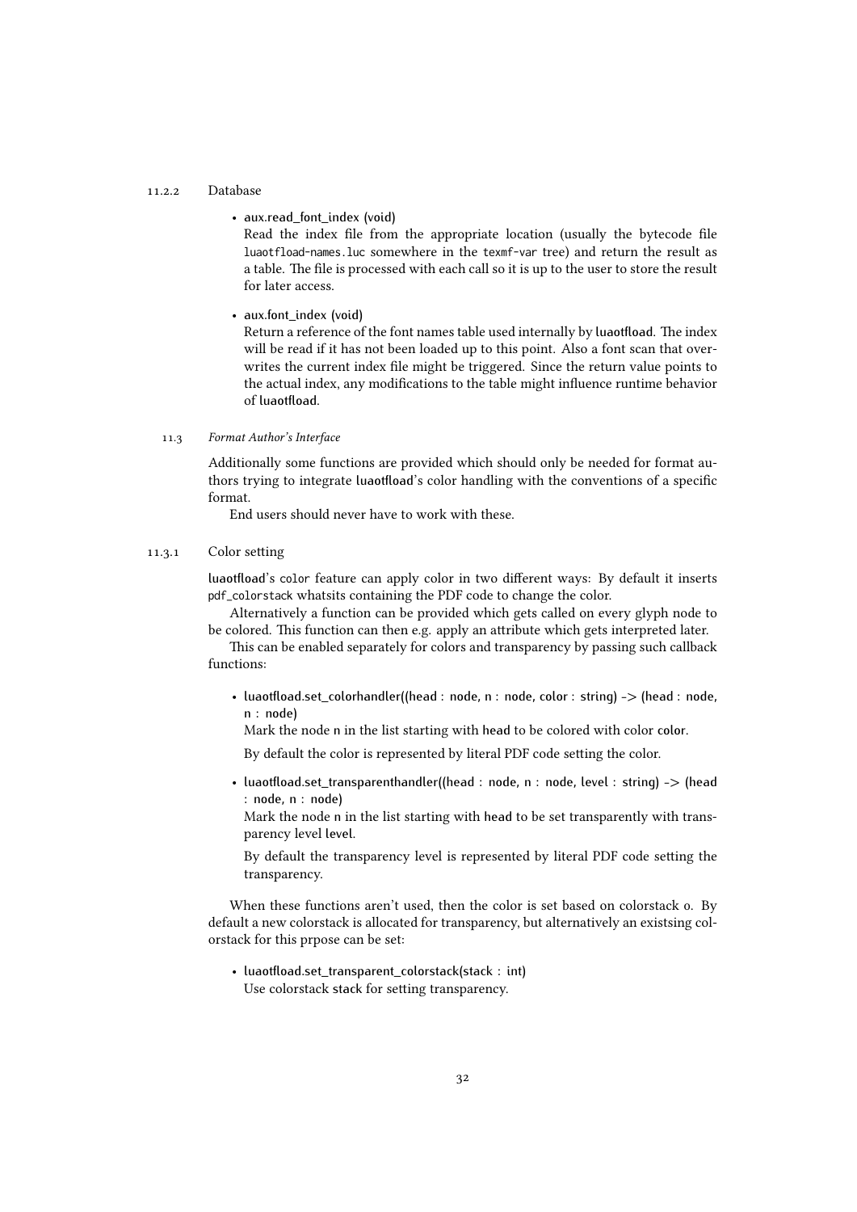#### 11.2.2 Database

- **aux.read_font_index (void)**
  Read the index file from the appropriate location (usually the bytecode file `luaotfload-names.luc` somewhere in the `texmf-var` tree) and return the result as a table. The file is processed with each call so it is up to the user to store the result for later access.

- **aux.font_index (void)**
  Return a reference of the font names table used internally by luaotfload. The index will be read if it has not been loaded up to this point. Also a font scan that overwrites the current index file might be triggered. Since the return value points to the actual index, any modifications to the table might influence runtime behavior of luaotfload.

### 11.3 *Format Author's Interface*

Additionally some functions are provided which should only be needed for format authors trying to integrate luaotfload's color handling with the conventions of a specific format.

End users should never have to work with these.

#### 11.3.1 Color setting

luaotfload's `color` feature can apply color in two different ways: By default it inserts `pdf_colorstack` whatsits containing the PDF code to change the color.

Alternatively a function can be provided which gets called on every glyph node to be colored. This function can then e.g. apply an attribute which gets interpreted later.

This can be enabled separately for colors and transparency by passing such callback functions:

- **luaotfload.set_colorhandler((head : node, n : node, color : string) -> (head : node, n : node)**
  Mark the node n in the list starting with head to be colored with color color.

  By default the color is represented by literal PDF code setting the color.

- **luaotfload.set_transparenthandler((head : node, n : node, level : string) -> (head : node, n : node)**
  Mark the node n in the list starting with head to be set transparently with transparency level level.

  By default the transparency level is represented by literal PDF code setting the transparency.

When these functions aren't used, then the color is set based on colorstack 0. By default a new colorstack is allocated for transparency, but alternatively an existsing colorstack for this prpose can be set:

- **luaotfload.set_transparent_colorstack(stack : int)**
  Use colorstack stack for setting transparency.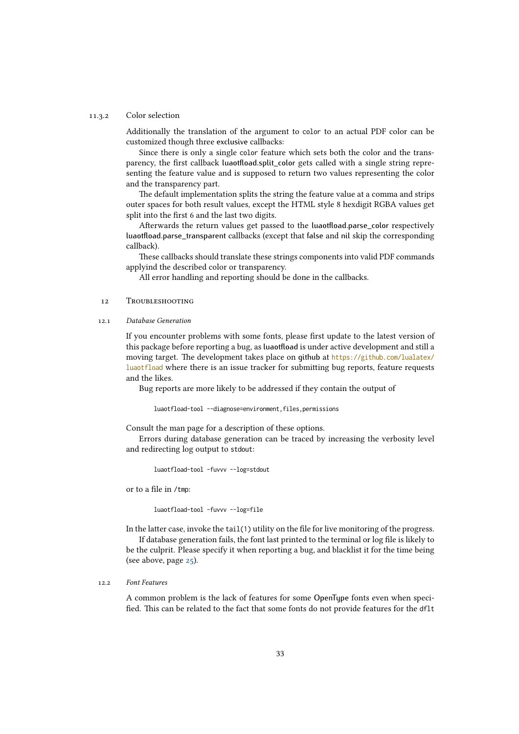#### 11.3.2 Color selection

Additionally the translation of the argument to `color` to an actual PDF color can be customized though three **exclusive** callbacks:

Since there is only a single `color` feature which sets both the color and the transparency, the first callback **luaotfload.split_color** gets called with a single string representing the feature value and is supposed to return two values representing the color and the transparency part.

The default implementation splits the string the feature value at a comma and strips outer spaces for both result values, except the HTML style 8 hexdigit RGBA values get split into the first 6 and the last two digits.

Afterwards the return values get passed to the **luaotfload.parse_color** respectively **luaotfload.parse_transparent** callbacks (except that **false** and **nil** skip the corresponding callback).

These callbacks should translate these strings components into valid PDF commands applyind the described color or transparency.

All error handling and reporting should be done in the callbacks.

## 12 Troubleshooting

### 12.1 *Database Generation*

If you encounter problems with some fonts, please first update to the latest version of this package before reporting a bug, as **luaotfload** is under active development and still a moving target. The development takes place on **github** at https://github.com/lualatex/luaotfload where there is an issue tracker for submitting bug reports, feature requests and the likes.

Bug reports are more likely to be addressed if they contain the output of

```
luaotfload-tool --diagnose=environment,files,permissions
```

Consult the man page for a description of these options.

Errors during database generation can be traced by increasing the verbosity level and redirecting log output to `stdout`:

```
luaotfload-tool -fuvvv --log=stdout
```

or to a file in `/tmp`:

```
luaotfload-tool -fuvvv --log=file
```

In the latter case, invoke the `tail(1)` utility on the file for live monitoring of the progress.

If database generation fails, the font last printed to the terminal or log file is likely to be the culprit. Please specify it when reporting a bug, and blacklist it for the time being (see above, page 25).

### 12.2 *Font Features*

A common problem is the lack of features for some **OpenType** fonts even when specified. This can be related to the fact that some fonts do not provide features for the `dflt`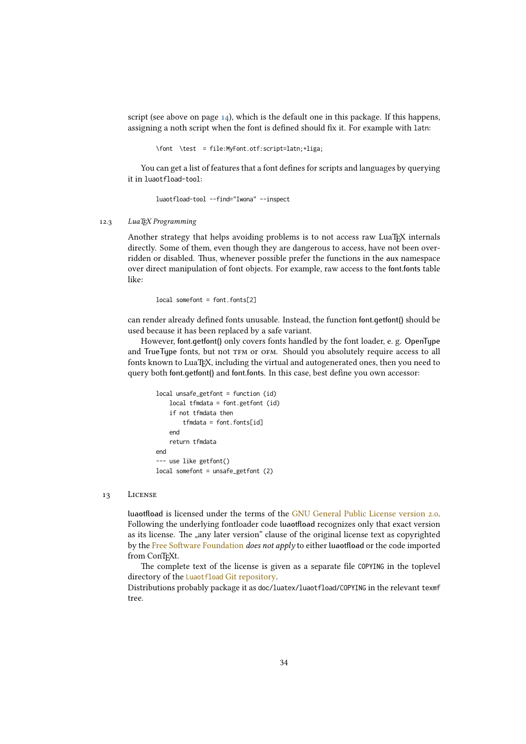script (see above on page 14), which is the default one in this package. If this happens, assigning a noth script when the font is defined should fix it. For example with latn:

```
\font  \test  = file:MyFont.otf:script=latn;+liga;
```

You can get a list of features that a font defines for scripts and languages by querying it in luaotfload-tool:

```
luaotfload-tool --find="Iwona" --inspect
```

### 12.3 LuaTeX Programming

Another strategy that helps avoiding problems is to not access raw LuaTeX internals directly. Some of them, even though they are dangerous to access, have not been overridden or disabled. Thus, whenever possible prefer the functions in the **aux** namespace over direct manipulation of font objects. For example, raw access to the **font.fonts** table like:

```
local somefont = font.fonts[2]
```

can render already defined fonts unusable. Instead, the function **font.getfont()** should be used because it has been replaced by a safe variant.

However, **font.getfont()** only covers fonts handled by the font loader, e. g. **OpenType** and **TrueType** fonts, but not TFM or OFM. Should you absolutely require access to all fonts known to LuaTeX, including the virtual and autogenerated ones, then you need to query both **font.getfont()** and **font.fonts**. In this case, best define you own accessor:

```
local unsafe_getfont = function (id)
    local tfmdata = font.getfont (id)
    if not tfmdata then
        tfmdata = font.fonts[id]
    end
    return tfmdata
end
--- use like getfont()
local somefont = unsafe_getfont (2)
```

## 13 License

**luaotfload** is licensed under the terms of the GNU General Public License version 2.0. Following the underlying fontloader code **luaotfload** recognizes only that exact version as its license. The „any later version" clause of the original license text as copyrighted by the Free Software Foundation *does not apply* to either **luaotfload** or the code imported from ConTeXt.

The complete text of the license is given as a separate file COPYING in the toplevel directory of the Luaotfload Git repository.

Distributions probably package it as doc/luatex/luaotfload/COPYING in the relevant texmf tree.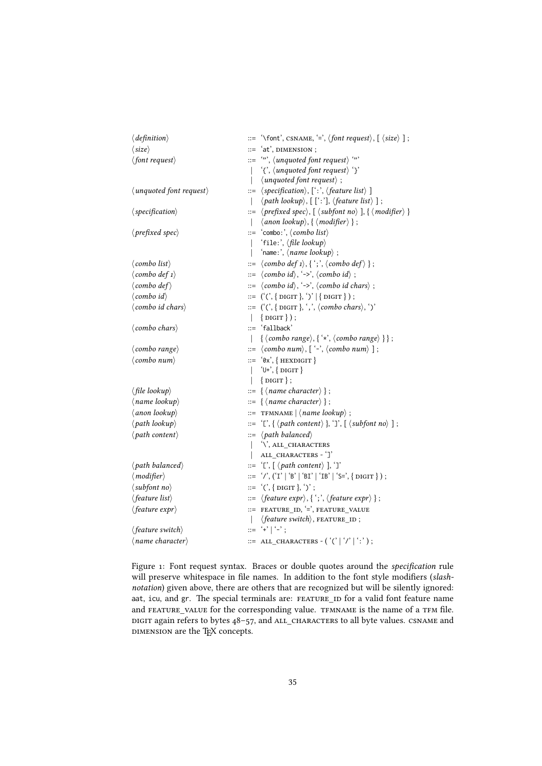```
⟨definition⟩              ::= '\font', CSNAME, '=', ⟨font request⟩, [ ⟨size⟩ ] ;
⟨size⟩                    ::= 'at', DIMENSION ;
⟨font request⟩            ::= '"', ⟨unquoted font request⟩ '"'
                            | '{', ⟨unquoted font request⟩ '}'
                            | ⟨unquoted font request⟩ ;
⟨unquoted font request⟩   ::= ⟨specification⟩, [':', ⟨feature list⟩ ]
                            | ⟨path lookup⟩, [ [':'], ⟨feature list⟩ ] ;
⟨specification⟩           ::= ⟨prefixed spec⟩, [ ⟨subfont no⟩ ], { ⟨modifier⟩ }
                            | ⟨anon lookup⟩, { ⟨modifier⟩ } ;
⟨prefixed spec⟩           ::= 'combo:', ⟨combo list⟩
                            | 'file:', ⟨file lookup⟩
                            | 'name:', ⟨name lookup⟩ ;
⟨combo list⟩              ::= ⟨combo def 1⟩, { ';', ⟨combo def⟩ } ;
⟨combo def 1⟩             ::= ⟨combo id⟩, '->', ⟨combo id⟩ ;
⟨combo def⟩               ::= ⟨combo id⟩, '->', ⟨combo id chars⟩ ;
⟨combo id⟩                ::= ('(', { DIGIT }, ')' | { DIGIT } ) ;
⟨combo id chars⟩          ::= ('(', { DIGIT }, ',', ⟨combo chars⟩, ')'
                            | { DIGIT } ) ;
⟨combo chars⟩             ::= 'fallback'
                            | { ⟨combo range⟩, { '*', ⟨combo range⟩ } } ;
⟨combo range⟩             ::= ⟨combo num⟩, [ '-', ⟨combo num⟩ ] ;
⟨combo num⟩               ::= '0x', { HEXDIGIT }
                            | 'U+', { DIGIT }
                            | { DIGIT } ;
⟨file lookup⟩             ::= { ⟨name character⟩ } ;
⟨name lookup⟩             ::= { ⟨name character⟩ } ;
⟨anon lookup⟩             ::= TFMNAME | ⟨name lookup⟩ ;
⟨path lookup⟩             ::= '[', { ⟨path content⟩ }, ']', [ ⟨subfont no⟩ ] ;
⟨path content⟩            ::= ⟨path balanced⟩
                            | '\', ALL_CHARACTERS
                            | ALL_CHARACTERS - ']'
⟨path balanced⟩           ::= '[', [ ⟨path content⟩ ], ']'
⟨modifier⟩                ::= '/', ('I' | 'B' | 'BI' | 'IB' | 'S=', { DIGIT } ) ;
⟨subfont no⟩              ::= '(', { DIGIT }, ')' ;
⟨feature list⟩            ::= ⟨feature expr⟩, { ';', ⟨feature expr⟩ } ;
⟨feature expr⟩            ::= FEATURE_ID, '=', FEATURE_VALUE
                            | ⟨feature switch⟩, FEATURE_ID ;
⟨feature switch⟩          ::= '+' | '-' ;
⟨name character⟩          ::= ALL_CHARACTERS - ( '(' | '/' | ':' ) ;
```

Figure 1: Font request syntax. Braces or double quotes around the *specification* rule will preserve whitespace in file names. In addition to the font style modifiers (*slash-notation*) given above, there are others that are recognized but will be silently ignored: aat, icu, and gr. The special terminals are: FEATURE_ID for a valid font feature name and FEATURE_VALUE for the corresponding value. TFMNAME is the name of a TFM file. DIGIT again refers to bytes 48–57, and ALL_CHARACTERS to all byte values. CSNAME and DIMENSION are the TeX concepts.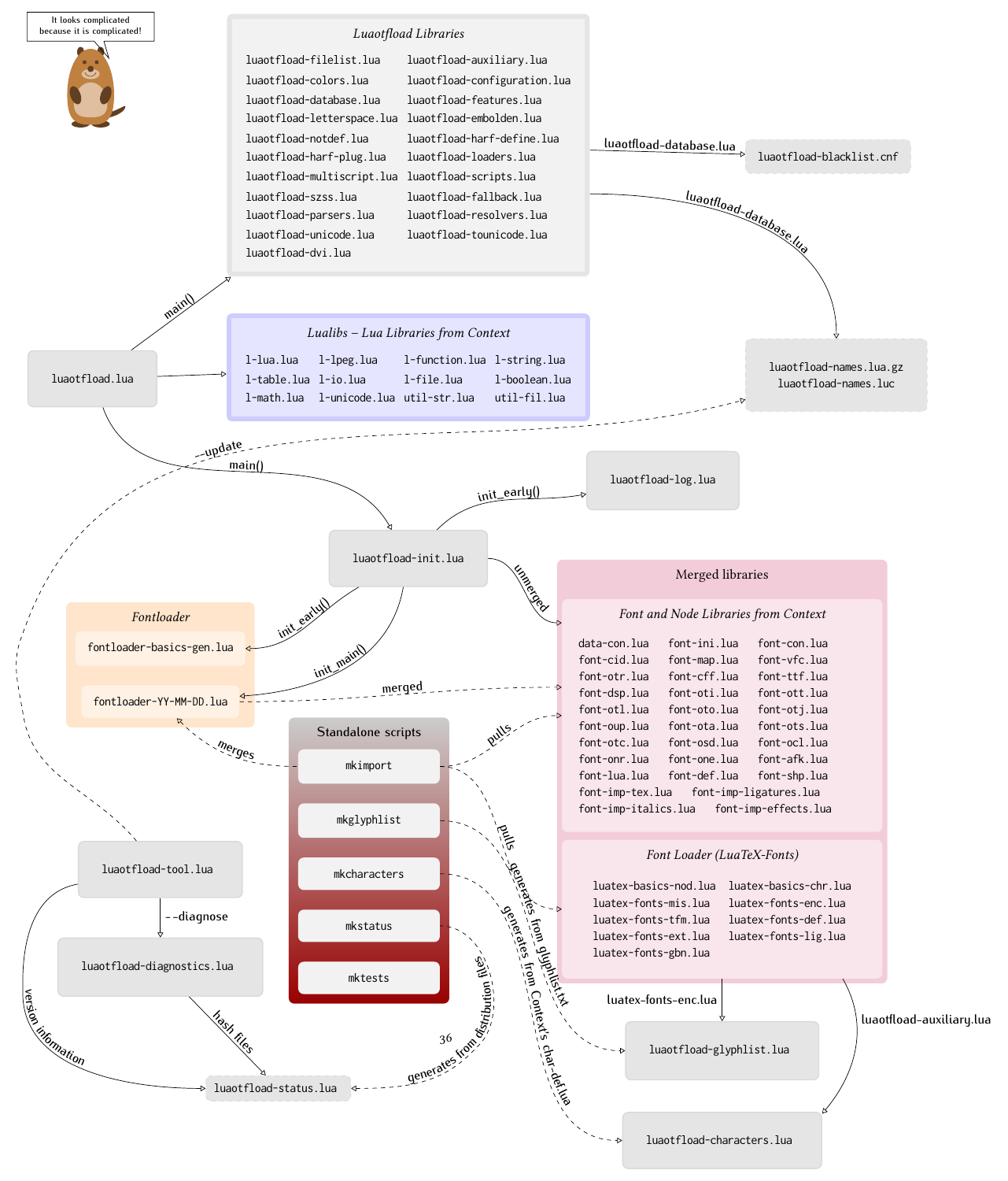It looks complicated because it is complicated!

### Luaotfload Libraries

- luaotfload-filelist.lua
- luaotfload-auxiliary.lua
- luaotfload-colors.lua
- luaotfload-configuration.lua
- luaotfload-database.lua
- luaotfload-features.lua
- luaotfload-letterspace.lua
- luaotfload-embolden.lua
- luaotfload-notdef.lua
- luaotfload-harf-define.lua
- luaotfload-harf-plug.lua
- luaotfload-loaders.lua
- luaotfload-multiscript.lua
- luaotfload-scripts.lua
- luaotfload-szss.lua
- luaotfload-fallback.lua
- luaotfload-parsers.lua
- luaotfload-resolvers.lua
- luaotfload-unicode.lua
- luaotfload-tounicode.lua
- luaotfload-dvi.lua

luaotfload-database.lua → luaotfload-blacklist.cnf

luaotfload-database.lua → luaotfload-names.lua.gz, luaotfload-names.luc

### Lualibs – Lua Libraries from Context

- l-lua.lua
- l-lpeg.lua
- l-function.lua
- l-string.lua
- l-table.lua
- l-io.lua
- l-file.lua
- l-boolean.lua
- l-math.lua
- l-unicode.lua
- util-str.lua
- util-fil.lua

luaotfload.lua → main() → Luaotfload Libraries

luaotfload.lua → Lualibs

luaotfload.lua → main() → luaotfload-init.lua

luaotfload-init.lua → init_early() → luaotfload-log.lua

luaotfload-init.lua → init_early() → fontloader-basics-gen.lua

luaotfload-init.lua → init_main() → fontloader-YY-MM-DD.lua

luaotfload-init.lua → unmerged → Merged libraries

### Fontloader

- fontloader-basics-gen.lua
- fontloader-YY-MM-DD.lua

fontloader-YY-MM-DD.lua → merged → Merged libraries

### Merged libraries

#### Font and Node Libraries from Context

- data-con.lua
- font-ini.lua
- font-con.lua
- font-cid.lua
- font-map.lua
- font-vfc.lua
- font-otr.lua
- font-cff.lua
- font-ttf.lua
- font-dsp.lua
- font-oti.lua
- font-ott.lua
- font-otl.lua
- font-oto.lua
- font-otj.lua
- font-oup.lua
- font-ota.lua
- font-ots.lua
- font-otc.lua
- font-osd.lua
- font-ocl.lua
- font-onr.lua
- font-one.lua
- font-afk.lua
- font-lua.lua
- font-def.lua
- font-shp.lua
- font-imp-tex.lua
- font-imp-ligatures.lua
- font-imp-italics.lua
- font-imp-effects.lua

#### Font Loader (LuaTeX-Fonts)

- luatex-basics-nod.lua
- luatex-basics-chr.lua
- luatex-fonts-mis.lua
- luatex-fonts-enc.lua
- luatex-fonts-tfm.lua
- luatex-fonts-def.lua
- luatex-fonts-ext.lua
- luatex-fonts-lig.lua
- luatex-fonts-gbn.lua

Merged libraries → luatex-fonts-enc.lua → luaotfload-glyphlist.lua

Merged libraries → luaotfload-auxiliary.lua → luaotfload-characters.lua

### Standalone scripts

- mkimport
- mkglyphlist
- mkcharacters
- mkstatus
- mktests

mkimport → merges → fontloader-YY-MM-DD.lua

mkimport → pulls → Font and Node Libraries from Context

mkimport → pulls → Font Loader (LuaTeX-Fonts)

mkglyphlist → generates from glyphlist.txt → luaotfload-glyphlist.lua

mkcharacters → generates from Context's char-def.lua → luaotfload-characters.lua

mkstatus → generates from distribution files → luaotfload-status.lua

luaotfload-tool.lua → --update → luaotfload-names.lua.gz, luaotfload-names.luc

luaotfload-tool.lua → --diagnose → luaotfload-diagnostics.lua

luaotfload-tool.lua → version information → luaotfload-status.lua

luaotfload-diagnostics.lua → hash files → luaotfload-status.lua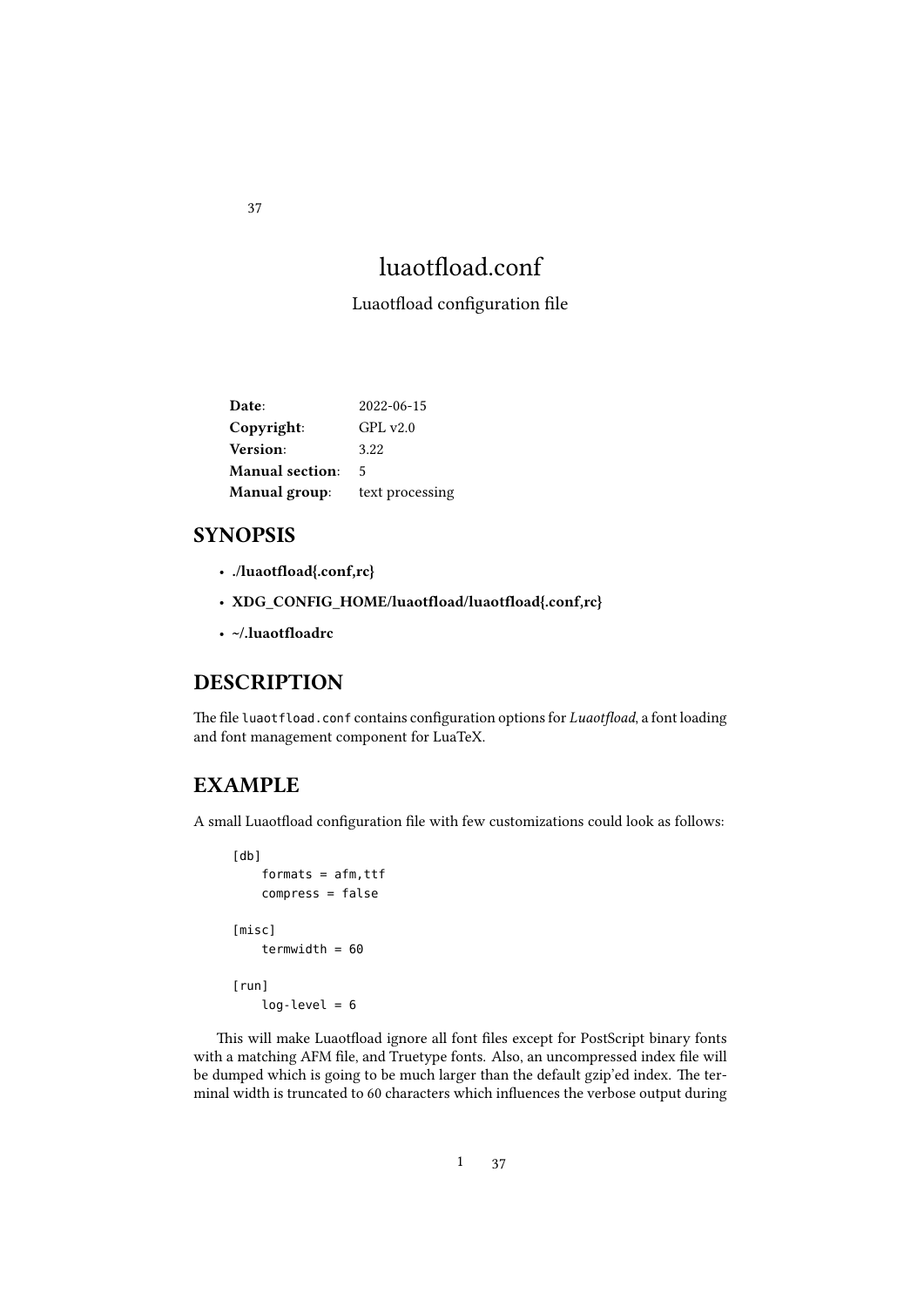# luaotfload.conf

Luaotfload configuration file

| | |
|---|---|
| **Date**: | 2022-06-15 |
| **Copyright**: | GPL v2.0 |
| **Version**: | 3.22 |
| **Manual section**: | 5 |
| **Manual group**: | text processing |

## SYNOPSIS

- **./luaotfload{.conf,rc}**
- **XDG_CONFIG_HOME/luaotfload/luaotfload{.conf,rc}**
- **~/.luaotfloadrc**

## DESCRIPTION

The file `luaotfload.conf` contains configuration options for *Luaotfload*, a font loading and font management component for LuaTeX.

## EXAMPLE

A small Luaotfload configuration file with few customizations could look as follows:

```
[db]
    formats = afm,ttf
    compress = false

[misc]
    termwidth = 60

[run]
    log-level = 6
```

This will make Luaotfload ignore all font files except for PostScript binary fonts with a matching AFM file, and Truetype fonts. Also, an uncompressed index file will be dumped which is going to be much larger than the default gzip'ed index. The terminal width is truncated to 60 characters which influences the verbose output during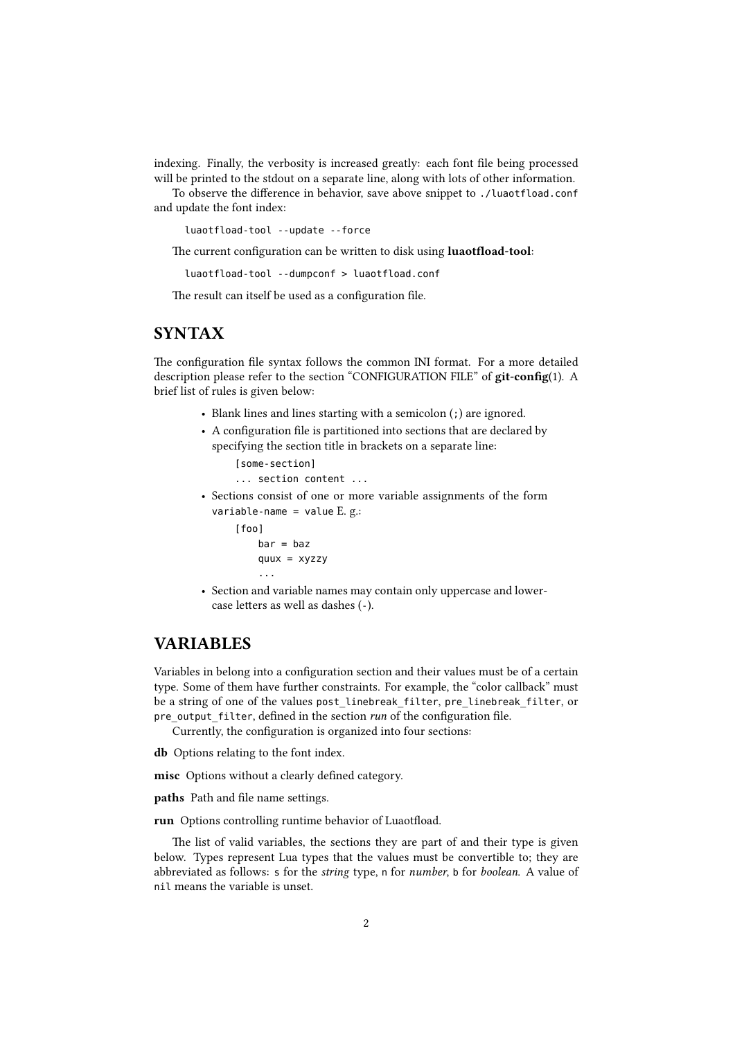indexing. Finally, the verbosity is increased greatly: each font file being processed will be printed to the stdout on a separate line, along with lots of other information.

To observe the difference in behavior, save above snippet to `./luaotfload.conf` and update the font index:

```
luaotfload-tool --update --force
```

The current configuration can be written to disk using **luaotfload-tool**:

```
luaotfload-tool --dumpconf > luaotfload.conf
```

The result can itself be used as a configuration file.

## SYNTAX

The configuration file syntax follows the common INI format. For a more detailed description please refer to the section "CONFIGURATION FILE" of **git-config**(1). A brief list of rules is given below:

- Blank lines and lines starting with a semicolon (`;`) are ignored.
- A configuration file is partitioned into sections that are declared by specifying the section title in brackets on a separate line:

  ```
  [some-section]
  ... section content ...
  ```

- Sections consist of one or more variable assignments of the form `variable-name = value` E. g.:

  ```
  [foo]
      bar = baz
      quux = xyzzy
      ...
  ```

- Section and variable names may contain only uppercase and lowercase letters as well as dashes (`-`).

## VARIABLES

Variables in belong into a configuration section and their values must be of a certain type. Some of them have further constraints. For example, the "color callback" must be a string of one of the values `post_linebreak_filter`, `pre_linebreak_filter`, or `pre_output_filter`, defined in the section *run* of the configuration file.

Currently, the configuration is organized into four sections:

**db** Options relating to the font index.

**misc** Options without a clearly defined category.

**paths** Path and file name settings.

**run** Options controlling runtime behavior of Luaotfload.

The list of valid variables, the sections they are part of and their type is given below. Types represent Lua types that the values must be convertible to; they are abbreviated as follows: `s` for the *string* type, `n` for *number*, `b` for *boolean*. A value of `nil` means the variable is unset.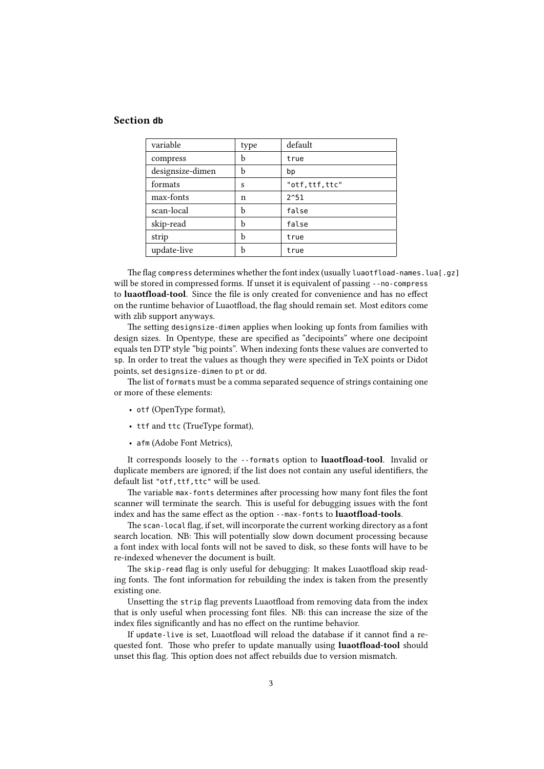## Section `db`

| variable | type | default |
|---|---|---|
| compress | b | `true` |
| designsize-dimen | b | `bp` |
| formats | s | `"otf,ttf,ttc"` |
| max-fonts | n | `2^51` |
| scan-local | b | `false` |
| skip-read | b | `false` |
| strip | b | `true` |
| update-live | b | `true` |

The flag `compress` determines whether the font index (usually `luaotfload-names.lua[.gz]` will be stored in compressed forms. If unset it is equivalent of passing `--no-compress` to **luaotfload-tool**. Since the file is only created for convenience and has no effect on the runtime behavior of Luaotfload, the flag should remain set. Most editors come with zlib support anyways.

The setting `designsize-dimen` applies when looking up fonts from families with design sizes. In Opentype, these are specified as "decipoints" where one decipoint equals ten DTP style "big points". When indexing fonts these values are converted to `sp`. In order to treat the values as though they were specified in TeX points or Didot points, set `designsize-dimen` to `pt` or `dd`.

The list of `formats` must be a comma separated sequence of strings containing one or more of these elements:

- `otf` (OpenType format),
- `ttf` and `ttc` (TrueType format),
- `afm` (Adobe Font Metrics),

It corresponds loosely to the `--formats` option to **luaotfload-tool**. Invalid or duplicate members are ignored; if the list does not contain any useful identifiers, the default list `"otf,ttf,ttc"` will be used.

The variable `max-fonts` determines after processing how many font files the font scanner will terminate the search. This is useful for debugging issues with the font index and has the same effect as the option `--max-fonts` to **luaotfload-tools**.

The `scan-local` flag, if set, will incorporate the current working directory as a font search location. NB: This will potentially slow down document processing because a font index with local fonts will not be saved to disk, so these fonts will have to be re-indexed whenever the document is built.

The `skip-read` flag is only useful for debugging: It makes Luaotfload skip reading fonts. The font information for rebuilding the index is taken from the presently existing one.

Unsetting the `strip` flag prevents Luaotfload from removing data from the index that is only useful when processing font files. NB: this can increase the size of the index files significantly and has no effect on the runtime behavior.

If `update-live` is set, Luaotfload will reload the database if it cannot find a requested font. Those who prefer to update manually using **luaotfload-tool** should unset this flag. This option does not affect rebuilds due to version mismatch.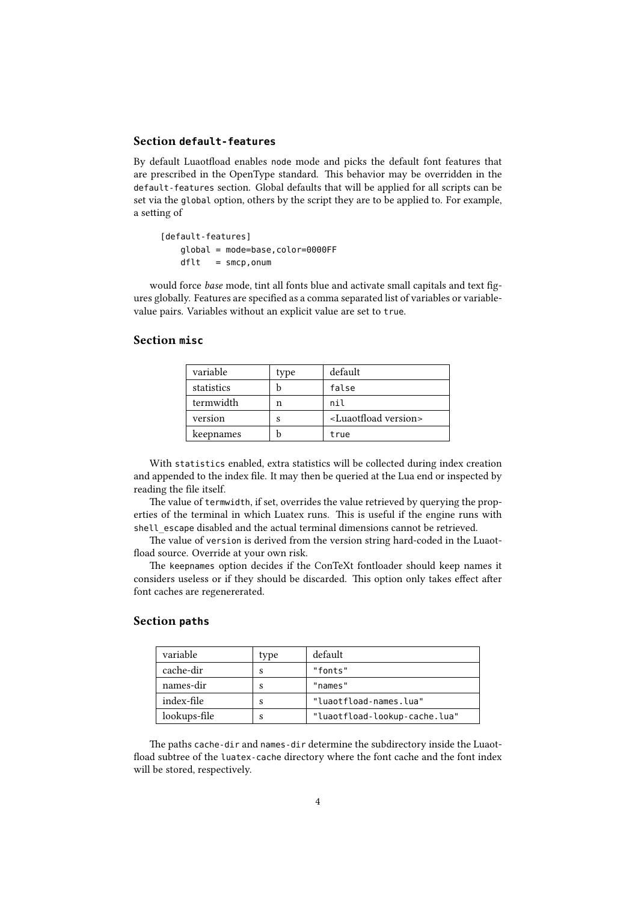### Section `default-features`

By default Luaotfload enables `node` mode and picks the default font features that are prescribed in the OpenType standard. This behavior may be overridden in the `default-features` section. Global defaults that will be applied for all scripts can be set via the `global` option, others by the script they are to be applied to. For example, a setting of

```
[default-features]
    global = mode=base,color=0000FF
    dflt   = smcp,onum
```

would force *base* mode, tint all fonts blue and activate small capitals and text figures globally. Features are specified as a comma separated list of variables or variable-value pairs. Variables without an explicit value are set to `true`.

### Section `misc`

| variable | type | default |
|---|---|---|
| statistics | b | `false` |
| termwidth | n | `nil` |
| version | s | <Luaotfload version> |
| keepnames | b | `true` |

With `statistics` enabled, extra statistics will be collected during index creation and appended to the index file. It may then be queried at the Lua end or inspected by reading the file itself.

The value of `termwidth`, if set, overrides the value retrieved by querying the properties of the terminal in which Luatex runs. This is useful if the engine runs with `shell_escape` disabled and the actual terminal dimensions cannot be retrieved.

The value of `version` is derived from the version string hard-coded in the Luaotfload source. Override at your own risk.

The `keepnames` option decides if the ConTeXt fontloader should keep names it considers useless or if they should be discarded. This option only takes effect after font caches are regenererated.

### Section `paths`

| variable | type | default |
|---|---|---|
| cache-dir | s | `"fonts"` |
| names-dir | s | `"names"` |
| index-file | s | `"luaotfload-names.lua"` |
| lookups-file | s | `"luaotfload-lookup-cache.lua"` |

The paths `cache-dir` and `names-dir` determine the subdirectory inside the Luaotfload subtree of the `luatex-cache` directory where the font cache and the font index will be stored, respectively.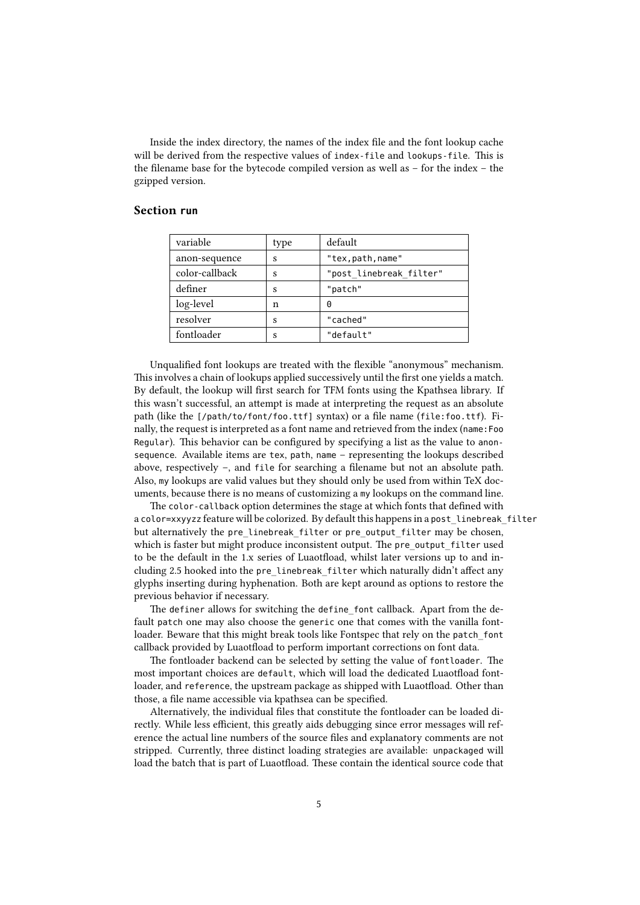Inside the index directory, the names of the index file and the font lookup cache will be derived from the respective values of `index-file` and `lookups-file`. This is the filename base for the bytecode compiled version as well as – for the index – the gzipped version.

### Section `run`

| variable | type | default |
|---|---|---|
| anon-sequence | s | `"tex,path,name"` |
| color-callback | s | `"post_linebreak_filter"` |
| definer | s | `"patch"` |
| log-level | n | `0` |
| resolver | s | `"cached"` |
| fontloader | s | `"default"` |

Unqualified font lookups are treated with the flexible "anonymous" mechanism. This involves a chain of lookups applied successively until the first one yields a match. By default, the lookup will first search for TFM fonts using the Kpathsea library. If this wasn't successful, an attempt is made at interpreting the request as an absolute path (like the `[/path/to/font/foo.ttf]` syntax) or a file name (`file:foo.ttf`). Finally, the request is interpreted as a font name and retrieved from the index (`name:Foo Regular`). This behavior can be configured by specifying a list as the value to `anon-sequence`. Available items are `tex`, `path`, `name` – representing the lookups described above, respectively –, and `file` for searching a filename but not an absolute path. Also, `my` lookups are valid values but they should only be used from within TeX documents, because there is no means of customizing a `my` lookups on the command line.

The `color-callback` option determines the stage at which fonts that defined with a `color=xxyyzz` feature will be colorized. By default this happens in a `post_linebreak_filter` but alternatively the `pre_linebreak_filter` or `pre_output_filter` may be chosen, which is faster but might produce inconsistent output. The `pre_output_filter` used to be the default in the 1.x series of Luaotfload, whilst later versions up to and including 2.5 hooked into the `pre_linebreak_filter` which naturally didn't affect any glyphs inserting during hyphenation. Both are kept around as options to restore the previous behavior if necessary.

The `definer` allows for switching the `define_font` callback. Apart from the default `patch` one may also choose the `generic` one that comes with the vanilla fontloader. Beware that this might break tools like Fontspec that rely on the `patch_font` callback provided by Luaotfload to perform important corrections on font data.

The fontloader backend can be selected by setting the value of `fontloader`. The most important choices are `default`, which will load the dedicated Luaotfload fontloader, and `reference`, the upstream package as shipped with Luaotfload. Other than those, a file name accessible via kpathsea can be specified.

Alternatively, the individual files that constitute the fontloader can be loaded directly. While less efficient, this greatly aids debugging since error messages will reference the actual line numbers of the source files and explanatory comments are not stripped. Currently, three distinct loading strategies are available: `unpackaged` will load the batch that is part of Luaotfload. These contain the identical source code that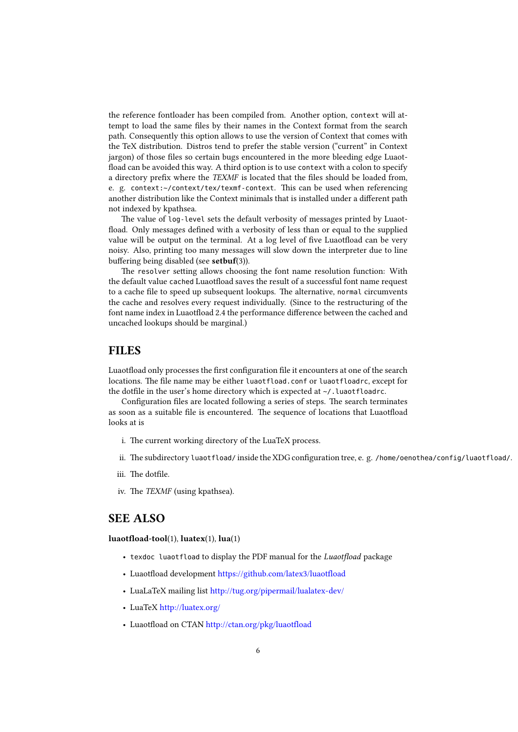the reference fontloader has been compiled from. Another option, `context` will attempt to load the same files by their names in the Context format from the search path. Consequently this option allows to use the version of Context that comes with the TeX distribution. Distros tend to prefer the stable version ("current" in Context jargon) of those files so certain bugs encountered in the more bleeding edge Luaotfload can be avoided this way. A third option is to use `context` with a colon to specify a directory prefix where the *TEXMF* is located that the files should be loaded from, e. g. `context:~/context/tex/texmf-context`. This can be used when referencing another distribution like the Context minimals that is installed under a different path not indexed by kpathsea.

The value of `log-level` sets the default verbosity of messages printed by Luaotfload. Only messages defined with a verbosity of less than or equal to the supplied value will be output on the terminal. At a log level of five Luaotfload can be very noisy. Also, printing too many messages will slow down the interpreter due to line buffering being disabled (see **setbuf**(3)).

The `resolver` setting allows choosing the font name resolution function: With the default value `cached` Luaotfload saves the result of a successful font name request to a cache file to speed up subsequent lookups. The alternative, `normal` circumvents the cache and resolves every request individually. (Since to the restructuring of the font name index in Luaotfload 2.4 the performance difference between the cached and uncached lookups should be marginal.)

## FILES

Luaotfload only processes the first configuration file it encounters at one of the search locations. The file name may be either `luaotfload.conf` or `luaotfloadrc`, except for the dotfile in the user's home directory which is expected at `~/.luaotfloadrc`.

Configuration files are located following a series of steps. The search terminates as soon as a suitable file is encountered. The sequence of locations that Luaotfload looks at is

i. The current working directory of the LuaTeX process.

ii. The subdirectory `luaotfload/` inside the XDG configuration tree, e. g. `/home/oenothea/config/luaotfload/`.

iii. The dotfile.

iv. The *TEXMF* (using kpathsea).

## SEE ALSO

**luaotfload-tool**(1), **luatex**(1), **lua**(1)

- `texdoc luaotfload` to display the PDF manual for the *Luaotfload* package
- Luaotfload development https://github.com/latex3/luaotfload
- LuaLaTeX mailing list http://tug.org/pipermail/lualatex-dev/
- LuaTeX http://luatex.org/
- Luaotfload on CTAN http://ctan.org/pkg/luaotfload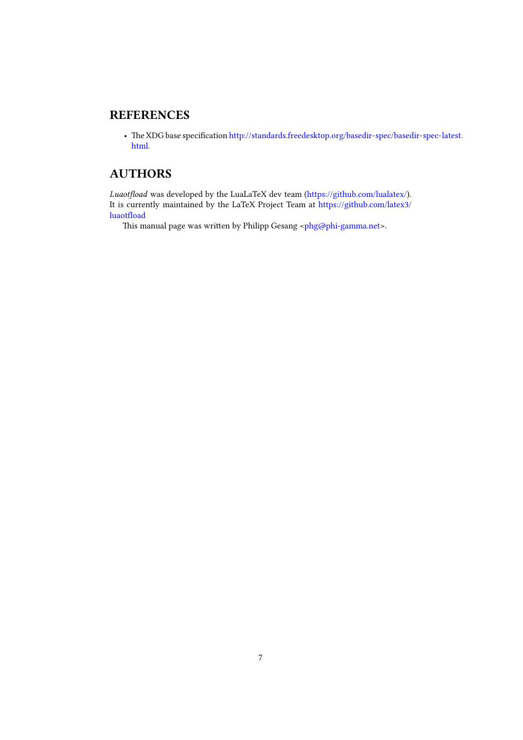## REFERENCES

- The XDG base specification http://standards.freedesktop.org/basedir-spec/basedir-spec-latest.html.

## AUTHORS

*Luaotfload* was developed by the LuaLaTeX dev team (https://github.com/lualatex/). It is currently maintained by the LaTeX Project Team at https://github.com/latex3/luaotfload

This manual page was written by Philipp Gesang <phg@phi-gamma.net>.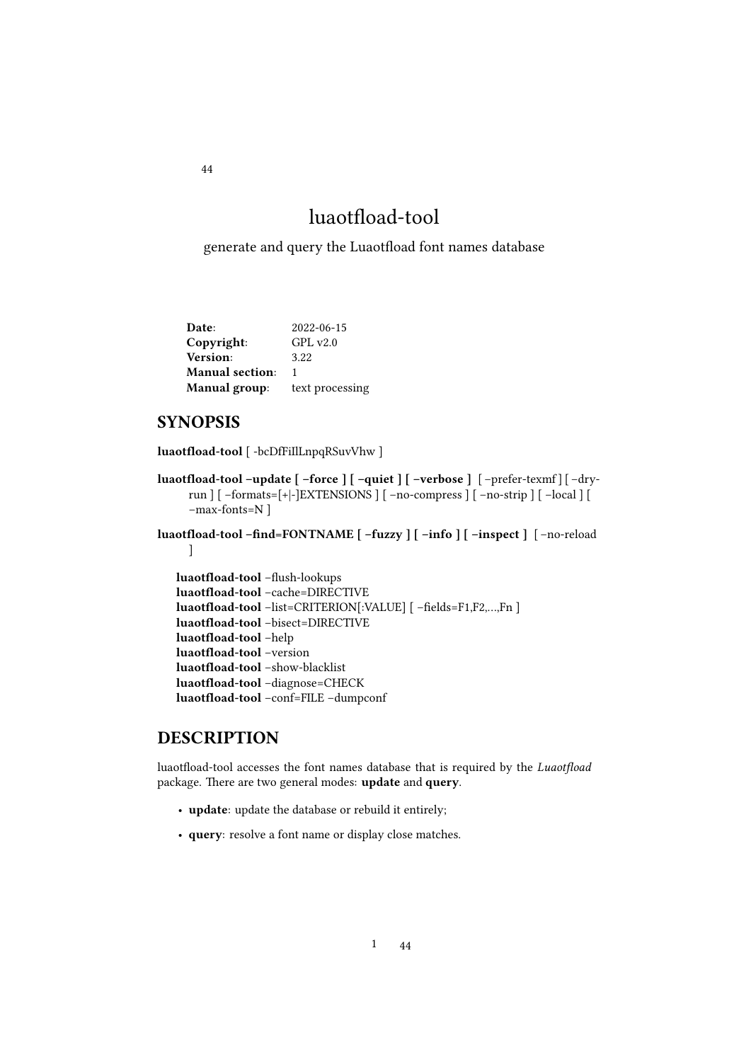# luaotfload-tool

generate and query the Luaotfload font names database

| | |
|---|---|
| **Date**: | 2022-06-15 |
| **Copyright**: | GPL v2.0 |
| **Version**: | 3.22 |
| **Manual section**: | 1 |
| **Manual group**: | text processing |

## SYNOPSIS

**luaotfload-tool** [ -bcDfFiIlLnpqRSuvVhw ]

**luaotfload-tool –update [ –force ] [ –quiet ] [ –verbose ]** [ –prefer-texmf ] [ –dry-run ] [ –formats=[+|-]EXTENSIONS ] [ –no-compress ] [ –no-strip ] [ –local ] [ –max-fonts=N ]

**luaotfload-tool –find=FONTNAME [ –fuzzy ] [ –info ] [ –inspect ]** [ –no-reload ]

**luaotfload-tool** –flush-lookups
**luaotfload-tool** –cache=DIRECTIVE
**luaotfload-tool** –list=CRITERION[:VALUE] [ –fields=F1,F2,…,Fn ]
**luaotfload-tool** –bisect=DIRECTIVE
**luaotfload-tool** –help
**luaotfload-tool** –version
**luaotfload-tool** –show-blacklist
**luaotfload-tool** –diagnose=CHECK
**luaotfload-tool** –conf=FILE –dumpconf

## DESCRIPTION

luaotfload-tool accesses the font names database that is required by the *Luaotfload* package. There are two general modes: **update** and **query**.

- **update**: update the database or rebuild it entirely;
- **query**: resolve a font name or display close matches.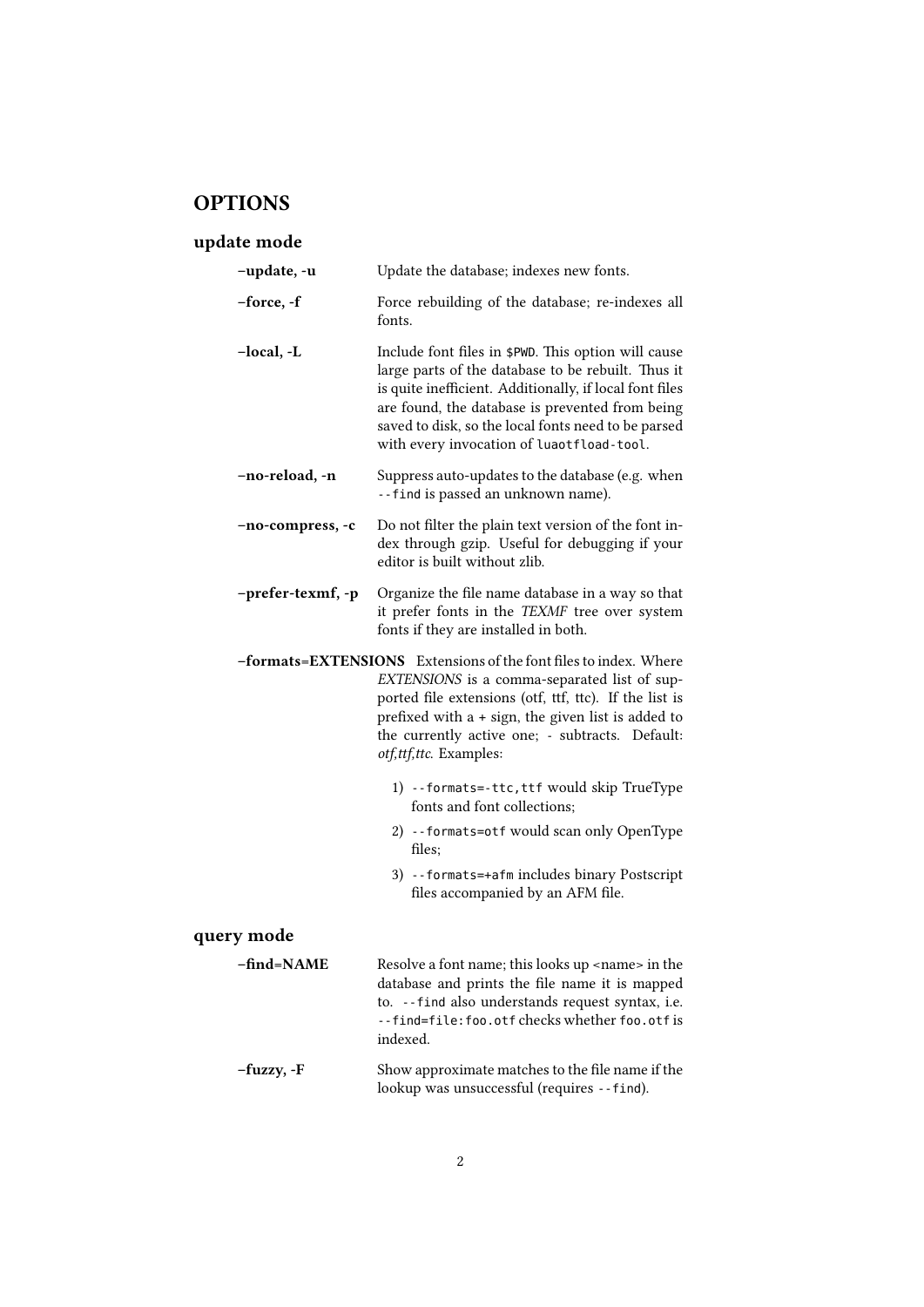## OPTIONS

### update mode

**–update, -u**
: Update the database; indexes new fonts.

**–force, -f**
: Force rebuilding of the database; re-indexes all fonts.

**–local, -L**
: Include font files in `$PWD`. This option will cause large parts of the database to be rebuilt. Thus it is quite inefficient. Additionally, if local font files are found, the database is prevented from being saved to disk, so the local fonts need to be parsed with every invocation of `luaotfload-tool`.

**–no-reload, -n**
: Suppress auto-updates to the database (e.g. when `--find` is passed an unknown name).

**–no-compress, -c**
: Do not filter the plain text version of the font index through gzip. Useful for debugging if your editor is built without zlib.

**–prefer-texmf, -p**
: Organize the file name database in a way so that it prefer fonts in the *TEXMF* tree over system fonts if they are installed in both.

**–formats=EXTENSIONS**
: Extensions of the font files to index. Where *EXTENSIONS* is a comma-separated list of supported file extensions (otf, ttf, ttc). If the list is prefixed with a + sign, the given list is added to the currently active one; - subtracts. Default: *otf,ttf,ttc*. Examples:

1) `--formats=-ttc,ttf` would skip TrueType fonts and font collections;
2) `--formats=otf` would scan only OpenType files;
3) `--formats=+afm` includes binary Postscript files accompanied by an AFM file.

### query mode

**–find=NAME**
: Resolve a font name; this looks up <name> in the database and prints the file name it is mapped to. `--find` also understands request syntax, i.e. `--find=file:foo.otf` checks whether `foo.otf` is indexed.

**–fuzzy, -F**
: Show approximate matches to the file name if the lookup was unsuccessful (requires `--find`).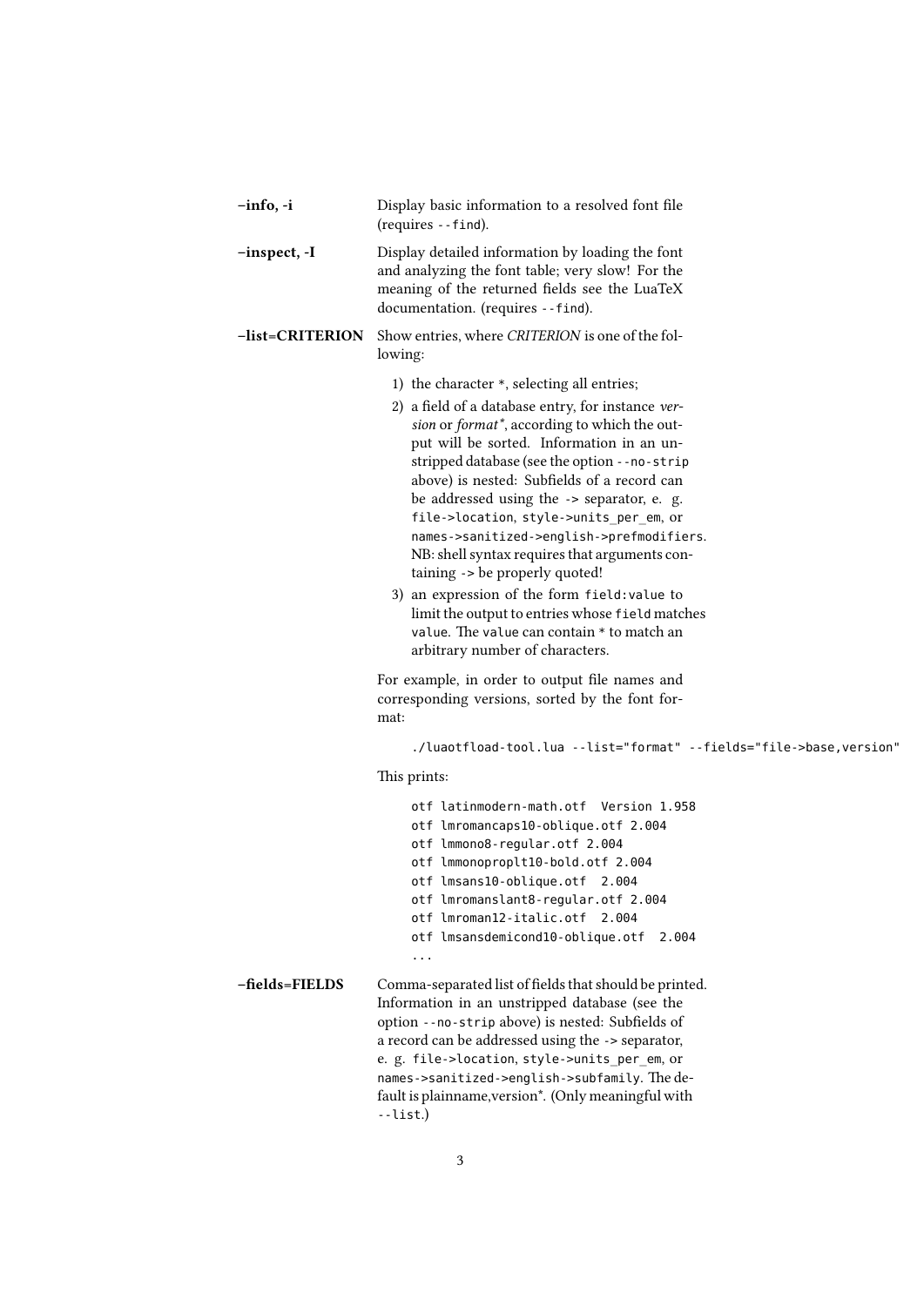**–info, -i**
Display basic information to a resolved font file (requires `--find`).

**–inspect, -I**
Display detailed information by loading the font and analyzing the font table; very slow! For the meaning of the returned fields see the LuaTeX documentation. (requires `--find`).

**–list=CRITERION**
Show entries, where *CRITERION* is one of the following:

1) the character `*`, selecting all entries;
2) a field of a database entry, for instance *version* or *format**, according to which the output will be sorted. Information in an unstripped database (see the option `--no-strip` above) is nested: Subfields of a record can be addressed using the `->` separator, e. g. `file->location`, `style->units_per_em`, or `names->sanitized->english->prefmodifiers`. NB: shell syntax requires that arguments containing `->` be properly quoted!
3) an expression of the form `field:value` to limit the output to entries whose `field` matches `value`. The `value` can contain `*` to match an arbitrary number of characters.

For example, in order to output file names and corresponding versions, sorted by the font format:

```
./luaotfload-tool.lua --list="format" --fields="file->base,version"
```

This prints:

```
otf latinmodern-math.otf  Version 1.958
otf lmromancaps10-oblique.otf 2.004
otf lmmono8-regular.otf 2.004
otf lmmonoproplt10-bold.otf 2.004
otf lmsans10-oblique.otf  2.004
otf lmromanslant8-regular.otf 2.004
otf lmroman12-italic.otf  2.004
otf lmsansdemicond10-oblique.otf  2.004
...
```

**–fields=FIELDS**
Comma-separated list of fields that should be printed. Information in an unstripped database (see the option `--no-strip` above) is nested: Subfields of a record can be addressed using the `->` separator, e. g. `file->location`, `style->units_per_em`, or `names->sanitized->english->subfamily`. The default is plainname,version*. (Only meaningful with `--list`.)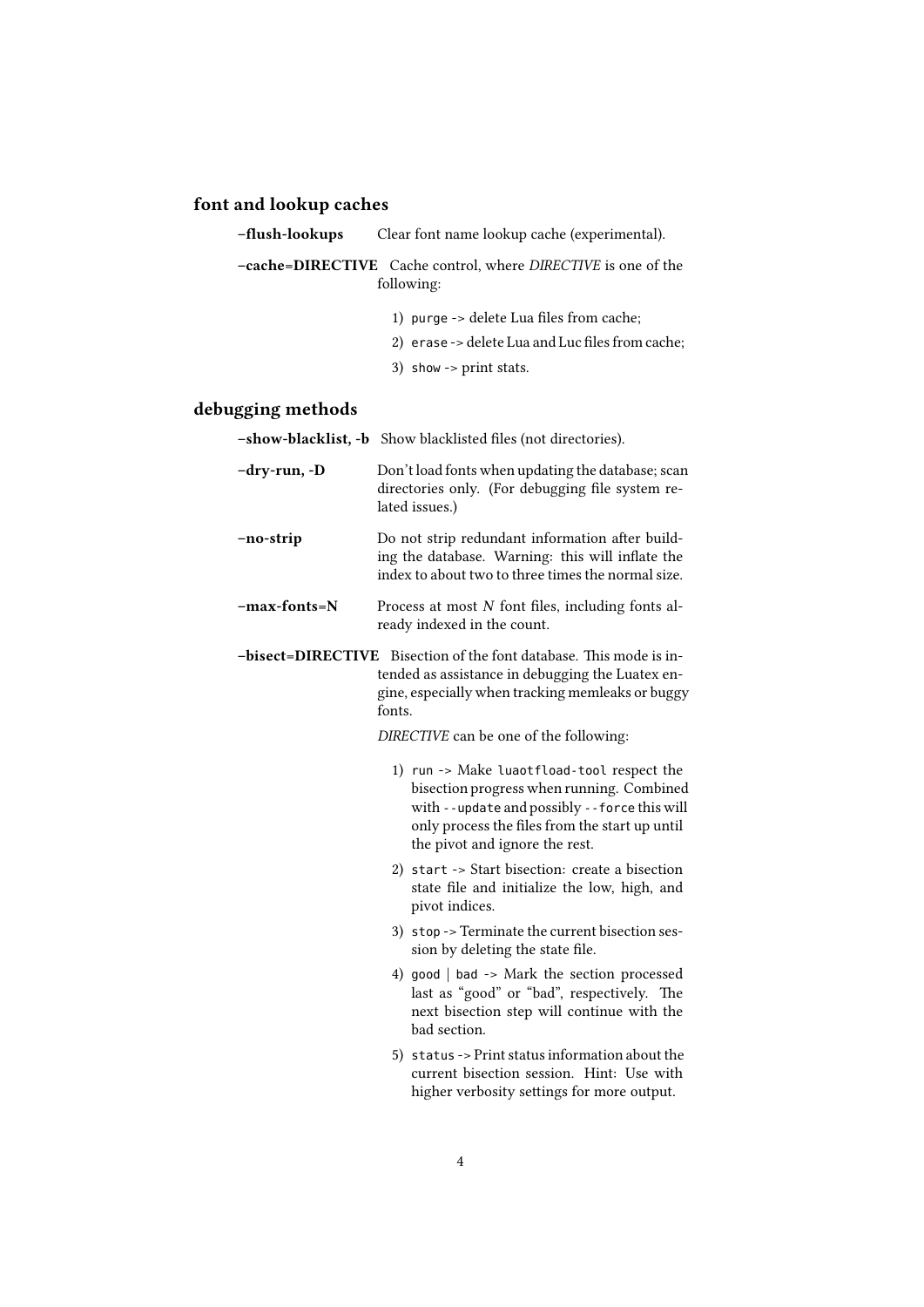## font and lookup caches

**–flush-lookups** Clear font name lookup cache (experimental).

**–cache=DIRECTIVE** Cache control, where *DIRECTIVE* is one of the following:

1) `purge` -> delete Lua files from cache;
2) `erase` -> delete Lua and Luc files from cache;
3) `show` -> print stats.

## debugging methods

**–show-blacklist, -b** Show blacklisted files (not directories).

**–dry-run, -D** Don't load fonts when updating the database; scan directories only. (For debugging file system related issues.)

**–no-strip** Do not strip redundant information after building the database. Warning: this will inflate the index to about two to three times the normal size.

**–max-fonts=N** Process at most *N* font files, including fonts already indexed in the count.

**–bisect=DIRECTIVE** Bisection of the font database. This mode is intended as assistance in debugging the Luatex engine, especially when tracking memleaks or buggy fonts.

*DIRECTIVE* can be one of the following:

1) `run` -> Make `luaotfload-tool` respect the bisection progress when running. Combined with `--update` and possibly `--force` this will only process the files from the start up until the pivot and ignore the rest.
2) `start` -> Start bisection: create a bisection state file and initialize the low, high, and pivot indices.
3) `stop` -> Terminate the current bisection session by deleting the state file.
4) `good` | `bad` -> Mark the section processed last as "good" or "bad", respectively. The next bisection step will continue with the bad section.
5) `status` -> Print status information about the current bisection session. Hint: Use with higher verbosity settings for more output.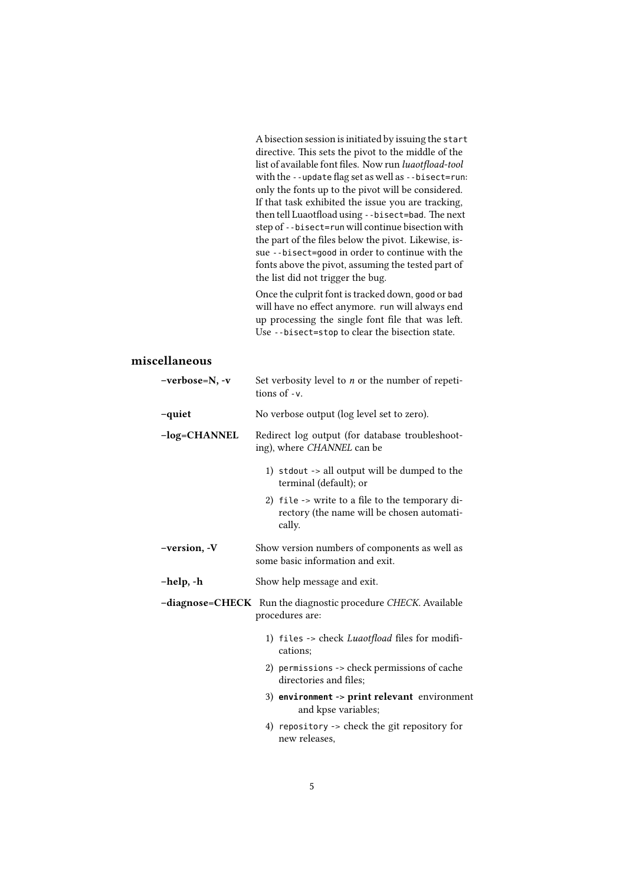A bisection session is initiated by issuing the `start` directive. This sets the pivot to the middle of the list of available font files. Now run *luaotfload-tool* with the `--update` flag set as well as `--bisect=run`: only the fonts up to the pivot will be considered. If that task exhibited the issue you are tracking, then tell Luaotfload using `--bisect=bad`. The next step of `--bisect=run` will continue bisection with the part of the files below the pivot. Likewise, issue `--bisect=good` in order to continue with the fonts above the pivot, assuming the tested part of the list did not trigger the bug.

Once the culprit font is tracked down, `good` or `bad` will have no effect anymore. `run` will always end up processing the single font file that was left. Use `--bisect=stop` to clear the bisection state.

## miscellaneous

**–verbose=N, -v**
: Set verbosity level to *n* or the number of repetitions of `-v`.

**–quiet**
: No verbose output (log level set to zero).

**–log=CHANNEL**
: Redirect log output (for database troubleshooting), where *CHANNEL* can be

1) `stdout` -> all output will be dumped to the terminal (default); or
2) `file` -> write to a file to the temporary directory (the name will be chosen automatically.

**–version, -V**
: Show version numbers of components as well as some basic information and exit.

**–help, -h**
: Show help message and exit.

**–diagnose=CHECK**
: Run the diagnostic procedure *CHECK*. Available procedures are:

1) `files` -> check *Luaotfload* files for modifications;
2) `permissions` -> check permissions of cache directories and files;
3) **`environment` -> print relevant** environment and kpse variables;
4) `repository` -> check the git repository for new releases,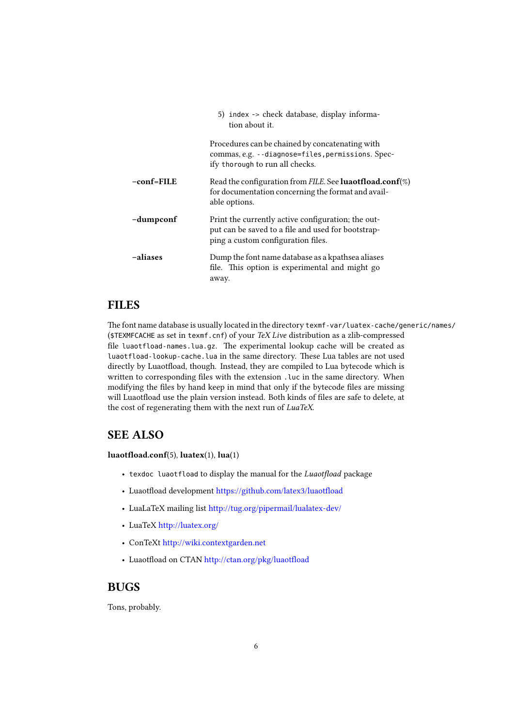5) `index` -> check database, display information about it.

Procedures can be chained by concatenating with commas, e.g. `--diagnose=files,permissions`. Specify `thorough` to run all checks.

**–conf=FILE**
: Read the configuration from *FILE*. See **luaotfload.conf**(%) for documentation concerning the format and available options.

**–dumpconf**
: Print the currently active configuration; the output can be saved to a file and used for bootstrapping a custom configuration files.

**–aliases**
: Dump the font name database as a kpathsea aliases file. This option is experimental and might go away.

## FILES

The font name database is usually located in the directory `texmf-var/luatex-cache/generic/names/` (`$TEXMFCACHE` as set in `texmf.cnf`) of your *TeX Live* distribution as a zlib-compressed file `luaotfload-names.lua.gz`. The experimental lookup cache will be created as `luaotfload-lookup-cache.lua` in the same directory. These Lua tables are not used directly by Luaotfload, though. Instead, they are compiled to Lua bytecode which is written to corresponding files with the extension `.luc` in the same directory. When modifying the files by hand keep in mind that only if the bytecode files are missing will Luaotfload use the plain version instead. Both kinds of files are safe to delete, at the cost of regenerating them with the next run of *LuaTeX*.

## SEE ALSO

**luaotfload.conf**(5), **luatex**(1), **lua**(1)

- `texdoc luaotfload` to display the manual for the *Luaotfload* package
- Luaotfload development https://github.com/latex3/luaotfload
- LuaLaTeX mailing list http://tug.org/pipermail/lualatex-dev/
- LuaTeX http://luatex.org/
- ConTeXt http://wiki.contextgarden.net
- Luaotfload on CTAN http://ctan.org/pkg/luaotfload

## BUGS

Tons, probably.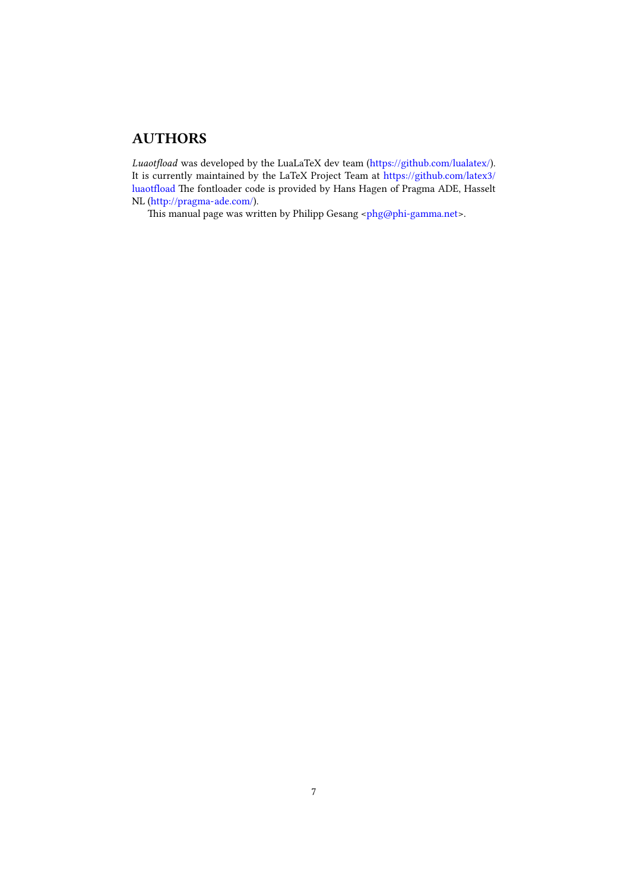# AUTHORS

*Luaotfload* was developed by the LuaLaTeX dev team (https://github.com/lualatex/). It is currently maintained by the LaTeX Project Team at https://github.com/latex3/luaotfload The fontloader code is provided by Hans Hagen of Pragma ADE, Hasselt NL (http://pragma-ade.com/).

This manual page was written by Philipp Gesang <phg@phi-gamma.net>.